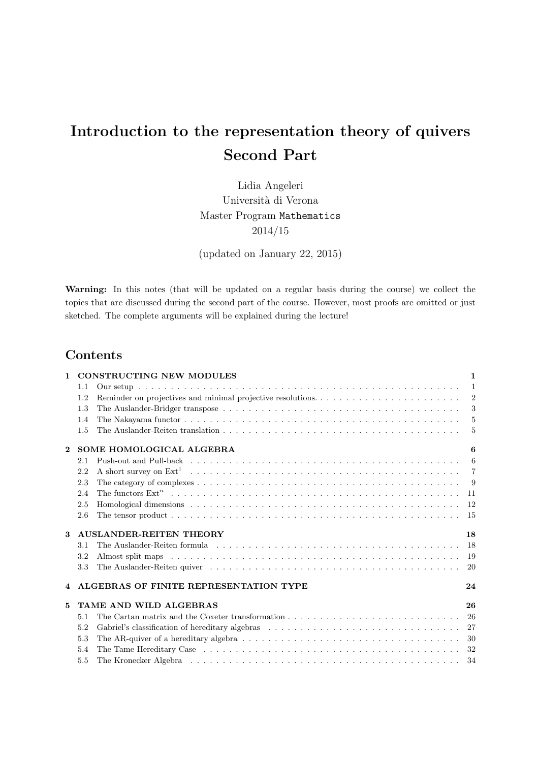# Introduction to the representation theory of quivers Second Part

Lidia Angeleri
Università di Verona
Master Program Mathematics
2014/15

(updated on January 22, 2015)

**Warning:** In this notes (that will be updated on a regular basis during the course) we collect the topics that are discussed during the second part of the course. However, most proofs are omitted or just sketched. The complete arguments will be explained during the lecture!

## Contents

**1 CONSTRUCTING NEW MODULES** — 1
- 1.1 Our setup — 1
- 1.2 Reminder on projectives and minimal projective resolutions. — 2
- 1.3 The Auslander-Bridger transpose — 3
- 1.4 The Nakayama functor — 5
- 1.5 The Auslander-Reiten translation — 5

**2 SOME HOMOLOGICAL ALGEBRA** — 6
- 2.1 Push-out and Pull-back — 6
- 2.2 A short survey on $\mathrm{Ext}^1$ — 7
- 2.3 The category of complexes — 9
- 2.4 The functors $\mathrm{Ext}^n$ — 11
- 2.5 Homological dimensions — 12
- 2.6 The tensor product — 15

**3 AUSLANDER-REITEN THEORY** — 18
- 3.1 The Auslander-Reiten formula — 18
- 3.2 Almost split maps — 19
- 3.3 The Auslander-Reiten quiver — 20

**4 ALGEBRAS OF FINITE REPRESENTATION TYPE** — 24

**5 TAME AND WILD ALGEBRAS** — 26
- 5.1 The Cartan matrix and the Coxeter transformation — 26
- 5.2 Gabriel's classification of hereditary algebras — 27
- 5.3 The AR-quiver of a hereditary algebra — 30
- 5.4 The Tame Hereditary Case — 32
- 5.5 The Kronecker Algebra — 34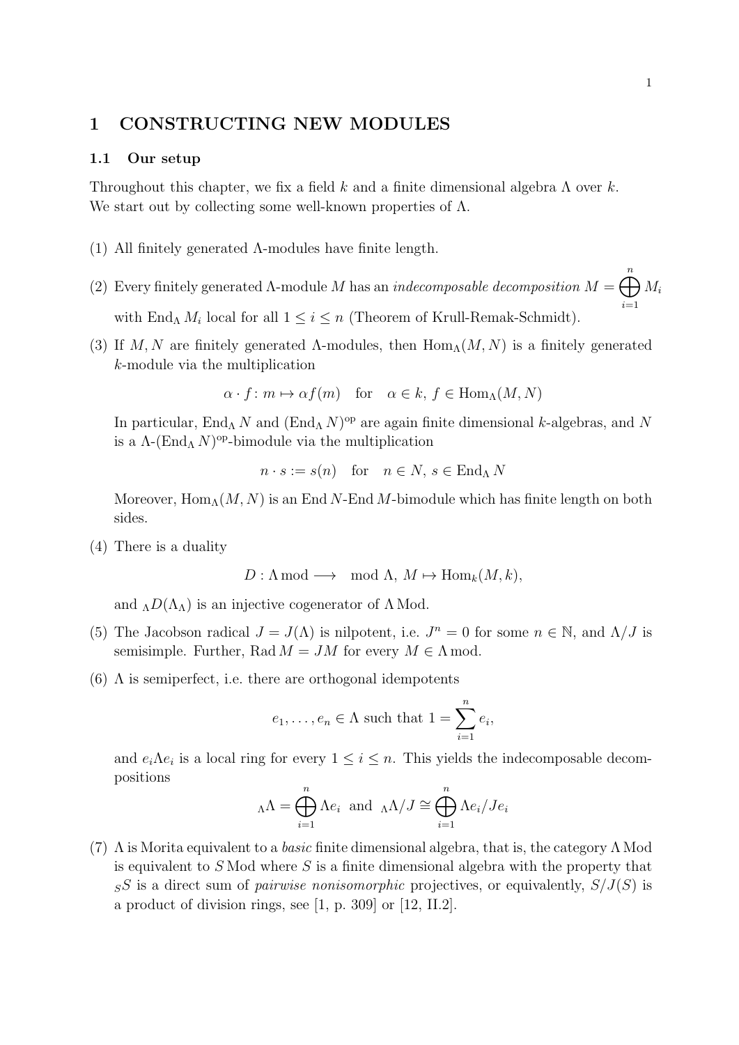# 1 CONSTRUCTING NEW MODULES

## 1.1 Our setup

Throughout this chapter, we fix a field $k$ and a finite dimensional algebra $\Lambda$ over $k$. We start out by collecting some well-known properties of $\Lambda$.

(1) All finitely generated $\Lambda$-modules have finite length.

(2) Every finitely generated $\Lambda$-module $M$ has an *indecomposable decomposition* $M = \bigoplus_{i=1}^{n} M_i$ with $\operatorname{End}_\Lambda M_i$ local for all $1 \le i \le n$ (Theorem of Krull-Remak-Schmidt).

(3) If $M, N$ are finitely generated $\Lambda$-modules, then $\operatorname{Hom}_\Lambda(M, N)$ is a finitely generated $k$-module via the multiplication

$$\alpha \cdot f \colon m \mapsto \alpha f(m) \quad \text{for} \quad \alpha \in k,\ f \in \operatorname{Hom}_\Lambda(M, N)$$

In particular, $\operatorname{End}_\Lambda N$ and $(\operatorname{End}_\Lambda N)^{\text{op}}$ are again finite dimensional $k$-algebras, and $N$ is a $\Lambda$-$(\operatorname{End}_\Lambda N)^{\text{op}}$-bimodule via the multiplication

$$n \cdot s := s(n) \quad \text{for} \quad n \in N,\ s \in \operatorname{End}_\Lambda N$$

Moreover, $\operatorname{Hom}_\Lambda(M, N)$ is an $\operatorname{End} N$-$\operatorname{End} M$-bimodule which has finite length on both sides.

(4) There is a duality

$$D : \Lambda \operatorname{mod} \longrightarrow \quad \operatorname{mod} \Lambda,\ M \mapsto \operatorname{Hom}_k(M, k),$$

and ${}_\Lambda D(\Lambda_\Lambda)$ is an injective cogenerator of $\Lambda \operatorname{Mod}$.

(5) The Jacobson radical $J = J(\Lambda)$ is nilpotent, i.e. $J^n = 0$ for some $n \in \mathbb{N}$, and $\Lambda/J$ is semisimple. Further, $\operatorname{Rad} M = JM$ for every $M \in \Lambda \operatorname{mod}$.

(6) $\Lambda$ is semiperfect, i.e. there are orthogonal idempotents

$$e_1, \dots, e_n \in \Lambda \text{ such that } 1 = \sum_{i=1}^{n} e_i,$$

and $e_i \Lambda e_i$ is a local ring for every $1 \le i \le n$. This yields the indecomposable decompositions

$${}_\Lambda\Lambda = \bigoplus_{i=1}^{n} \Lambda e_i \ \text{ and } \ {}_\Lambda\Lambda/J \cong \bigoplus_{i=1}^{n} \Lambda e_i/Je_i$$

(7) $\Lambda$ is Morita equivalent to a *basic* finite dimensional algebra, that is, the category $\Lambda \operatorname{Mod}$ is equivalent to $S \operatorname{Mod}$ where $S$ is a finite dimensional algebra with the property that ${}_S S$ is a direct sum of *pairwise nonisomorphic* projectives, or equivalently, $S/J(S)$ is a product of division rings, see [1, p. 309] or [12, II.2].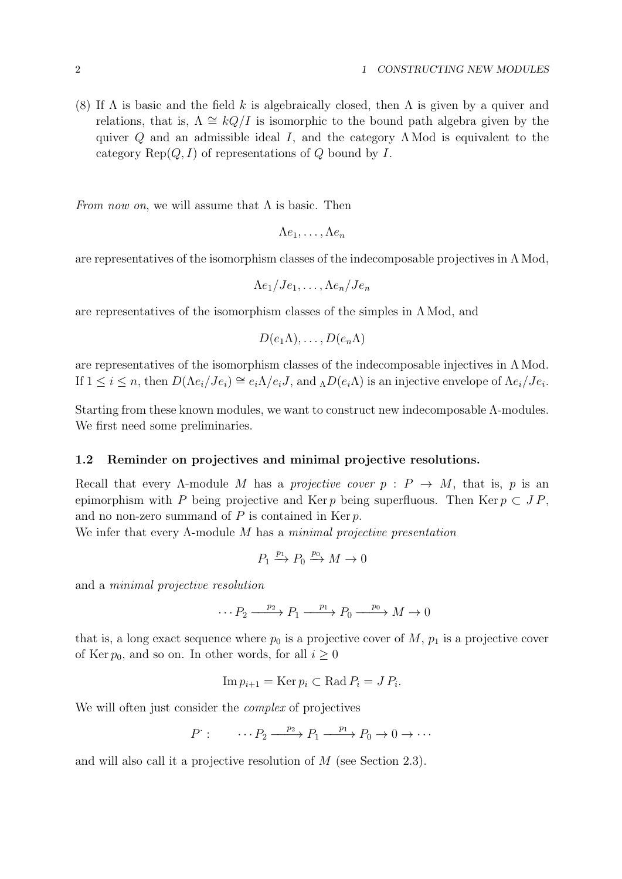(8) If $\Lambda$ is basic and the field $k$ is algebraically closed, then $\Lambda$ is given by a quiver and relations, that is, $\Lambda \cong kQ/I$ is isomorphic to the bound path algebra given by the quiver $Q$ and an admissible ideal $I$, and the category $\Lambda\,\mathrm{Mod}$ is equivalent to the category $\mathrm{Rep}(Q, I)$ of representations of $Q$ bound by $I$.

*From now on*, we will assume that $\Lambda$ is basic. Then

$$\Lambda e_1, \ldots, \Lambda e_n$$

are representatives of the isomorphism classes of the indecomposable projectives in $\Lambda\,\mathrm{Mod}$,

$$\Lambda e_1/Je_1, \ldots, \Lambda e_n/Je_n$$

are representatives of the isomorphism classes of the simples in $\Lambda\,\mathrm{Mod}$, and

$$D(e_1\Lambda), \ldots, D(e_n\Lambda)$$

are representatives of the isomorphism classes of the indecomposable injectives in $\Lambda\,\mathrm{Mod}$. If $1 \leq i \leq n$, then $D(\Lambda e_i/Je_i) \cong e_i\Lambda/e_iJ$, and ${}_\Lambda D(e_i\Lambda)$ is an injective envelope of $\Lambda e_i/Je_i$.

Starting from these known modules, we want to construct new indecomposable $\Lambda$-modules. We first need some preliminaries.

### 1.2 Reminder on projectives and minimal projective resolutions.

Recall that every $\Lambda$-module $M$ has a *projective cover* $p : P \to M$, that is, $p$ is an epimorphism with $P$ being projective and $\mathrm{Ker}\, p$ being superfluous. Then $\mathrm{Ker}\, p \subset J\,P$, and no non-zero summand of $P$ is contained in $\mathrm{Ker}\, p$.

We infer that every $\Lambda$-module $M$ has a *minimal projective presentation*

$$P_1 \xrightarrow{p_1} P_0 \xrightarrow{p_0} M \to 0$$

and a *minimal projective resolution*

$$\cdots P_2 \xrightarrow{p_2} P_1 \xrightarrow{p_1} P_0 \xrightarrow{p_0} M \to 0$$

that is, a long exact sequence where $p_0$ is a projective cover of $M$, $p_1$ is a projective cover of $\mathrm{Ker}\, p_0$, and so on. In other words, for all $i \geq 0$

$$\mathrm{Im}\, p_{i+1} = \mathrm{Ker}\, p_i \subset \mathrm{Rad}\, P_i = J\,P_i.$$

We will often just consider the *complex* of projectives

$$P^{\cdot} : \qquad \cdots P_2 \xrightarrow{p_2} P_1 \xrightarrow{p_1} P_0 \to 0 \to \cdots$$

and will also call it a projective resolution of $M$ (see Section 2.3).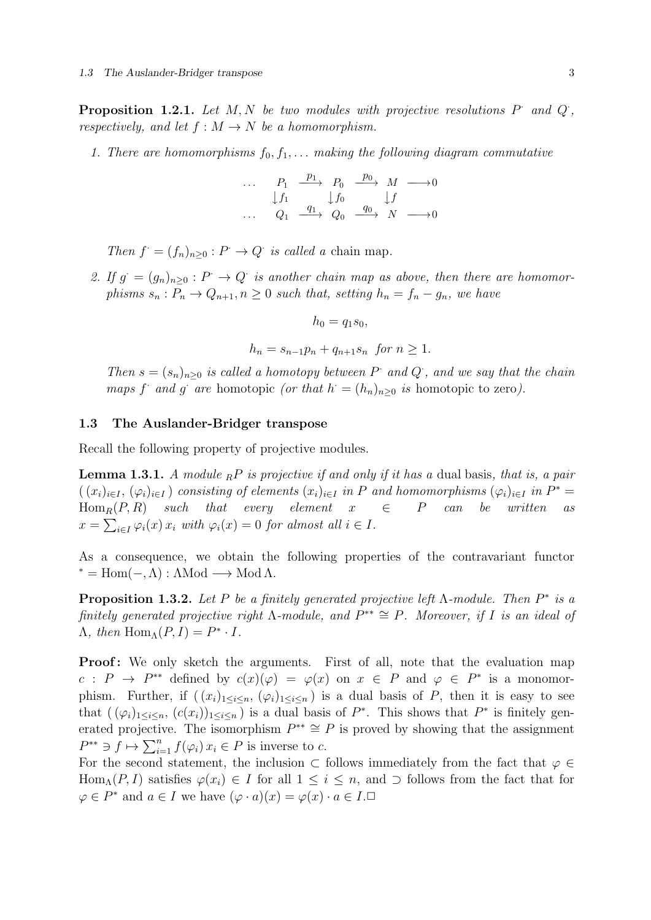**Proposition 1.2.1.** *Let $M, N$ be two modules with projective resolutions $P^{\cdot}$ and $Q^{\cdot}$, respectively, and let $f : M \to N$ be a homomorphism.*

1. *There are homomorphisms $f_0, f_1, \ldots$ making the following diagram commutative*

$$\begin{array}{ccccccc} \ldots & P_1 & \xrightarrow{p_1} & P_0 & \xrightarrow{p_0} & M & \longrightarrow 0 \\ & \downarrow f_1 & & \downarrow f_0 & & \downarrow f & \\ \ldots & Q_1 & \xrightarrow{q_1} & Q_0 & \xrightarrow{q_0} & N & \longrightarrow 0 \end{array}$$

   *Then $f^{\cdot} = (f_n)_{n\geq 0} : P^{\cdot} \to Q^{\cdot}$ is called a* chain map.

2. *If $g^{\cdot} = (g_n)_{n\geq 0} : P^{\cdot} \to Q^{\cdot}$ is another chain map as above, then there are homomorphisms $s_n : P_n \to Q_{n+1}, n \geq 0$ such that, setting $h_n = f_n - g_n$, we have*

$$h_0 = q_1 s_0,$$

$$h_n = s_{n-1} p_n + q_{n+1} s_n \quad \text{for } n \geq 1.$$

   *Then $s = (s_n)_{n\geq 0}$ is called a homotopy between $P^{\cdot}$ and $Q^{\cdot}$, and we say that the chain maps $f^{\cdot}$ and $g^{\cdot}$ are* homotopic *(or that $h^{\cdot} = (h_n)_{n\geq 0}$ is* homotopic to zero*).*

### 1.3 The Auslander-Bridger transpose

Recall the following property of projective modules.

**Lemma 1.3.1.** *A module ${}_RP$ is projective if and only if it has a* dual basis*, that is, a pair $(\,(x_i)_{i\in I},\,(\varphi_i)_{i\in I}\,)$ consisting of elements $(x_i)_{i\in I}$ in $P$ and homomorphisms $(\varphi_i)_{i\in I}$ in $P^* = \mathrm{Hom}_R(P, R)$ such that every element $x \in P$ can be written as $x = \sum_{i\in I} \varphi_i(x)\, x_i$ with $\varphi_i(x) = 0$ for almost all $i \in I$.*

As a consequence, we obtain the following properties of the contravariant functor ${}^* = \mathrm{Hom}(-, \Lambda) : \Lambda\mathrm{Mod} \longrightarrow \mathrm{Mod}\,\Lambda$.

**Proposition 1.3.2.** *Let $P$ be a finitely generated projective left $\Lambda$-module. Then $P^*$ is a finitely generated projective right $\Lambda$-module, and $P^{**} \cong P$. Moreover, if $I$ is an ideal of $\Lambda$, then $\mathrm{Hom}_\Lambda(P, I) = P^* \cdot I$.*

**Proof:** We only sketch the arguments. First of all, note that the evaluation map $c : P \to P^{**}$ defined by $c(x)(\varphi) = \varphi(x)$ on $x \in P$ and $\varphi \in P^*$ is a monomorphism. Further, if $(\,(x_i)_{1\leq i\leq n},\,(\varphi_i)_{1\leq i\leq n}\,)$ is a dual basis of $P$, then it is easy to see that $(\,(\varphi_i)_{1\leq i\leq n},\,(c(x_i))_{1\leq i\leq n}\,)$ is a dual basis of $P^*$. This shows that $P^*$ is finitely generated projective. The isomorphism $P^{**} \cong P$ is proved by showing that the assignment $P^{**} \ni f \mapsto \sum_{i=1}^n f(\varphi_i)\, x_i \in P$ is inverse to $c$.
For the second statement, the inclusion $\subset$ follows immediately from the fact that $\varphi \in \mathrm{Hom}_\Lambda(P, I)$ satisfies $\varphi(x_i) \in I$ for all $1 \leq i \leq n$, and $\supset$ follows from the fact that for $\varphi \in P^*$ and $a \in I$ we have $(\varphi \cdot a)(x) = \varphi(x) \cdot a \in I$.□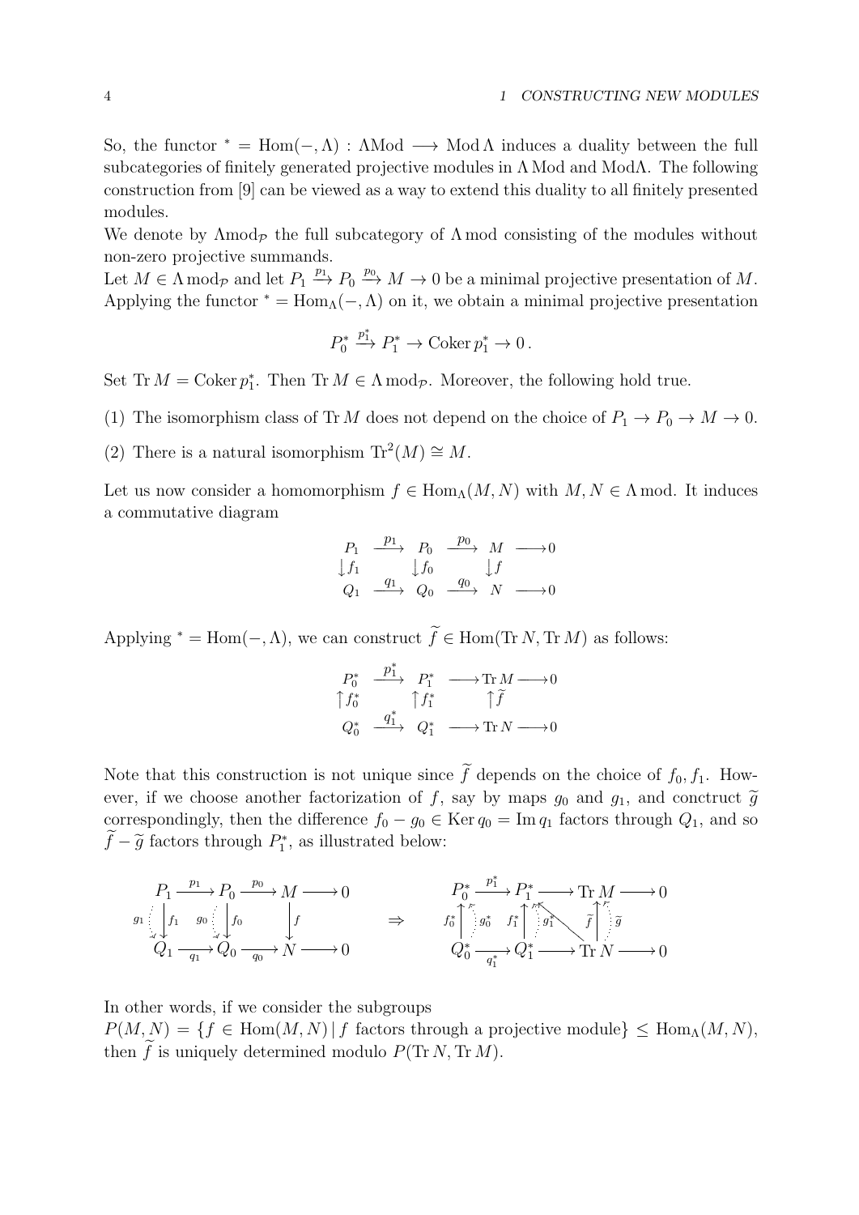So, the functor ${}^* = \mathrm{Hom}(-,\Lambda) : \Lambda\mathrm{Mod} \longrightarrow \mathrm{Mod}\,\Lambda$ induces a duality between the full subcategories of finitely generated projective modules in $\Lambda\,\mathrm{Mod}$ and $\mathrm{Mod}\Lambda$. The following construction from [9] can be viewed as a way to extend this duality to all finitely presented modules.

We denote by $\Lambda\mathrm{mod}_{\mathcal{P}}$ the full subcategory of $\Lambda\,\mathrm{mod}$ consisting of the modules without non-zero projective summands.

Let $M \in \Lambda\,\mathrm{mod}_{\mathcal{P}}$ and let $P_1 \xrightarrow{p_1} P_0 \xrightarrow{p_0} M \to 0$ be a minimal projective presentation of $M$. Applying the functor ${}^* = \mathrm{Hom}_\Lambda(-,\Lambda)$ on it, we obtain a minimal projective presentation

$$P_0^* \xrightarrow{p_1^*} P_1^* \to \mathrm{Coker}\, p_1^* \to 0\,.$$

Set $\mathrm{Tr}\, M = \mathrm{Coker}\, p_1^*$. Then $\mathrm{Tr}\, M \in \Lambda\,\mathrm{mod}_{\mathcal{P}}$. Moreover, the following hold true.

(1) The isomorphism class of $\mathrm{Tr}\, M$ does not depend on the choice of $P_1 \to P_0 \to M \to 0$.

(2) There is a natural isomorphism $\mathrm{Tr}^2(M) \cong M$.

Let us now consider a homomorphism $f \in \mathrm{Hom}_\Lambda(M,N)$ with $M, N \in \Lambda\,\mathrm{mod}$. It induces a commutative diagram

$$\begin{array}{ccccccc} P_1 & \xrightarrow{p_1} & P_0 & \xrightarrow{p_0} & M & \longrightarrow & 0 \\ \downarrow f_1 & & \downarrow f_0 & & \downarrow f & & \\ Q_1 & \xrightarrow{q_1} & Q_0 & \xrightarrow{q_0} & N & \longrightarrow & 0 \end{array}$$

Applying ${}^* = \mathrm{Hom}(-,\Lambda)$, we can construct $\widetilde{f} \in \mathrm{Hom}(\mathrm{Tr}\, N, \mathrm{Tr}\, M)$ as follows:

$$\begin{array}{ccccccc} P_0^* & \xrightarrow{p_1^*} & P_1^* & \longrightarrow & \mathrm{Tr}\, M & \longrightarrow & 0 \\ \uparrow f_0^* & & \uparrow f_1^* & & \uparrow \widetilde{f} & & \\ Q_0^* & \xrightarrow{q_1^*} & Q_1^* & \longrightarrow & \mathrm{Tr}\, N & \longrightarrow & 0 \end{array}$$

Note that this construction is not unique since $\widetilde{f}$ depends on the choice of $f_0, f_1$. However, if we choose another factorization of $f$, say by maps $g_0$ and $g_1$, and conctruct $\widetilde{g}$ correspondingly, then the difference $f_0 - g_0 \in \mathrm{Ker}\, q_0 = \mathrm{Im}\, q_1$ factors through $Q_1$, and so $\widetilde{f} - \widetilde{g}$ factors through $P_1^*$, as illustrated below:

$$\begin{array}{ccccccc} P_1 & \xrightarrow{p_1} & P_0 & \xrightarrow{p_0} & M & \longrightarrow & 0 \\ g_1 \vdots \downarrow f_1 & & g_0 \vdots \downarrow f_0 & & \downarrow f & & \\ Q_1 & \xrightarrow{q_1} & Q_0 & \xrightarrow{q_0} & N & \longrightarrow & 0 \end{array} \quad \Rightarrow \quad \begin{array}{ccccccc} P_0^* & \xrightarrow{p_1^*} & P_1^* & \longrightarrow & \mathrm{Tr}\, M & \longrightarrow & 0 \\ f_0^* \uparrow \vdots g_0^* & & f_1^* \uparrow \vdots g_1^* & \nwarrow & \widetilde{f} \uparrow \vdots \widetilde{g} & & \\ Q_0^* & \xrightarrow{q_1^*} & Q_1^* & \longrightarrow & \mathrm{Tr}\, N & \longrightarrow & 0 \end{array}$$

In other words, if we consider the subgroups

$P(M,N) = \{f \in \mathrm{Hom}(M,N) \mid f \text{ factors through a projective module}\} \leq \mathrm{Hom}_\Lambda(M,N)$, then $\widetilde{f}$ is uniquely determined modulo $P(\mathrm{Tr}\, N, \mathrm{Tr}\, M)$.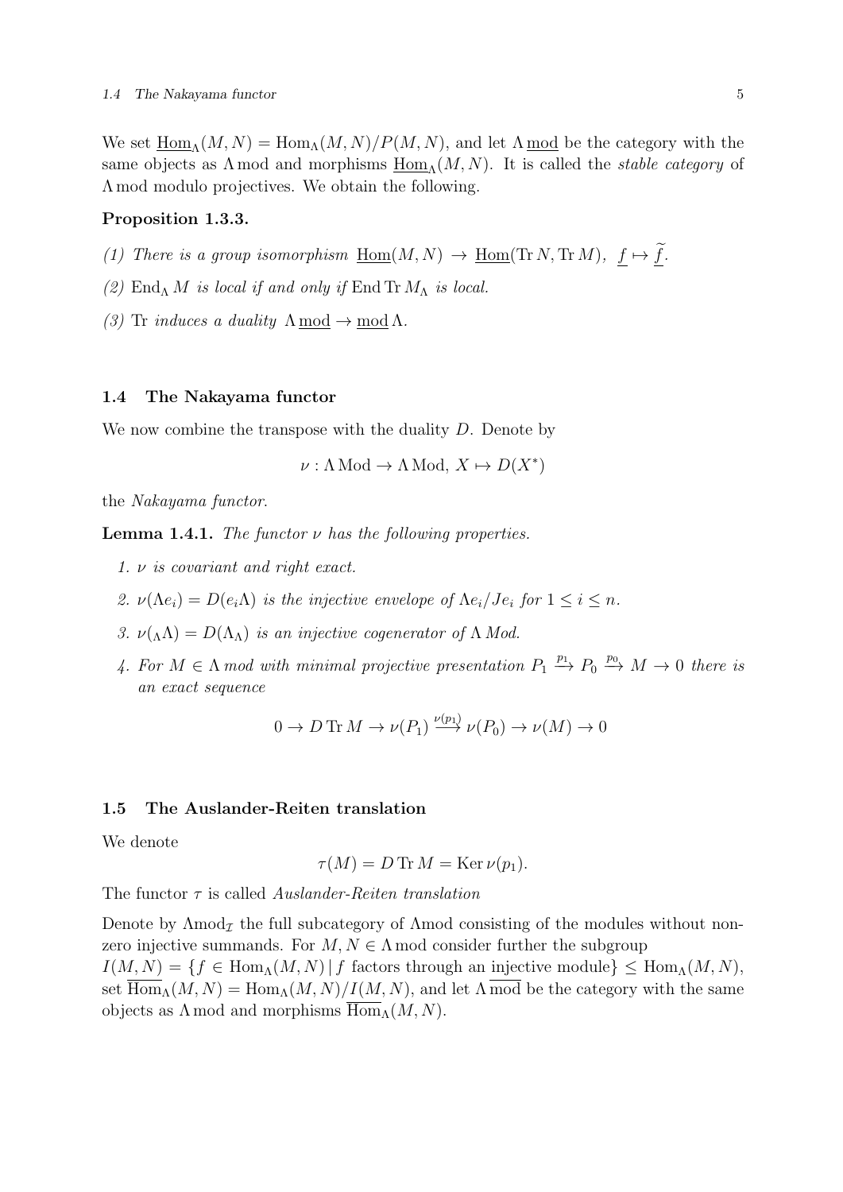We set $\underline{\mathrm{Hom}}_\Lambda(M,N) = \mathrm{Hom}_\Lambda(M,N)/P(M,N)$, and let $\Lambda\,\underline{\mathrm{mod}}$ be the category with the same objects as $\Lambda\,\mathrm{mod}$ and morphisms $\underline{\mathrm{Hom}}_\Lambda(M,N)$. It is called the *stable category* of $\Lambda\,\mathrm{mod}$ modulo projectives. We obtain the following.

**Proposition 1.3.3.**

*(1) There is a group isomorphism* $\underline{\mathrm{Hom}}(M,N) \to \underline{\mathrm{Hom}}(\mathrm{Tr}\,N, \mathrm{Tr}\,M)$, $\underline{f} \mapsto \underline{\widetilde{f}}$.

*(2)* $\mathrm{End}_\Lambda M$ *is local if and only if* $\mathrm{End}\,\mathrm{Tr}\,M_\Lambda$ *is local.*

*(3)* $\mathrm{Tr}$ *induces a duality* $\Lambda\,\underline{\mathrm{mod}} \to \underline{\mathrm{mod}}\,\Lambda$.

## 1.4 The Nakayama functor

We now combine the transpose with the duality $D$. Denote by

$$\nu : \Lambda\,\mathrm{Mod} \to \Lambda\,\mathrm{Mod},\ X \mapsto D(X^*)$$

the *Nakayama functor*.

**Lemma 1.4.1.** *The functor $\nu$ has the following properties.*

1. *$\nu$ is covariant and right exact.*
2. *$\nu(\Lambda e_i) = D(e_i\Lambda)$ is the injective envelope of $\Lambda e_i/Je_i$ for $1 \le i \le n$.*
3. *$\nu({}_\Lambda\Lambda) = D(\Lambda_\Lambda)$ is an injective cogenerator of $\Lambda$ Mod.*
4. *For $M \in \Lambda$ mod with minimal projective presentation $P_1 \xrightarrow{p_1} P_0 \xrightarrow{p_0} M \to 0$ there is an exact sequence*

$$0 \to D\,\mathrm{Tr}\,M \to \nu(P_1) \xrightarrow{\nu(p_1)} \nu(P_0) \to \nu(M) \to 0$$

## 1.5 The Auslander-Reiten translation

We denote

$$\tau(M) = D\,\mathrm{Tr}\,M = \mathrm{Ker}\,\nu(p_1).$$

The functor $\tau$ is called *Auslander-Reiten translation*

Denote by $\Lambda\mathrm{mod}_{\mathcal{I}}$ the full subcategory of $\Lambda$mod consisting of the modules without non-zero injective summands. For $M, N \in \Lambda\,\mathrm{mod}$ consider further the subgroup
$I(M,N) = \{f \in \mathrm{Hom}_\Lambda(M,N) \mid f \text{ factors through an injective module}\} \le \mathrm{Hom}_\Lambda(M,N)$, set $\overline{\mathrm{Hom}}_\Lambda(M,N) = \mathrm{Hom}_\Lambda(M,N)/I(M,N)$, and let $\Lambda\,\overline{\mathrm{mod}}$ be the category with the same objects as $\Lambda\,\mathrm{mod}$ and morphisms $\overline{\mathrm{Hom}}_\Lambda(M,N)$.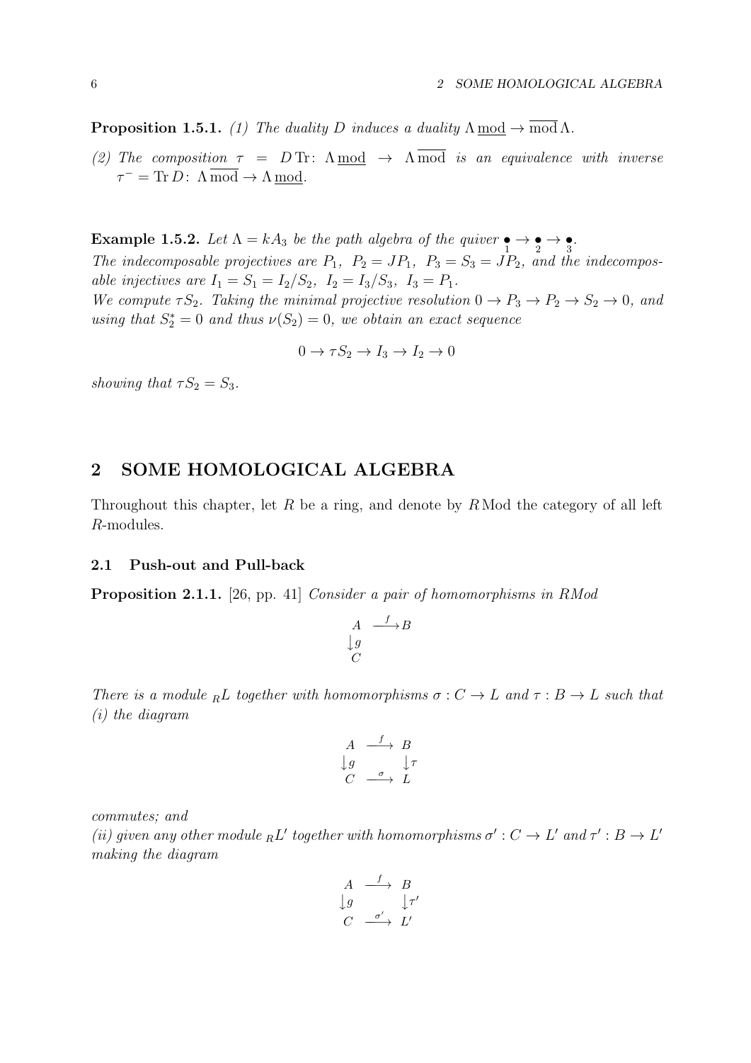**Proposition 1.5.1.** *(1) The duality $D$ induces a duality $\Lambda\,\underline{\text{mod}} \to \overline{\text{mod}}\,\Lambda$.*

*(2) The composition $\tau = D\,\text{Tr}\colon \Lambda\,\underline{\text{mod}} \to \Lambda\,\overline{\text{mod}}$ is an equivalence with inverse $\tau^- = \text{Tr}\,D\colon \Lambda\,\overline{\text{mod}} \to \Lambda\,\underline{\text{mod}}$.*

**Example 1.5.2.** *Let $\Lambda = kA_3$ be the path algebra of the quiver $\underset{1}{\bullet} \to \underset{2}{\bullet} \to \underset{3}{\bullet}$.*
*The indecomposable projectives are $P_1,\ P_2 = JP_1,\ P_3 = S_3 = JP_2$, and the indecomposable injectives are $I_1 = S_1 = I_2/S_2,\ I_2 = I_3/S_3,\ I_3 = P_1$.*
*We compute $\tau S_2$. Taking the minimal projective resolution $0 \to P_3 \to P_2 \to S_2 \to 0$, and using that $S_2^* = 0$ and thus $\nu(S_2) = 0$, we obtain an exact sequence*

$$0 \to \tau S_2 \to I_3 \to I_2 \to 0$$

*showing that $\tau S_2 = S_3$.*

# 2 SOME HOMOLOGICAL ALGEBRA

Throughout this chapter, let $R$ be a ring, and denote by $R\,\text{Mod}$ the category of all left $R$-modules.

## 2.1 Push-out and Pull-back

**Proposition 2.1.1.** [26, pp. 41] *Consider a pair of homomorphisms in $RMod$*

$$\begin{array}{ccc} A & \xrightarrow{f} & B \\ \downarrow g & & \\ C & & \end{array}$$

*There is a module ${}_RL$ together with homomorphisms $\sigma : C \to L$ and $\tau : B \to L$ such that (i) the diagram*

$$\begin{array}{ccc} A & \xrightarrow{f} & B \\ \downarrow g & & \downarrow \tau \\ C & \xrightarrow{\sigma} & L \end{array}$$

*commutes; and*
*(ii) given any other module ${}_RL'$ together with homomorphisms $\sigma' : C \to L'$ and $\tau' : B \to L'$ making the diagram*

$$\begin{array}{ccc} A & \xrightarrow{f} & B \\ \downarrow g & & \downarrow \tau' \\ C & \xrightarrow{\sigma'} & L' \end{array}$$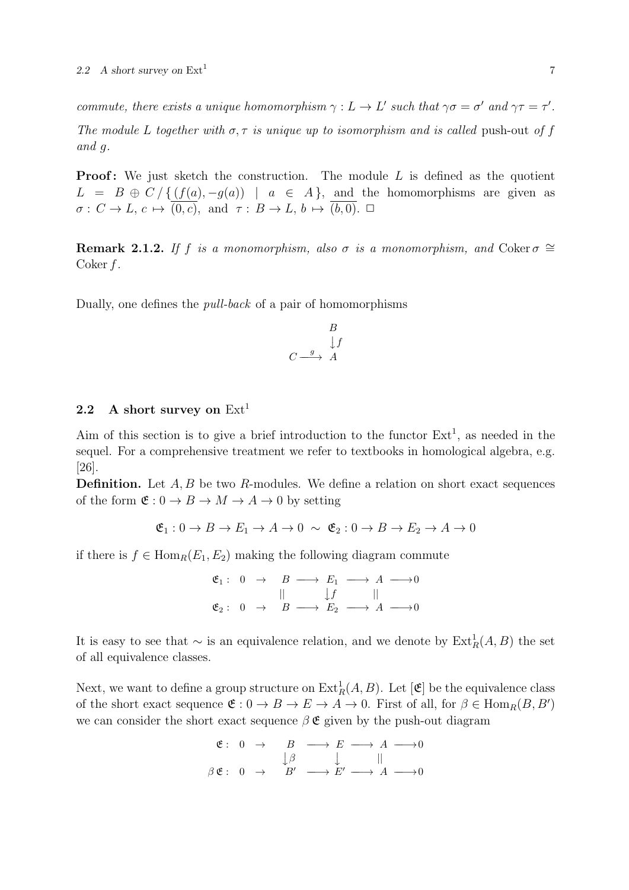*commute, there exists a unique homomorphism $\gamma : L \to L'$ such that $\gamma\sigma = \sigma'$ and $\gamma\tau = \tau'$. The module $L$ together with $\sigma, \tau$ is unique up to isomorphism and is called* push-out *of $f$ and $g$.*

**Proof:** We just sketch the construction. The module $L$ is defined as the quotient $L = B \oplus C \,/\, \{\, (f(a), -g(a)) \mid a \in A\}$, and the homomorphisms are given as $\sigma : C \to L,\ c \mapsto \overline{(0,c)}$, and $\tau : B \to L,\ b \mapsto \overline{(b,0)}$. □

**Remark 2.1.2.** *If $f$ is a monomorphism, also $\sigma$ is a monomorphism, and $\operatorname{Coker}\sigma \cong \operatorname{Coker} f$.*

Dually, one defines the *pull-back* of a pair of homomorphisms

$$\begin{array}{ccc} & & B \\ & & \downarrow f \\ C & \xrightarrow{\ g\ } & A \end{array}$$

## 2.2 A short survey on $\mathrm{Ext}^1$

Aim of this section is to give a brief introduction to the functor $\mathrm{Ext}^1$, as needed in the sequel. For a comprehensive treatment we refer to textbooks in homological algebra, e.g. [26].

**Definition.** Let $A, B$ be two $R$-modules. We define a relation on short exact sequences of the form $\mathfrak{E} : 0 \to B \to M \to A \to 0$ by setting

$$\mathfrak{E}_1 : 0 \to B \to E_1 \to A \to 0 \ \sim\ \mathfrak{E}_2 : 0 \to B \to E_2 \to A \to 0$$

if there is $f \in \mathrm{Hom}_R(E_1, E_2)$ making the following diagram commute

$$\begin{array}{cccccccccc} \mathfrak{E}_1 : & 0 & \to & B & \longrightarrow & E_1 & \longrightarrow & A & \longrightarrow & 0 \\ & & & \| & & \downarrow f & & \| & & \\ \mathfrak{E}_2 : & 0 & \to & B & \longrightarrow & E_2 & \longrightarrow & A & \longrightarrow & 0 \end{array}$$

It is easy to see that $\sim$ is an equivalence relation, and we denote by $\mathrm{Ext}^1_R(A, B)$ the set of all equivalence classes.

Next, we want to define a group structure on $\mathrm{Ext}^1_R(A, B)$. Let $[\mathfrak{E}]$ be the equivalence class of the short exact sequence $\mathfrak{E} : 0 \to B \to E \to A \to 0$. First of all, for $\beta \in \mathrm{Hom}_R(B, B')$ we can consider the short exact sequence $\beta\,\mathfrak{E}$ given by the push-out diagram

$$\begin{array}{cccccccccc} \mathfrak{E} : & 0 & \to & B & \longrightarrow & E & \longrightarrow & A & \longrightarrow & 0 \\ & & & \downarrow \beta & & \downarrow & & \| & & \\ \beta\,\mathfrak{E} : & 0 & \to & B' & \longrightarrow & E' & \longrightarrow & A & \longrightarrow & 0 \end{array}$$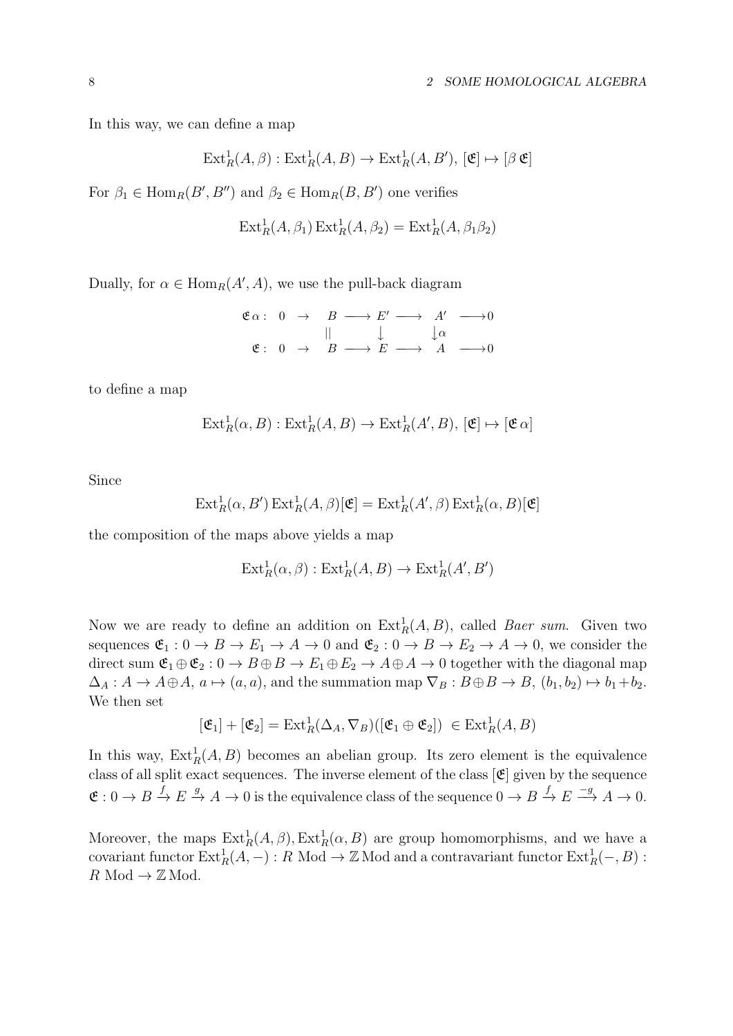In this way, we can define a map

$$\mathrm{Ext}^1_R(A,\beta):\mathrm{Ext}^1_R(A,B)\to\mathrm{Ext}^1_R(A,B'),\ [\mathfrak{E}]\mapsto[\beta\,\mathfrak{E}]$$

For $\beta_1\in\mathrm{Hom}_R(B',B'')$ and $\beta_2\in\mathrm{Hom}_R(B,B')$ one verifies

$$\mathrm{Ext}^1_R(A,\beta_1)\,\mathrm{Ext}^1_R(A,\beta_2)=\mathrm{Ext}^1_R(A,\beta_1\beta_2)$$

Dually, for $\alpha\in\mathrm{Hom}_R(A',A)$, we use the pull-back diagram

$$\begin{array}{lccccccccc}
\mathfrak{E}\,\alpha: & 0 & \to & B & \longrightarrow & E' & \longrightarrow & A' & \longrightarrow 0\\
 & & & \| & & \downarrow & & \downarrow\alpha & \\
\mathfrak{E}: & 0 & \to & B & \longrightarrow & E & \longrightarrow & A & \longrightarrow 0
\end{array}$$

to define a map

$$\mathrm{Ext}^1_R(\alpha,B):\mathrm{Ext}^1_R(A,B)\to\mathrm{Ext}^1_R(A',B),\ [\mathfrak{E}]\mapsto[\mathfrak{E}\,\alpha]$$

Since

$$\mathrm{Ext}^1_R(\alpha,B')\,\mathrm{Ext}^1_R(A,\beta)[\mathfrak{E}]=\mathrm{Ext}^1_R(A',\beta)\,\mathrm{Ext}^1_R(\alpha,B)[\mathfrak{E}]$$

the composition of the maps above yields a map

$$\mathrm{Ext}^1_R(\alpha,\beta):\mathrm{Ext}^1_R(A,B)\to\mathrm{Ext}^1_R(A',B')$$

Now we are ready to define an addition on $\mathrm{Ext}^1_R(A,B)$, called *Baer sum*. Given two sequences $\mathfrak{E}_1: 0\to B\to E_1\to A\to 0$ and $\mathfrak{E}_2: 0\to B\to E_2\to A\to 0$, we consider the direct sum $\mathfrak{E}_1\oplus\mathfrak{E}_2: 0\to B\oplus B\to E_1\oplus E_2\to A\oplus A\to 0$ together with the diagonal map $\Delta_A: A\to A\oplus A,\ a\mapsto(a,a)$, and the summation map $\nabla_B: B\oplus B\to B,\ (b_1,b_2)\mapsto b_1+b_2$. We then set

$$[\mathfrak{E}_1]+[\mathfrak{E}_2]=\mathrm{Ext}^1_R(\Delta_A,\nabla_B)([\mathfrak{E}_1\oplus\mathfrak{E}_2])\ \in\mathrm{Ext}^1_R(A,B)$$

In this way, $\mathrm{Ext}^1_R(A,B)$ becomes an abelian group. Its zero element is the equivalence class of all split exact sequences. The inverse element of the class $[\mathfrak{E}]$ given by the sequence $\mathfrak{E}: 0\to B\xrightarrow{f}E\xrightarrow{g}A\to 0$ is the equivalence class of the sequence $0\to B\xrightarrow{f}E\xrightarrow{-g}A\to 0$.

Moreover, the maps $\mathrm{Ext}^1_R(A,\beta),\mathrm{Ext}^1_R(\alpha,B)$ are group homomorphisms, and we have a covariant functor $\mathrm{Ext}^1_R(A,-): R\ \mathrm{Mod}\to\mathbb{Z}\,\mathrm{Mod}$ and a contravariant functor $\mathrm{Ext}^1_R(-,B): R\ \mathrm{Mod}\to\mathbb{Z}\,\mathrm{Mod}$.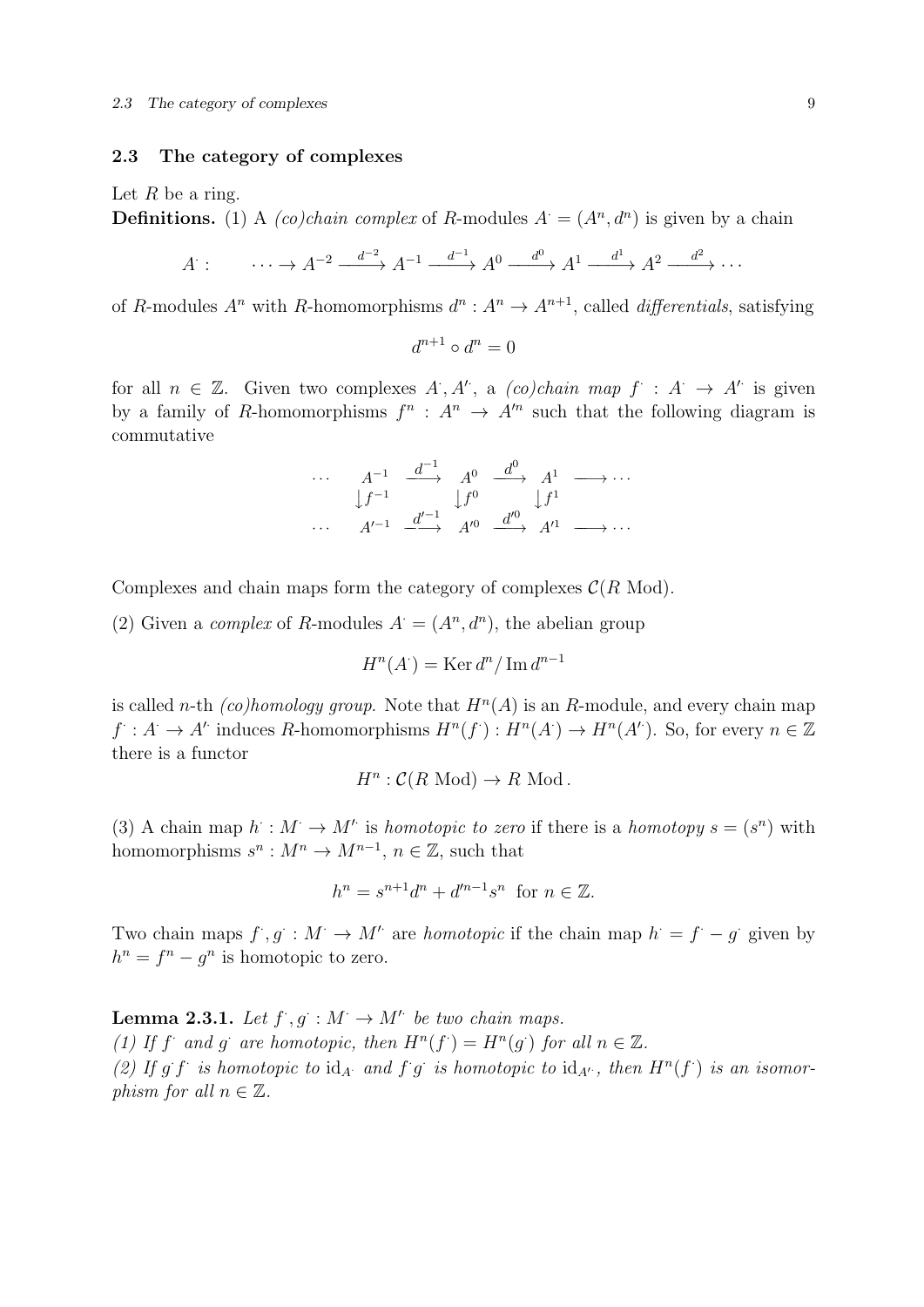### 2.3 The category of complexes

Let $R$ be a ring.

**Definitions.** (1) A *(co)chain complex* of $R$-modules $A^{\cdot} = (A^n, d^n)$ is given by a chain

$$A^{\cdot}: \qquad \cdots \to A^{-2} \xrightarrow{d^{-2}} A^{-1} \xrightarrow{d^{-1}} A^0 \xrightarrow{d^0} A^1 \xrightarrow{d^1} A^2 \xrightarrow{d^2} \cdots$$

of $R$-modules $A^n$ with $R$-homomorphisms $d^n : A^n \to A^{n+1}$, called *differentials*, satisfying

$$d^{n+1} \circ d^n = 0$$

for all $n \in \mathbb{Z}$. Given two complexes $A^{\cdot}, A'^{\cdot}$, a *(co)chain map* $f^{\cdot} : A^{\cdot} \to A'^{\cdot}$ is given by a family of $R$-homomorphisms $f^n : A^n \to A'^n$ such that the following diagram is commutative

$$\begin{array}{ccccccc}
\cdots & A^{-1} & \xrightarrow{d^{-1}} & A^0 & \xrightarrow{d^0} & A^1 & \longrightarrow \cdots \\
 & \downarrow f^{-1} & & \downarrow f^0 & & \downarrow f^1 & \\
\cdots & A'^{-1} & \xrightarrow{d'^{-1}} & A'^0 & \xrightarrow{d'^0} & A'^1 & \longrightarrow \cdots
\end{array}$$

Complexes and chain maps form the category of complexes $\mathcal{C}(R \text{ Mod})$.

(2) Given a *complex* of $R$-modules $A^{\cdot} = (A^n, d^n)$, the abelian group

$$H^n(A^{\cdot}) = \operatorname{Ker} d^n / \operatorname{Im} d^{n-1}$$

is called $n$-th *(co)homology group*. Note that $H^n(A)$ is an $R$-module, and every chain map $f^{\cdot} : A^{\cdot} \to A'^{\cdot}$ induces $R$-homomorphisms $H^n(f^{\cdot}) : H^n(A^{\cdot}) \to H^n(A'^{\cdot})$. So, for every $n \in \mathbb{Z}$ there is a functor

$$H^n : \mathcal{C}(R \text{ Mod}) \to R \text{ Mod}\,.$$

(3) A chain map $h^{\cdot} : M^{\cdot} \to M'^{\cdot}$ is *homotopic to zero* if there is a *homotopy* $s = (s^n)$ with homomorphisms $s^n : M^n \to M^{n-1}$, $n \in \mathbb{Z}$, such that

$$h^n = s^{n+1} d^n + d'^{n-1} s^n \text{ for } n \in \mathbb{Z}.$$

Two chain maps $f^{\cdot}, g^{\cdot} : M^{\cdot} \to M'^{\cdot}$ are *homotopic* if the chain map $h^{\cdot} = f^{\cdot} - g^{\cdot}$ given by $h^n = f^n - g^n$ is homotopic to zero.

**Lemma 2.3.1.** *Let $f^{\cdot}, g^{\cdot} : M^{\cdot} \to M'^{\cdot}$ be two chain maps.*
*(1) If $f^{\cdot}$ and $g^{\cdot}$ are homotopic, then $H^n(f^{\cdot}) = H^n(g^{\cdot})$ for all $n \in \mathbb{Z}$.*
*(2) If $g^{\cdot} f^{\cdot}$ is homotopic to $\mathrm{id}_{A^{\cdot}}$ and $f^{\cdot} g^{\cdot}$ is homotopic to $\mathrm{id}_{A'^{\cdot}}$, then $H^n(f^{\cdot})$ is an isomorphism for all $n \in \mathbb{Z}$.*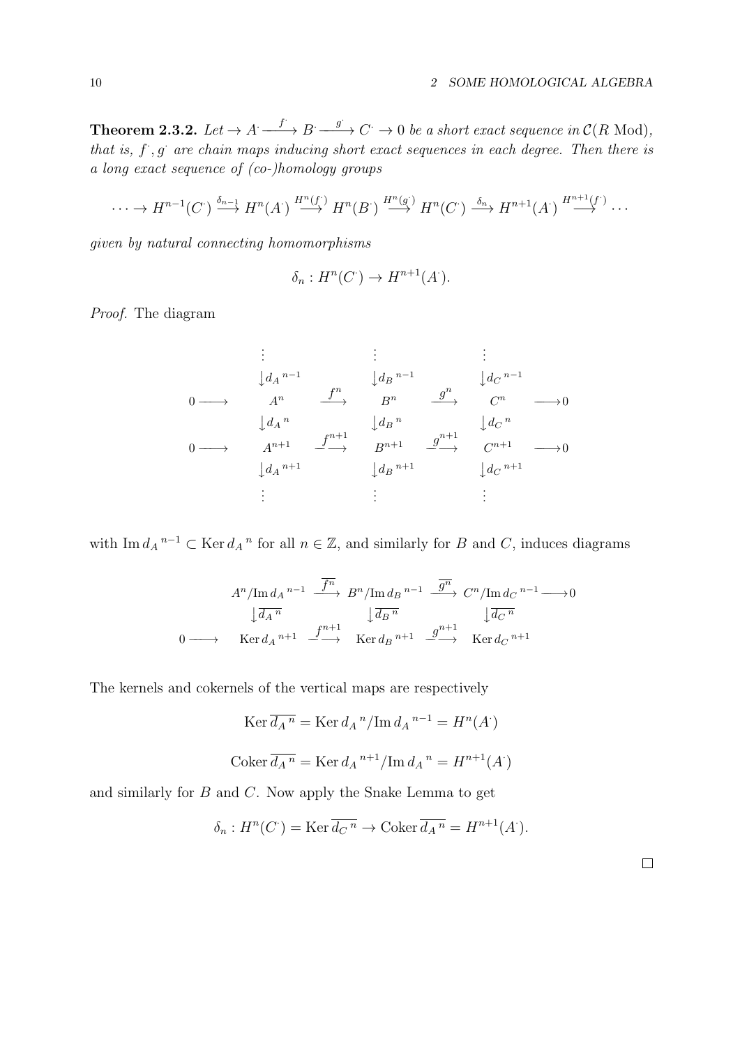**Theorem 2.3.2.** *Let $\to A^{\cdot} \xrightarrow{f^{\cdot}} B^{\cdot} \xrightarrow{g^{\cdot}} C^{\cdot} \to 0$ be a short exact sequence in $\mathcal{C}(R \text{ Mod})$, that is, $f^{\cdot}, g^{\cdot}$ are chain maps inducing short exact sequences in each degree. Then there is a long exact sequence of (co-)homology groups*

$$\cdots \to H^{n-1}(C^{\cdot}) \xrightarrow{\delta_{n-1}} H^n(A^{\cdot}) \xrightarrow{H^n(f^{\cdot})} H^n(B^{\cdot}) \xrightarrow{H^n(g^{\cdot})} H^n(C^{\cdot}) \xrightarrow{\delta_n} H^{n+1}(A^{\cdot}) \xrightarrow{H^{n+1}(f^{\cdot})} \cdots$$

*given by natural connecting homomorphisms*

$$\delta_n : H^n(C^{\cdot}) \to H^{n+1}(A^{\cdot}).$$

*Proof.* The diagram

$$\begin{array}{ccccccccc}
 & & \vdots & & \vdots & & \vdots & & \\
 & & \downarrow d_A{}^{n-1} & & \downarrow d_B{}^{n-1} & & \downarrow d_C{}^{n-1} & & \\
0 & \longrightarrow & A^n & \xrightarrow{f^n} & B^n & \xrightarrow{g^n} & C^n & \longrightarrow & 0 \\
 & & \downarrow d_A{}^{n} & & \downarrow d_B{}^{n} & & \downarrow d_C{}^{n} & & \\
0 & \longrightarrow & A^{n+1} & \xrightarrow{f^{n+1}} & B^{n+1} & \xrightarrow{g^{n+1}} & C^{n+1} & \longrightarrow & 0 \\
 & & \downarrow d_A{}^{n+1} & & \downarrow d_B{}^{n+1} & & \downarrow d_C{}^{n+1} & & \\
 & & \vdots & & \vdots & & \vdots & &
\end{array}$$

with $\operatorname{Im} d_A{}^{n-1} \subset \operatorname{Ker} d_A{}^n$ for all $n \in \mathbb{Z}$, and similarly for $B$ and $C$, induces diagrams

$$\begin{array}{ccccccc}
 & A^n/\operatorname{Im} d_A{}^{n-1} & \xrightarrow{\overline{f^n}} & B^n/\operatorname{Im} d_B{}^{n-1} & \xrightarrow{\overline{g^n}} & C^n/\operatorname{Im} d_C{}^{n-1} & \longrightarrow 0 \\
 & \downarrow \overline{d_A{}^n} & & \downarrow \overline{d_B{}^n} & & \downarrow \overline{d_C{}^n} & \\
0 \longrightarrow & \operatorname{Ker} d_A{}^{n+1} & \xrightarrow{f^{n+1}} & \operatorname{Ker} d_B{}^{n+1} & \xrightarrow{g^{n+1}} & \operatorname{Ker} d_C{}^{n+1} &
\end{array}$$

The kernels and cokernels of the vertical maps are respectively

$$\operatorname{Ker} \overline{d_A{}^n} = \operatorname{Ker} d_A{}^n / \operatorname{Im} d_A{}^{n-1} = H^n(A^{\cdot})$$

$$\operatorname{Coker} \overline{d_A{}^n} = \operatorname{Ker} d_A{}^{n+1} / \operatorname{Im} d_A{}^n = H^{n+1}(A^{\cdot})$$

and similarly for $B$ and $C$. Now apply the Snake Lemma to get

$$\delta_n : H^n(C^{\cdot}) = \operatorname{Ker} \overline{d_C{}^n} \to \operatorname{Coker} \overline{d_A{}^n} = H^{n+1}(A^{\cdot}).$$

□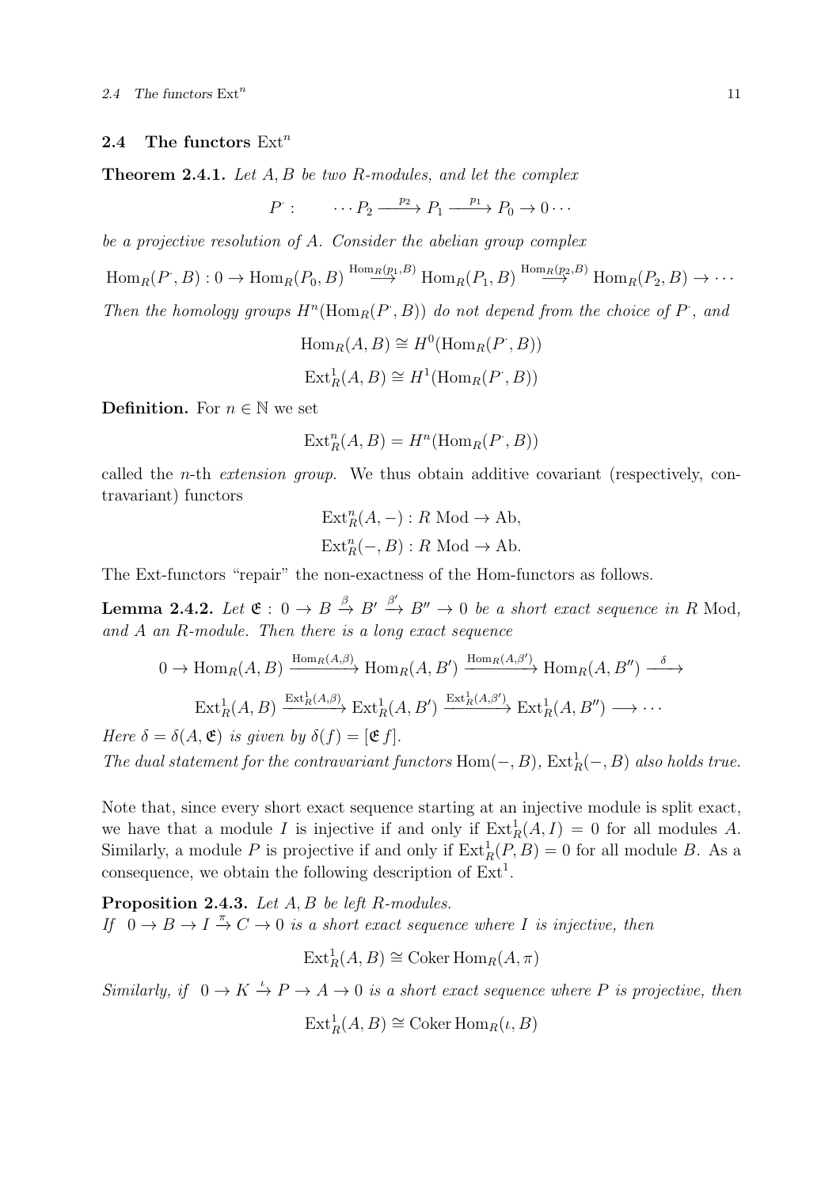## 2.4 The functors $\mathrm{Ext}^n$

**Theorem 2.4.1.** *Let $A, B$ be two $R$-modules, and let the complex*

$$P^{\cdot}: \qquad \cdots P_2 \xrightarrow{p_2} P_1 \xrightarrow{p_1} P_0 \to 0 \cdots$$

*be a projective resolution of $A$. Consider the abelian group complex*

$$\mathrm{Hom}_R(P^{\cdot}, B) : 0 \to \mathrm{Hom}_R(P_0, B) \overset{\mathrm{Hom}_R(p_1,B)}{\longrightarrow} \mathrm{Hom}_R(P_1, B) \overset{\mathrm{Hom}_R(p_2,B)}{\longrightarrow} \mathrm{Hom}_R(P_2, B) \to \cdots$$

*Then the homology groups $H^n(\mathrm{Hom}_R(P^{\cdot}, B))$ do not depend from the choice of $P^{\cdot}$, and*

$$\mathrm{Hom}_R(A, B) \cong H^0(\mathrm{Hom}_R(P^{\cdot}, B))$$

$$\mathrm{Ext}^1_R(A, B) \cong H^1(\mathrm{Hom}_R(P^{\cdot}, B))$$

**Definition.** For $n \in \mathbb{N}$ we set

$$\mathrm{Ext}^n_R(A, B) = H^n(\mathrm{Hom}_R(P^{\cdot}, B))$$

called the $n$-th *extension group*. We thus obtain additive covariant (respectively, contravariant) functors

$$\mathrm{Ext}^n_R(A, -) : R \text{ Mod} \to \mathrm{Ab},$$

$$\mathrm{Ext}^n_R(-, B) : R \text{ Mod} \to \mathrm{Ab}.$$

The Ext-functors "repair" the non-exactness of the Hom-functors as follows.

**Lemma 2.4.2.** *Let $\mathfrak{E} : 0 \to B \xrightarrow{\beta} B' \xrightarrow{\beta'} B'' \to 0$ be a short exact sequence in $R$ Mod, and $A$ an $R$-module. Then there is a long exact sequence*

$$0 \to \mathrm{Hom}_R(A, B) \xrightarrow{\mathrm{Hom}_R(A,\beta)} \mathrm{Hom}_R(A, B') \xrightarrow{\mathrm{Hom}_R(A,\beta')} \mathrm{Hom}_R(A, B'') \xrightarrow{\ \delta\ }$$

$$\mathrm{Ext}^1_R(A, B) \xrightarrow{\mathrm{Ext}^1_R(A,\beta)} \mathrm{Ext}^1_R(A, B') \xrightarrow{\mathrm{Ext}^1_R(A,\beta')} \mathrm{Ext}^1_R(A, B'') \longrightarrow \cdots$$

*Here $\delta = \delta(A, \mathfrak{E})$ is given by $\delta(f) = [\mathfrak{E}\, f]$.*

*The dual statement for the contravariant functors $\mathrm{Hom}(-, B)$, $\mathrm{Ext}^1_R(-, B)$ also holds true.*

Note that, since every short exact sequence starting at an injective module is split exact, we have that a module $I$ is injective if and only if $\mathrm{Ext}^1_R(A, I) = 0$ for all modules $A$. Similarly, a module $P$ is projective if and only if $\mathrm{Ext}^1_R(P, B) = 0$ for all module $B$. As a consequence, we obtain the following description of $\mathrm{Ext}^1$.

**Proposition 2.4.3.** *Let $A, B$ be left $R$-modules.*
*If $0 \to B \to I \xrightarrow{\pi} C \to 0$ is a short exact sequence where $I$ is injective, then*

$$\mathrm{Ext}^1_R(A, B) \cong \mathrm{Coker}\, \mathrm{Hom}_R(A, \pi)$$

*Similarly, if $0 \to K \xrightarrow{\iota} P \to A \to 0$ is a short exact sequence where $P$ is projective, then*

$$\mathrm{Ext}^1_R(A, B) \cong \mathrm{Coker}\, \mathrm{Hom}_R(\iota, B)$$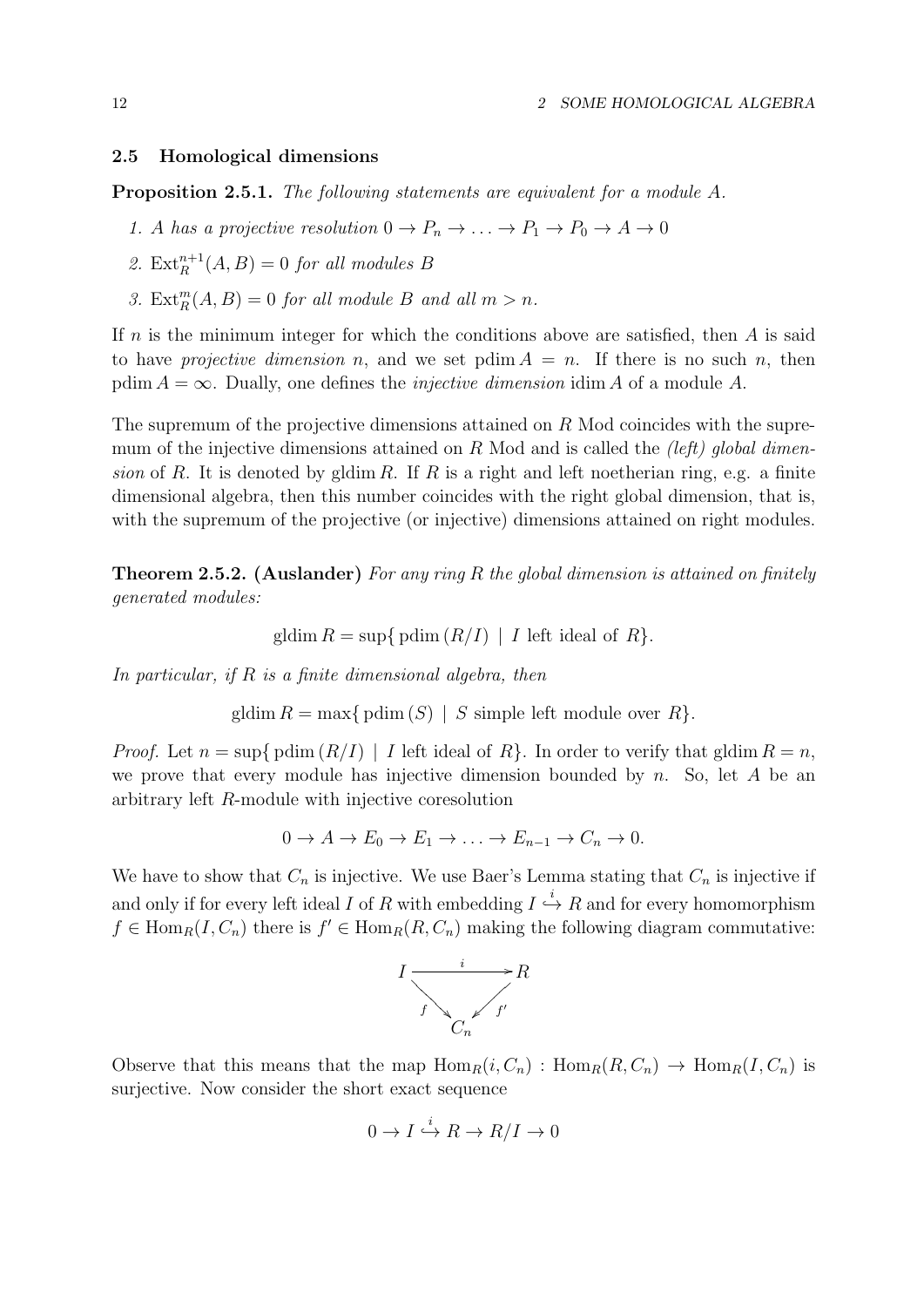## 2.5 Homological dimensions

**Proposition 2.5.1.** *The following statements are equivalent for a module $A$.*

1. *$A$ has a projective resolution $0 \to P_n \to \ldots \to P_1 \to P_0 \to A \to 0$*
2. *$\mathrm{Ext}_R^{n+1}(A, B) = 0$ for all modules $B$*
3. *$\mathrm{Ext}_R^m(A, B) = 0$ for all module $B$ and all $m > n$.*

If $n$ is the minimum integer for which the conditions above are satisfied, then $A$ is said to have *projective dimension* $n$, and we set $\mathrm{pdim}\, A = n$. If there is no such $n$, then $\mathrm{pdim}\, A = \infty$. Dually, one defines the *injective dimension* $\mathrm{idim}\, A$ of a module $A$.

The supremum of the projective dimensions attained on $R$ Mod coincides with the supremum of the injective dimensions attained on $R$ Mod and is called the *(left) global dimension* of $R$. It is denoted by $\mathrm{gldim}\, R$. If $R$ is a right and left noetherian ring, e.g. a finite dimensional algebra, then this number coincides with the right global dimension, that is, with the supremum of the projective (or injective) dimensions attained on right modules.

**Theorem 2.5.2. (Auslander)** *For any ring $R$ the global dimension is attained on finitely generated modules:*

$$\mathrm{gldim}\, R = \sup\{\, \mathrm{pdim}\,(R/I) \mid I \text{ left ideal of } R\}.$$

*In particular, if $R$ is a finite dimensional algebra, then*

$$\mathrm{gldim}\, R = \max\{\, \mathrm{pdim}\,(S) \mid S \text{ simple left module over } R\}.$$

*Proof.* Let $n = \sup\{\, \mathrm{pdim}\,(R/I) \mid I \text{ left ideal of } R\}$. In order to verify that $\mathrm{gldim}\, R = n$, we prove that every module has injective dimension bounded by $n$. So, let $A$ be an arbitrary left $R$-module with injective coresolution

$$0 \to A \to E_0 \to E_1 \to \ldots \to E_{n-1} \to C_n \to 0.$$

We have to show that $C_n$ is injective. We use Baer's Lemma stating that $C_n$ is injective if and only if for every left ideal $I$ of $R$ with embedding $I \overset{i}{\hookrightarrow} R$ and for every homomorphism $f \in \mathrm{Hom}_R(I, C_n)$ there is $f' \in \mathrm{Hom}_R(R, C_n)$ making the following diagram commutative:

$$\begin{array}{ccc} I & \xrightarrow{\quad i \quad} & R \\ & {\scriptstyle f}\searrow \quad \swarrow{\scriptstyle f'} & \\ & C_n & \end{array}$$

Observe that this means that the map $\mathrm{Hom}_R(i, C_n) : \mathrm{Hom}_R(R, C_n) \to \mathrm{Hom}_R(I, C_n)$ is surjective. Now consider the short exact sequence

$$0 \to I \overset{i}{\hookrightarrow} R \to R/I \to 0$$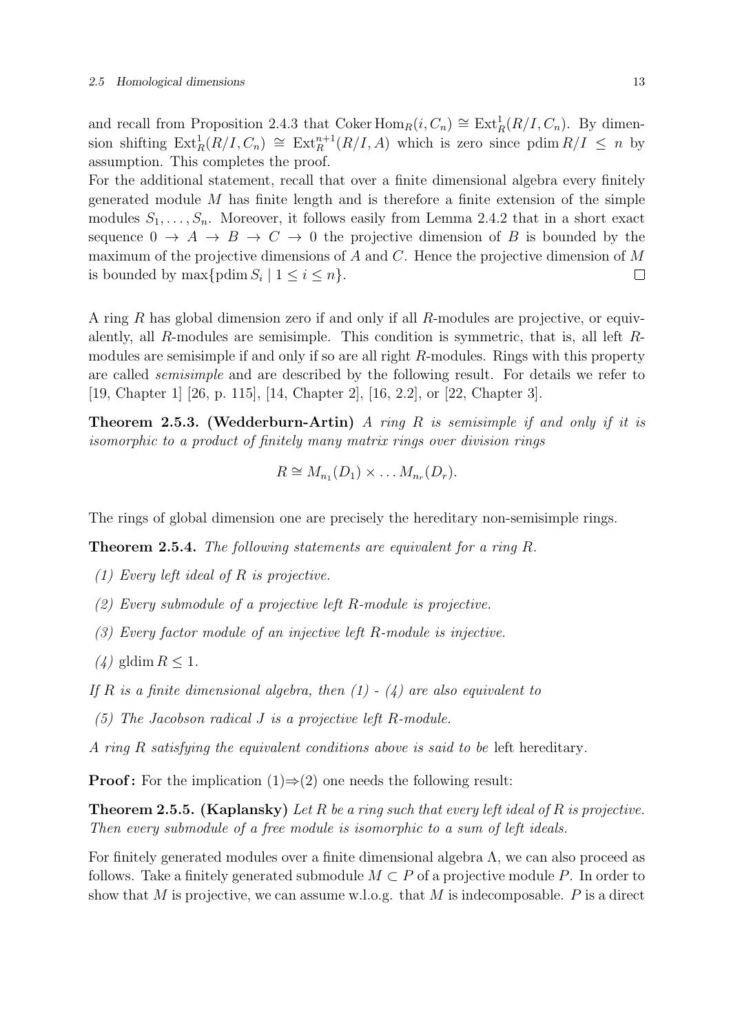and recall from Proposition 2.4.3 that $\operatorname{Coker}\operatorname{Hom}_R(i, C_n) \cong \operatorname{Ext}^1_R(R/I, C_n)$. By dimension shifting $\operatorname{Ext}^1_R(R/I, C_n) \cong \operatorname{Ext}^{n+1}_R(R/I, A)$ which is zero since $\operatorname{pdim} R/I \leq n$ by assumption. This completes the proof.

For the additional statement, recall that over a finite dimensional algebra every finitely generated module $M$ has finite length and is therefore a finite extension of the simple modules $S_1, \ldots, S_n$. Moreover, it follows easily from Lemma 2.4.2 that in a short exact sequence $0 \to A \to B \to C \to 0$ the projective dimension of $B$ is bounded by the maximum of the projective dimensions of $A$ and $C$. Hence the projective dimension of $M$ is bounded by $\max\{\operatorname{pdim} S_i \mid 1 \leq i \leq n\}$. □

A ring $R$ has global dimension zero if and only if all $R$-modules are projective, or equivalently, all $R$-modules are semisimple. This condition is symmetric, that is, all left $R$-modules are semisimple if and only if so are all right $R$-modules. Rings with this property are called *semisimple* and are described by the following result. For details we refer to [19, Chapter 1] [26, p. 115], [14, Chapter 2], [16, 2.2], or [22, Chapter 3].

**Theorem 2.5.3. (Wedderburn-Artin)** *A ring $R$ is semisimple if and only if it is isomorphic to a product of finitely many matrix rings over division rings*

$$R \cong M_{n_1}(D_1) \times \ldots M_{n_r}(D_r).$$

The rings of global dimension one are precisely the hereditary non-semisimple rings.

**Theorem 2.5.4.** *The following statements are equivalent for a ring $R$.*

*(1) Every left ideal of $R$ is projective.*

*(2) Every submodule of a projective left $R$-module is projective.*

*(3) Every factor module of an injective left $R$-module is injective.*

*(4)* $\operatorname{gldim} R \leq 1$.

*If $R$ is a finite dimensional algebra, then (1) - (4) are also equivalent to*

*(5) The Jacobson radical $J$ is a projective left $R$-module.*

*A ring $R$ satisfying the equivalent conditions above is said to be* left hereditary.

**Proof:** For the implication (1)⇒(2) one needs the following result:

**Theorem 2.5.5. (Kaplansky)** *Let $R$ be a ring such that every left ideal of $R$ is projective. Then every submodule of a free module is isomorphic to a sum of left ideals.*

For finitely generated modules over a finite dimensional algebra $\Lambda$, we can also proceed as follows. Take a finitely generated submodule $M \subset P$ of a projective module $P$. In order to show that $M$ is projective, we can assume w.l.o.g. that $M$ is indecomposable. $P$ is a direct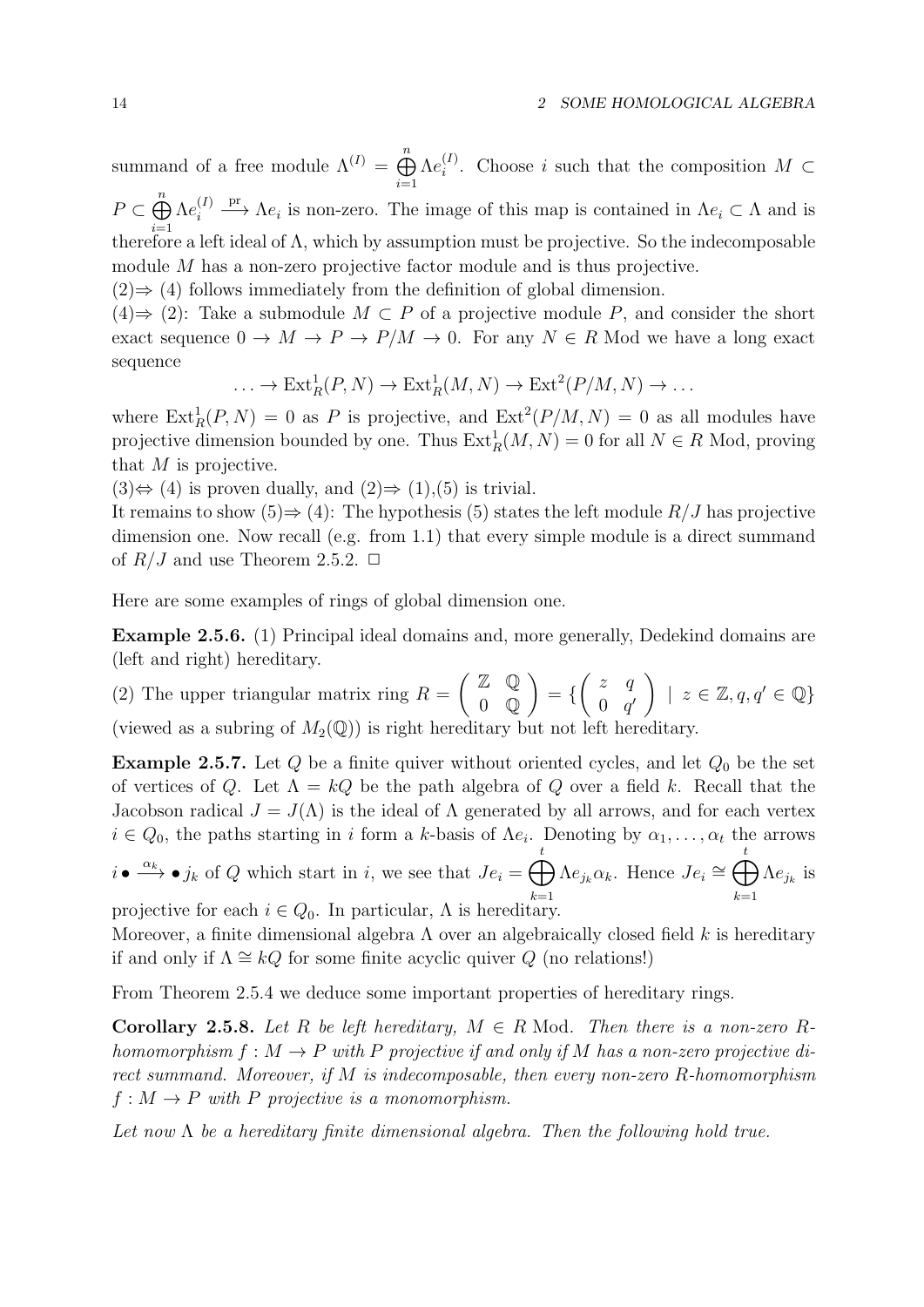summand of a free module $\Lambda^{(I)} = \bigoplus_{i=1}^{n} \Lambda e_i^{(I)}$. Choose $i$ such that the composition $M \subset P \subset \bigoplus_{i=1}^{n} \Lambda e_i^{(I)} \xrightarrow{\text{pr}} \Lambda e_i$ is non-zero. The image of this map is contained in $\Lambda e_i \subset \Lambda$ and is therefore a left ideal of $\Lambda$, which by assumption must be projective. So the indecomposable module $M$ has a non-zero projective factor module and is thus projective.

$(2) \Rightarrow (4)$ follows immediately from the definition of global dimension.

$(4) \Rightarrow (2)$: Take a submodule $M \subset P$ of a projective module $P$, and consider the short exact sequence $0 \to M \to P \to P/M \to 0$. For any $N \in R$ Mod we have a long exact sequence

$$\ldots \to \operatorname{Ext}^1_R(P, N) \to \operatorname{Ext}^1_R(M, N) \to \operatorname{Ext}^2(P/M, N) \to \ldots$$

where $\operatorname{Ext}^1_R(P, N) = 0$ as $P$ is projective, and $\operatorname{Ext}^2(P/M, N) = 0$ as all modules have projective dimension bounded by one. Thus $\operatorname{Ext}^1_R(M, N) = 0$ for all $N \in R$ Mod, proving that $M$ is projective.

$(3) \Leftrightarrow (4)$ is proven dually, and $(2) \Rightarrow (1),(5)$ is trivial.

It remains to show $(5) \Rightarrow (4)$: The hypothesis (5) states the left module $R/J$ has projective dimension one. Now recall (e.g. from 1.1) that every simple module is a direct summand of $R/J$ and use Theorem 2.5.2. $\square$

Here are some examples of rings of global dimension one.

**Example 2.5.6.** (1) Principal ideal domains and, more generally, Dedekind domains are (left and right) hereditary.

(2) The upper triangular matrix ring $R = \begin{pmatrix} \mathbb{Z} & \mathbb{Q} \\ 0 & \mathbb{Q} \end{pmatrix} = \{ \begin{pmatrix} z & q \\ 0 & q' \end{pmatrix} \mid z \in \mathbb{Z}, q, q' \in \mathbb{Q} \}$ (viewed as a subring of $M_2(\mathbb{Q})$) is right hereditary but not left hereditary.

**Example 2.5.7.** Let $Q$ be a finite quiver without oriented cycles, and let $Q_0$ be the set of vertices of $Q$. Let $\Lambda = kQ$ be the path algebra of $Q$ over a field $k$. Recall that the Jacobson radical $J = J(\Lambda)$ is the ideal of $\Lambda$ generated by all arrows, and for each vertex $i \in Q_0$, the paths starting in $i$ form a $k$-basis of $\Lambda e_i$. Denoting by $\alpha_1, \ldots, \alpha_t$ the arrows $i \bullet \xrightarrow{\alpha_k} \bullet\, j_k$ of $Q$ which start in $i$, we see that $Je_i = \bigoplus_{k=1}^{t} \Lambda e_{j_k} \alpha_k$. Hence $Je_i \cong \bigoplus_{k=1}^{t} \Lambda e_{j_k}$ is projective for each $i \in Q_0$. In particular, $\Lambda$ is hereditary.

Moreover, a finite dimensional algebra $\Lambda$ over an algebraically closed field $k$ is hereditary if and only if $\Lambda \cong kQ$ for some finite acyclic quiver $Q$ (no relations!)

From Theorem 2.5.4 we deduce some important properties of hereditary rings.

**Corollary 2.5.8.** *Let $R$ be left hereditary, $M \in R$ Mod. Then there is a non-zero $R$-homomorphism $f : M \to P$ with $P$ projective if and only if $M$ has a non-zero projective direct summand. Moreover, if $M$ is indecomposable, then every non-zero $R$-homomorphism $f : M \to P$ with $P$ projective is a monomorphism.*

*Let now $\Lambda$ be a hereditary finite dimensional algebra. Then the following hold true.*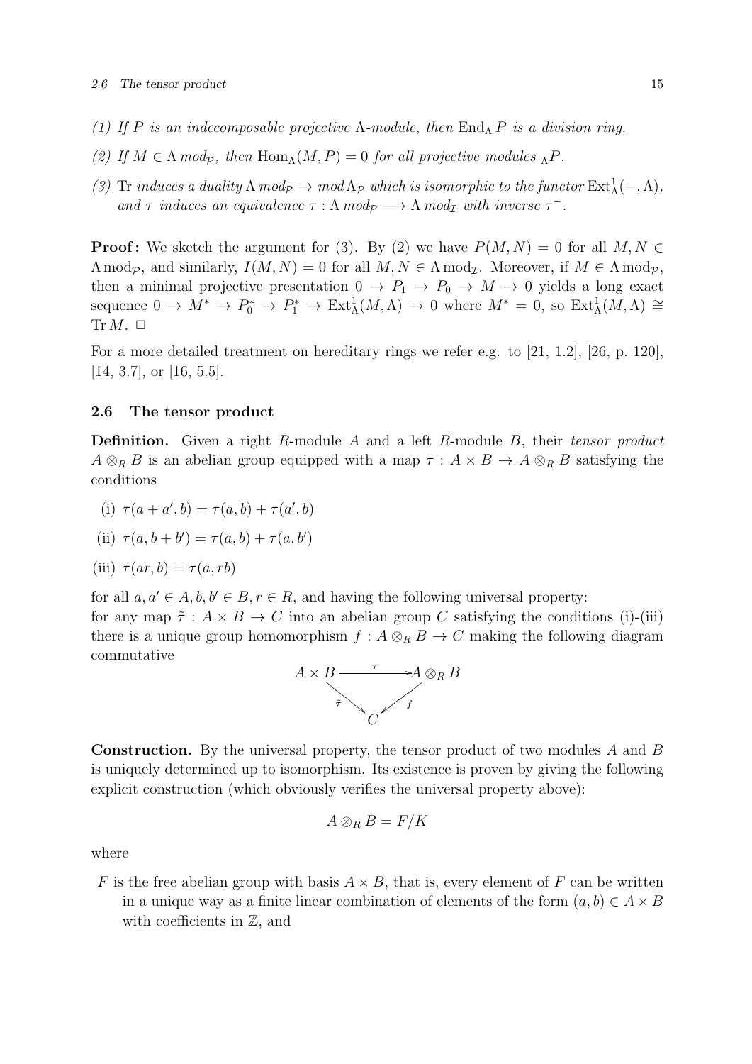*(1) If $P$ is an indecomposable projective $\Lambda$-module, then $\operatorname{End}_\Lambda P$ is a division ring.*

*(2) If $M \in \Lambda\, mod_{\mathcal{P}}$, then $\operatorname{Hom}_\Lambda(M, P) = 0$ for all projective modules ${}_\Lambda P$.*

*(3)* Tr *induces a duality $\Lambda\, mod_{\mathcal{P}} \to mod\, \Lambda_{\mathcal{P}}$ which is isomorphic to the functor $\operatorname{Ext}^1_\Lambda(-, \Lambda)$, and $\tau$ induces an equivalence $\tau : \Lambda\, mod_{\mathcal{P}} \longrightarrow \Lambda\, mod_{\mathcal{I}}$ with inverse $\tau^-$.*

**Proof:** We sketch the argument for (3). By (2) we have $P(M, N) = 0$ for all $M, N \in \Lambda \operatorname{mod}_{\mathcal{P}}$, and similarly, $I(M, N) = 0$ for all $M, N \in \Lambda \operatorname{mod}_{\mathcal{I}}$. Moreover, if $M \in \Lambda \operatorname{mod}_{\mathcal{P}}$, then a minimal projective presentation $0 \to P_1 \to P_0 \to M \to 0$ yields a long exact sequence $0 \to M^* \to P_0^* \to P_1^* \to \operatorname{Ext}^1_\Lambda(M, \Lambda) \to 0$ where $M^* = 0$, so $\operatorname{Ext}^1_\Lambda(M, \Lambda) \cong \operatorname{Tr} M$. $\square$

For a more detailed treatment on hereditary rings we refer e.g. to [21, 1.2], [26, p. 120], [14, 3.7], or [16, 5.5].

### 2.6 The tensor product

**Definition.** Given a right $R$-module $A$ and a left $R$-module $B$, their *tensor product* $A \otimes_R B$ is an abelian group equipped with a map $\tau : A \times B \to A \otimes_R B$ satisfying the conditions

(i) $\tau(a + a', b) = \tau(a, b) + \tau(a', b)$

(ii) $\tau(a, b + b') = \tau(a, b) + \tau(a, b')$

(iii) $\tau(ar, b) = \tau(a, rb)$

for all $a, a' \in A, b, b' \in B, r \in R$, and having the following universal property:
for any map $\tilde{\tau} : A \times B \to C$ into an abelian group $C$ satisfying the conditions (i)-(iii) there is a unique group homomorphism $f : A \otimes_R B \to C$ making the following diagram commutative

$$\begin{array}{ccc} A \times B & \xrightarrow{\tau} & A \otimes_R B \\ & \tilde{\tau} \searrow \quad \swarrow f & \\ & C & \end{array}$$

**Construction.** By the universal property, the tensor product of two modules $A$ and $B$ is uniquely determined up to isomorphism. Its existence is proven by giving the following explicit construction (which obviously verifies the universal property above):

$$A \otimes_R B = F/K$$

where

$F$ is the free abelian group with basis $A \times B$, that is, every element of $F$ can be written in a unique way as a finite linear combination of elements of the form $(a, b) \in A \times B$ with coefficients in $\mathbb{Z}$, and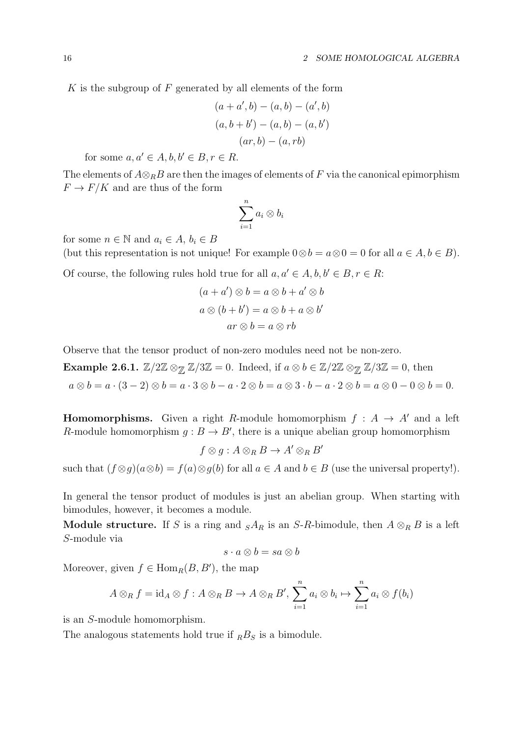$K$ is the subgroup of $F$ generated by all elements of the form

$$(a + a', b) - (a, b) - (a', b)$$
$$(a, b + b') - (a, b) - (a, b')$$
$$(ar, b) - (a, rb)$$

for some $a, a' \in A, b, b' \in B, r \in R$.

The elements of $A \otimes_R B$ are then the images of elements of $F$ via the canonical epimorphism $F \to F/K$ and are thus of the form

$$\sum_{i=1}^{n} a_i \otimes b_i$$

for some $n \in \mathbb{N}$ and $a_i \in A$, $b_i \in B$

(but this representation is not unique! For example $0 \otimes b = a \otimes 0 = 0$ for all $a \in A, b \in B$).

Of course, the following rules hold true for all $a, a' \in A, b, b' \in B, r \in R$:

$$(a + a') \otimes b = a \otimes b + a' \otimes b$$
$$a \otimes (b + b') = a \otimes b + a \otimes b'$$
$$ar \otimes b = a \otimes rb$$

Observe that the tensor product of non-zero modules need not be non-zero.

**Example 2.6.1.** $\mathbb{Z}/2\mathbb{Z} \otimes_{\mathbb{Z}} \mathbb{Z}/3\mathbb{Z} = 0$. Indeed, if $a \otimes b \in \mathbb{Z}/2\mathbb{Z} \otimes_{\mathbb{Z}} \mathbb{Z}/3\mathbb{Z} = 0$, then

$$a \otimes b = a \cdot (3 - 2) \otimes b = a \cdot 3 \otimes b - a \cdot 2 \otimes b = a \otimes 3 \cdot b - a \cdot 2 \otimes b = a \otimes 0 - 0 \otimes b = 0.$$

**Homomorphisms.** Given a right $R$-module homomorphism $f : A \to A'$ and a left $R$-module homomorphism $g : B \to B'$, there is a unique abelian group homomorphism

$$f \otimes g : A \otimes_R B \to A' \otimes_R B'$$

such that $(f \otimes g)(a \otimes b) = f(a) \otimes g(b)$ for all $a \in A$ and $b \in B$ (use the universal property!).

In general the tensor product of modules is just an abelian group. When starting with bimodules, however, it becomes a module.

**Module structure.** If $S$ is a ring and ${}_S A_R$ is an $S$-$R$-bimodule, then $A \otimes_R B$ is a left $S$-module via

$$s \cdot a \otimes b = sa \otimes b$$

Moreover, given $f \in \operatorname{Hom}_R(B, B')$, the map

$$A \otimes_R f = \operatorname{id}_A \otimes f : A \otimes_R B \to A \otimes_R B', \sum_{i=1}^{n} a_i \otimes b_i \mapsto \sum_{i=1}^{n} a_i \otimes f(b_i)$$

is an $S$-module homomorphism.

The analogous statements hold true if ${}_R B_S$ is a bimodule.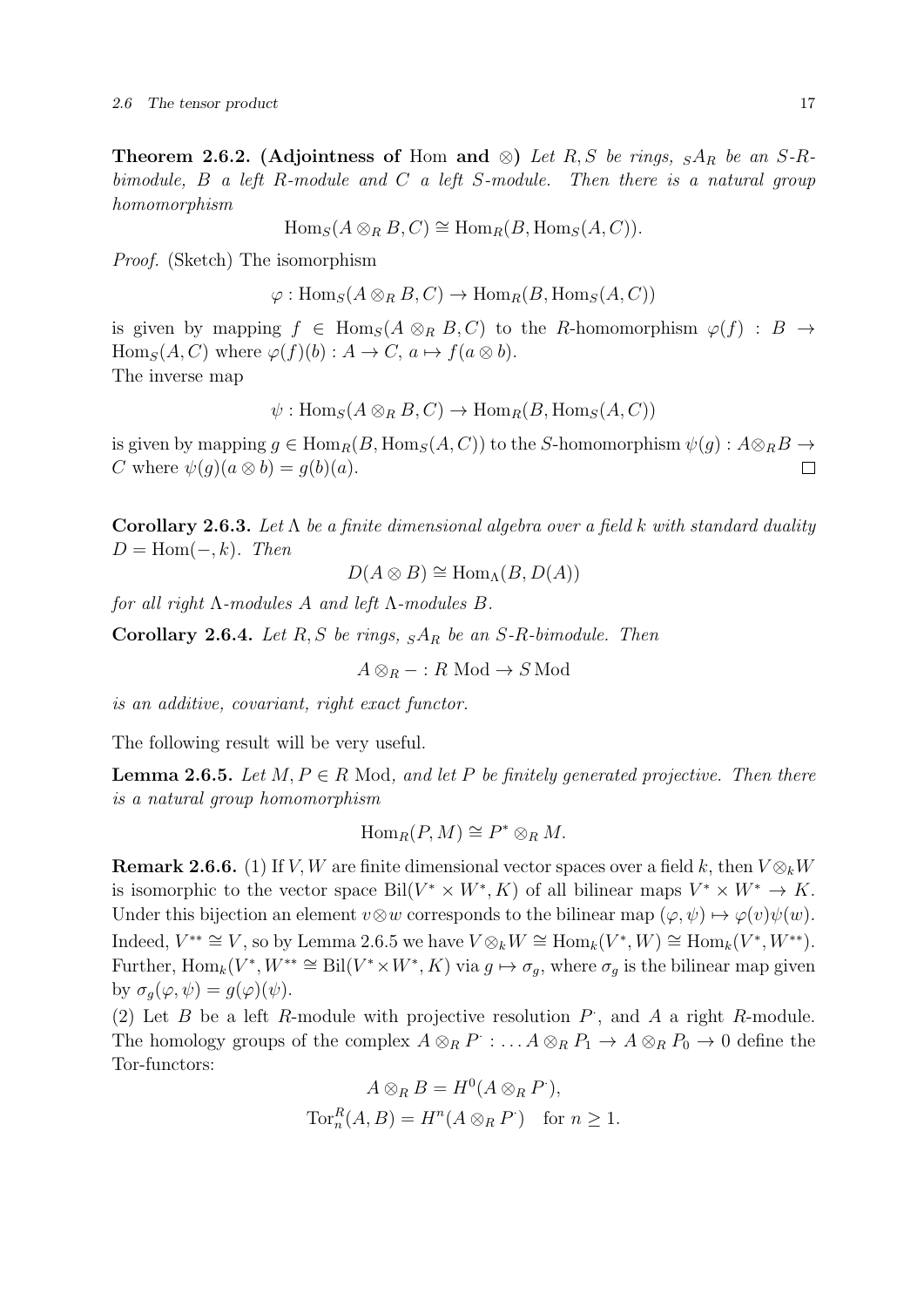**Theorem 2.6.2. (Adjointness of** Hom **and** $\otimes$**)** *Let $R, S$ be rings, ${}_SA_R$ be an $S$-$R$-bimodule, $B$ a left $R$-module and $C$ a left $S$-module. Then there is a natural group homomorphism*

$$\mathrm{Hom}_S(A \otimes_R B, C) \cong \mathrm{Hom}_R(B, \mathrm{Hom}_S(A, C)).$$

*Proof.* (Sketch) The isomorphism

$$\varphi : \mathrm{Hom}_S(A \otimes_R B, C) \to \mathrm{Hom}_R(B, \mathrm{Hom}_S(A, C))$$

is given by mapping $f \in \mathrm{Hom}_S(A \otimes_R B, C)$ to the $R$-homomorphism $\varphi(f) : B \to \mathrm{Hom}_S(A, C)$ where $\varphi(f)(b) : A \to C$, $a \mapsto f(a \otimes b)$.
The inverse map

$$\psi : \mathrm{Hom}_S(A \otimes_R B, C) \to \mathrm{Hom}_R(B, \mathrm{Hom}_S(A, C))$$

is given by mapping $g \in \mathrm{Hom}_R(B, \mathrm{Hom}_S(A, C))$ to the $S$-homomorphism $\psi(g) : A \otimes_R B \to C$ where $\psi(g)(a \otimes b) = g(b)(a)$. $\square$

**Corollary 2.6.3.** *Let $\Lambda$ be a finite dimensional algebra over a field $k$ with standard duality $D = \mathrm{Hom}(-, k)$. Then*

$$D(A \otimes B) \cong \mathrm{Hom}_\Lambda(B, D(A))$$

*for all right $\Lambda$-modules $A$ and left $\Lambda$-modules $B$.*

**Corollary 2.6.4.** *Let $R, S$ be rings, ${}_SA_R$ be an $S$-$R$-bimodule. Then*

$$A \otimes_R - : R\ \mathrm{Mod} \to S\,\mathrm{Mod}$$

*is an additive, covariant, right exact functor.*

The following result will be very useful.

**Lemma 2.6.5.** *Let $M, P \in R$ Mod, and let $P$ be finitely generated projective. Then there is a natural group homomorphism*

$$\mathrm{Hom}_R(P, M) \cong P^* \otimes_R M.$$

**Remark 2.6.6.** (1) If $V, W$ are finite dimensional vector spaces over a field $k$, then $V \otimes_k W$ is isomorphic to the vector space $\mathrm{Bil}(V^* \times W^*, K)$ of all bilinear maps $V^* \times W^* \to K$. Under this bijection an element $v \otimes w$ corresponds to the bilinear map $(\varphi, \psi) \mapsto \varphi(v)\psi(w)$. Indeed, $V^{**} \cong V$, so by Lemma 2.6.5 we have $V \otimes_k W \cong \mathrm{Hom}_k(V^*, W) \cong \mathrm{Hom}_k(V^*, W^{**})$. Further, $\mathrm{Hom}_k(V^*, W^{**} \cong \mathrm{Bil}(V^* \times W^*, K)$ via $g \mapsto \sigma_g$, where $\sigma_g$ is the bilinear map given by $\sigma_g(\varphi, \psi) = g(\varphi)(\psi)$.

(2) Let $B$ be a left $R$-module with projective resolution $P^{\cdot}$, and $A$ a right $R$-module. The homology groups of the complex $A \otimes_R P^{\cdot} : \ldots A \otimes_R P_1 \to A \otimes_R P_0 \to 0$ define the Tor-functors:

$$A \otimes_R B = H^0(A \otimes_R P^{\cdot}),$$

$$\mathrm{Tor}_n^R(A, B) = H^n(A \otimes_R P^{\cdot}) \quad \text{for } n \geq 1.$$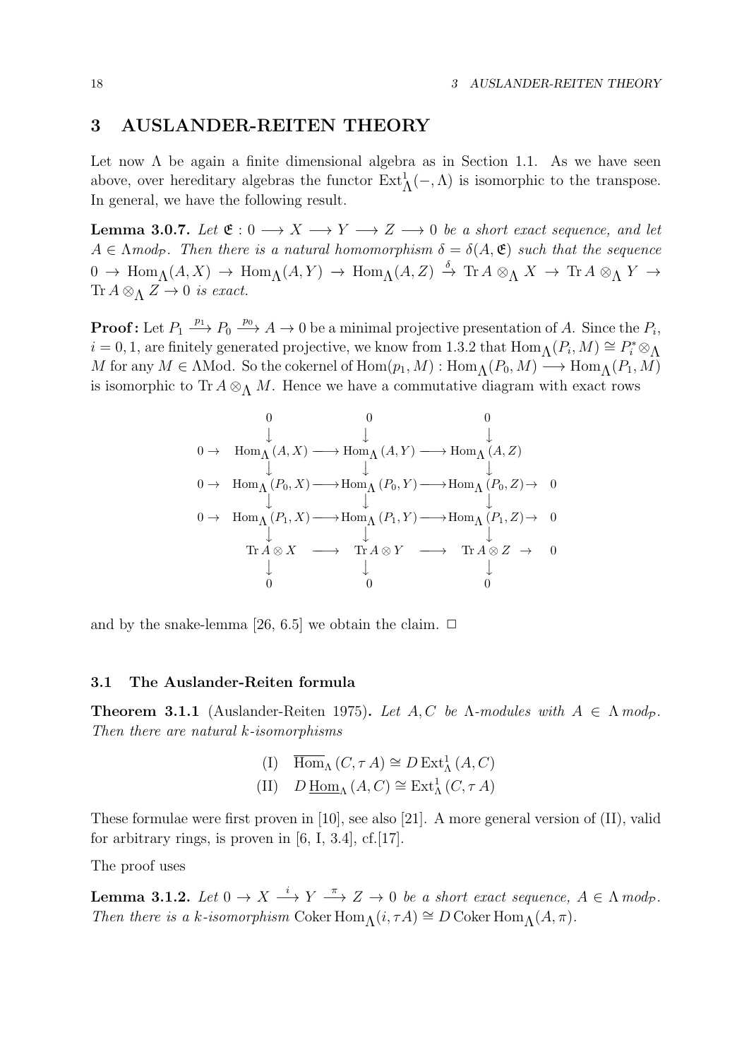# 3 AUSLANDER-REITEN THEORY

Let now $\Lambda$ be again a finite dimensional algebra as in Section 1.1. As we have seen above, over hereditary algebras the functor $\operatorname{Ext}^1_\Lambda(-,\Lambda)$ is isomorphic to the transpose. In general, we have the following result.

**Lemma 3.0.7.** *Let $\mathfrak{E} : 0 \longrightarrow X \longrightarrow Y \longrightarrow Z \longrightarrow 0$ be a short exact sequence, and let $A \in \Lambda mod_{\mathcal{P}}$. Then there is a natural homomorphism $\delta = \delta(A, \mathfrak{E})$ such that the sequence $0 \to \operatorname{Hom}_\Lambda(A, X) \to \operatorname{Hom}_\Lambda(A, Y) \to \operatorname{Hom}_\Lambda(A, Z) \xrightarrow{\delta} \operatorname{Tr} A \otimes_\Lambda X \to \operatorname{Tr} A \otimes_\Lambda Y \to \operatorname{Tr} A \otimes_\Lambda Z \to 0$ is exact.*

**Proof:** Let $P_1 \xrightarrow{p_1} P_0 \xrightarrow{p_0} A \to 0$ be a minimal projective presentation of $A$. Since the $P_i$, $i = 0, 1$, are finitely generated projective, we know from 1.3.2 that $\operatorname{Hom}_\Lambda(P_i, M) \cong P_i^* \otimes_\Lambda M$ for any $M \in \Lambda\text{Mod}$. So the cokernel of $\operatorname{Hom}(p_1, M) : \operatorname{Hom}_\Lambda(P_0, M) \longrightarrow \operatorname{Hom}_\Lambda(P_1, M)$ is isomorphic to $\operatorname{Tr} A \otimes_\Lambda M$. Hence we have a commutative diagram with exact rows

$$\begin{array}{ccccccccc}
 & & 0 & & 0 & & 0 & & \\
 & & \downarrow & & \downarrow & & \downarrow & & \\
0 \to & & \operatorname{Hom}_\Lambda(A, X) & \longrightarrow & \operatorname{Hom}_\Lambda(A, Y) & \longrightarrow & \operatorname{Hom}_\Lambda(A, Z) & & \\
 & & \downarrow & & \downarrow & & \downarrow & & \\
0 \to & & \operatorname{Hom}_\Lambda(P_0, X) & \longrightarrow & \operatorname{Hom}_\Lambda(P_0, Y) & \longrightarrow & \operatorname{Hom}_\Lambda(P_0, Z) & \to & 0 \\
 & & \downarrow & & \downarrow & & \downarrow & & \\
0 \to & & \operatorname{Hom}_\Lambda(P_1, X) & \longrightarrow & \operatorname{Hom}_\Lambda(P_1, Y) & \longrightarrow & \operatorname{Hom}_\Lambda(P_1, Z) & \to & 0 \\
 & & \downarrow & & \downarrow & & \downarrow & & \\
 & & \operatorname{Tr} A \otimes X & \longrightarrow & \operatorname{Tr} A \otimes Y & \longrightarrow & \operatorname{Tr} A \otimes Z & \to & 0 \\
 & & \downarrow & & \downarrow & & \downarrow & & \\
 & & 0 & & 0 & & 0 & &
\end{array}$$

and by the snake-lemma [26, 6.5] we obtain the claim. $\square$

## 3.1 The Auslander-Reiten formula

**Theorem 3.1.1** (Auslander-Reiten 1975)**.** *Let $A, C$ be $\Lambda$-modules with $A \in \Lambda\, mod_{\mathcal{P}}$. Then there are natural $k$-isomorphisms*

$$\text{(I)} \quad \overline{\operatorname{Hom}}_\Lambda(C, \tau A) \cong D \operatorname{Ext}^1_\Lambda(A, C)$$

$$\text{(II)} \quad D \underline{\operatorname{Hom}}_\Lambda(A, C) \cong \operatorname{Ext}^1_\Lambda(C, \tau A)$$

These formulae were first proven in [10], see also [21]. A more general version of (II), valid for arbitrary rings, is proven in [6, I, 3.4], cf.[17].

The proof uses

**Lemma 3.1.2.** *Let $0 \to X \xrightarrow{i} Y \xrightarrow{\pi} Z \to 0$ be a short exact sequence, $A \in \Lambda\, mod_{\mathcal{P}}$. Then there is a $k$-isomorphism $\operatorname{Coker} \operatorname{Hom}_\Lambda(i, \tau A) \cong D \operatorname{Coker} \operatorname{Hom}_\Lambda(A, \pi)$.*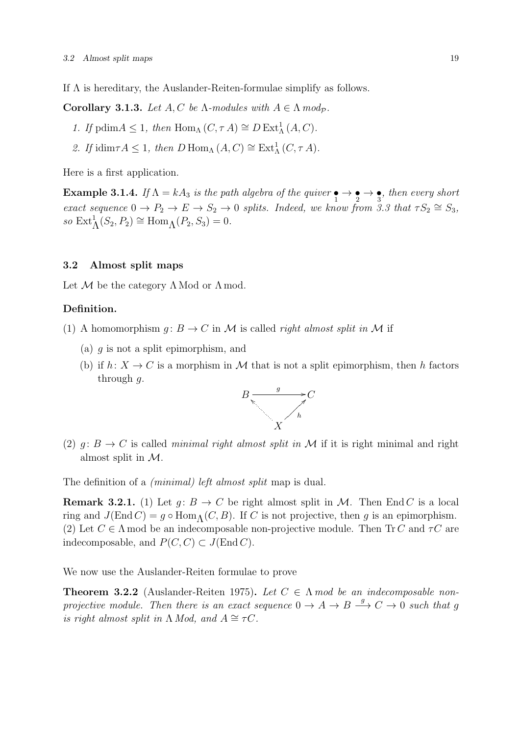If $\Lambda$ is hereditary, the Auslander-Reiten-formulae simplify as follows.

**Corollary 3.1.3.** *Let $A, C$ be $\Lambda$-modules with $A \in \Lambda\, mod_{\mathcal{P}}$.*

1. *If $\mathrm{pdim} A \leq 1$, then $\mathrm{Hom}_\Lambda(C, \tau A) \cong D\,\mathrm{Ext}^1_\Lambda(A, C)$.*
2. *If $\mathrm{idim} \tau A \leq 1$, then $D\,\mathrm{Hom}_\Lambda(A, C) \cong \mathrm{Ext}^1_\Lambda(C, \tau A)$.*

Here is a first application.

**Example 3.1.4.** *If $\Lambda = kA_3$ is the path algebra of the quiver $\underset{1}{\bullet} \to \underset{2}{\bullet} \to \underset{3}{\bullet}$, then every short exact sequence $0 \to P_2 \to E \to S_2 \to 0$ splits. Indeed, we know from 3.3 that $\tau S_2 \cong S_3$, so $\mathrm{Ext}^1_\Lambda(S_2, P_2) \cong \mathrm{Hom}_\Lambda(P_2, S_3) = 0$.*

### 3.2 Almost split maps

Let $\mathcal{M}$ be the category $\Lambda\,\mathrm{Mod}$ or $\Lambda\,\mathrm{mod}$.

**Definition.**

(1) A homomorphism $g\colon B \to C$ in $\mathcal{M}$ is called *right almost split in* $\mathcal{M}$ if

  (a) $g$ is not a split epimorphism, and

  (b) if $h\colon X \to C$ is a morphism in $\mathcal{M}$ that is not a split epimorphism, then $h$ factors through $g$.

$$\begin{array}{ccc} B & \xrightarrow{\;g\;} & C \\ & \nwarrow \quad \nearrow_{h} & \\ & X & \end{array}$$

(2) $g\colon B \to C$ is called *minimal right almost split in* $\mathcal{M}$ if it is right minimal and right almost split in $\mathcal{M}$.

The definition of a *(minimal) left almost split* map is dual.

**Remark 3.2.1.** (1) Let $g\colon B \to C$ be right almost split in $\mathcal{M}$. Then $\mathrm{End}\, C$ is a local ring and $J(\mathrm{End}\, C) = g \circ \mathrm{Hom}_\Lambda(C, B)$. If $C$ is not projective, then $g$ is an epimorphism.
(2) Let $C \in \Lambda\,\mathrm{mod}$ be an indecomposable non-projective module. Then $\mathrm{Tr}\, C$ and $\tau C$ are indecomposable, and $P(C, C) \subset J(\mathrm{End}\, C)$.

We now use the Auslander-Reiten formulae to prove

**Theorem 3.2.2** (Auslander-Reiten 1975)**.** *Let $C \in \Lambda\, mod$ be an indecomposable non-projective module. Then there is an exact sequence $0 \to A \to B \xrightarrow{g} C \to 0$ such that $g$ is right almost split in $\Lambda\, Mod$, and $A \cong \tau C$.*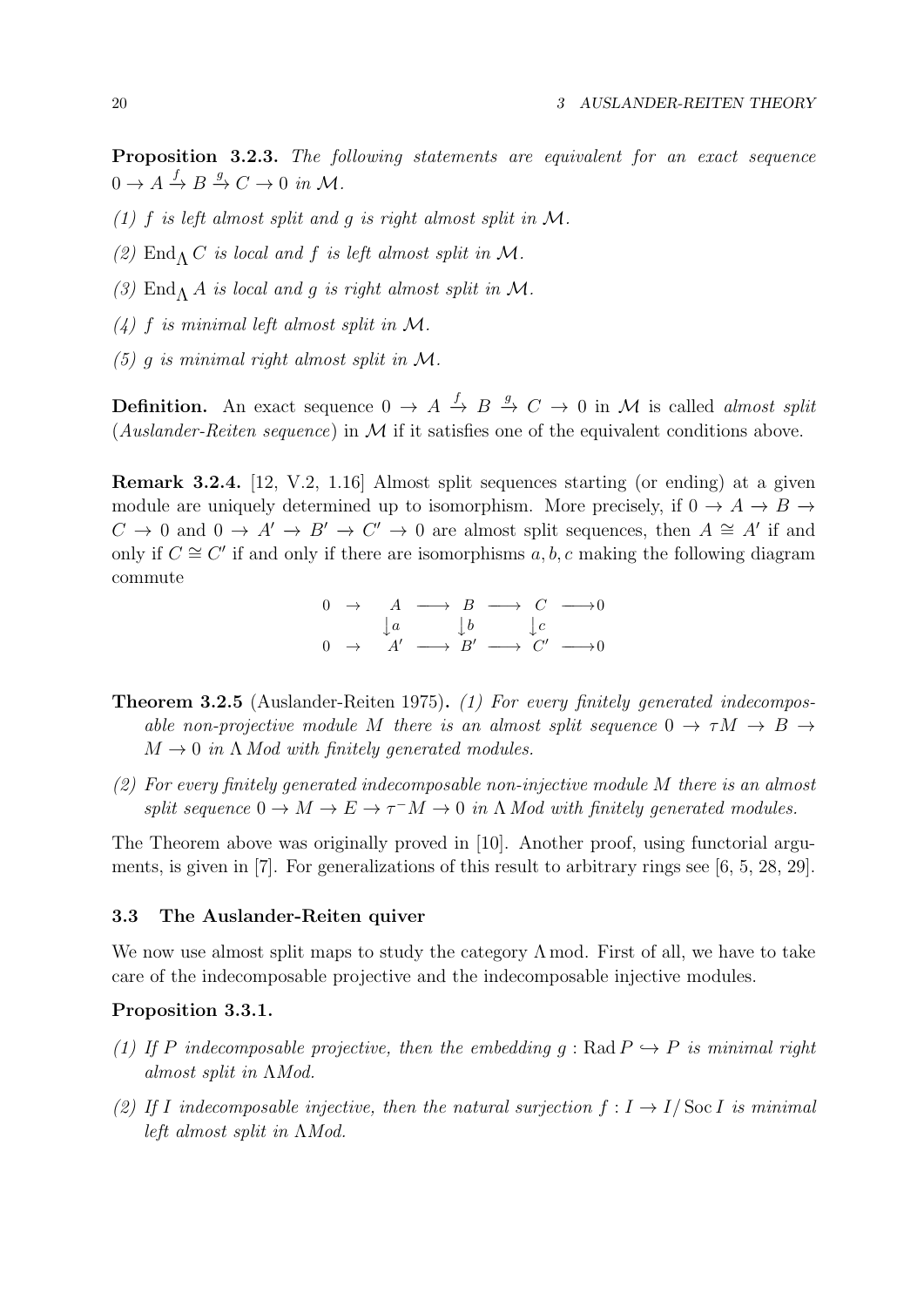**Proposition 3.2.3.** *The following statements are equivalent for an exact sequence* $0 \to A \xrightarrow{f} B \xrightarrow{g} C \to 0$ *in* $\mathcal{M}$.

*(1)* $f$ *is left almost split and* $g$ *is right almost split in* $\mathcal{M}$.

*(2)* $\operatorname{End}_\Lambda C$ *is local and* $f$ *is left almost split in* $\mathcal{M}$.

*(3)* $\operatorname{End}_\Lambda A$ *is local and* $g$ *is right almost split in* $\mathcal{M}$.

*(4)* $f$ *is minimal left almost split in* $\mathcal{M}$.

*(5)* $g$ *is minimal right almost split in* $\mathcal{M}$.

**Definition.** An exact sequence $0 \to A \xrightarrow{f} B \xrightarrow{g} C \to 0$ in $\mathcal{M}$ is called *almost split* (*Auslander-Reiten sequence*) in $\mathcal{M}$ if it satisfies one of the equivalent conditions above.

**Remark 3.2.4.** [12, V.2, 1.16] Almost split sequences starting (or ending) at a given module are uniquely determined up to isomorphism. More precisely, if $0 \to A \to B \to C \to 0$ and $0 \to A' \to B' \to C' \to 0$ are almost split sequences, then $A \cong A'$ if and only if $C \cong C'$ if and only if there are isomorphisms $a, b, c$ making the following diagram commute

$$\begin{array}{ccccccccc} 0 & \to & A & \longrightarrow & B & \longrightarrow & C & \longrightarrow & 0 \\ & & \downarrow a & & \downarrow b & & \downarrow c & & \\ 0 & \to & A' & \longrightarrow & B' & \longrightarrow & C' & \longrightarrow & 0 \end{array}$$

**Theorem 3.2.5** (Auslander-Reiten 1975)**.** *(1) For every finitely generated indecomposable non-projective module* $M$ *there is an almost split sequence* $0 \to \tau M \to B \to M \to 0$ *in* $\Lambda\,Mod$ *with finitely generated modules.*

*(2) For every finitely generated indecomposable non-injective module* $M$ *there is an almost split sequence* $0 \to M \to E \to \tau^- M \to 0$ *in* $\Lambda\,Mod$ *with finitely generated modules.*

The Theorem above was originally proved in [10]. Another proof, using functorial arguments, is given in [7]. For generalizations of this result to arbitrary rings see [6, 5, 28, 29].

### 3.3 The Auslander-Reiten quiver

We now use almost split maps to study the category $\Lambda\,\mathrm{mod}$. First of all, we have to take care of the indecomposable projective and the indecomposable injective modules.

**Proposition 3.3.1.**

*(1) If* $P$ *indecomposable projective, then the embedding* $g : \operatorname{Rad} P \hookrightarrow P$ *is minimal right almost split in* $\Lambda Mod$.

*(2) If* $I$ *indecomposable injective, then the natural surjection* $f : I \to I/\operatorname{Soc} I$ *is minimal left almost split in* $\Lambda Mod$.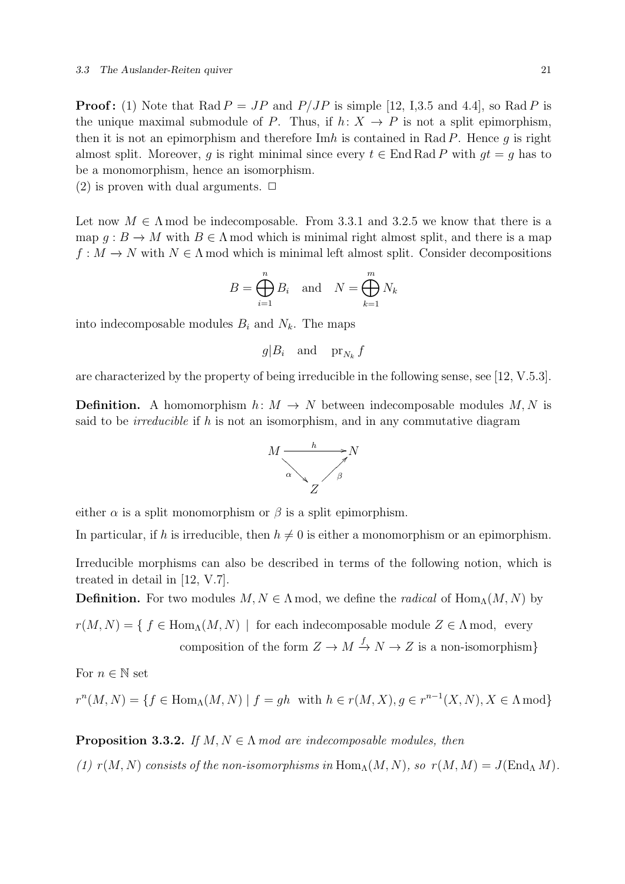**Proof:** (1) Note that $\operatorname{Rad} P = JP$ and $P/JP$ is simple [12, I,3.5 and 4.4], so $\operatorname{Rad} P$ is the unique maximal submodule of $P$. Thus, if $h\colon X \to P$ is not a split epimorphism, then it is not an epimorphism and therefore $\operatorname{Im} h$ is contained in $\operatorname{Rad} P$. Hence $g$ is right almost split. Moreover, $g$ is right minimal since every $t \in \operatorname{End} \operatorname{Rad} P$ with $gt = g$ has to be a monomorphism, hence an isomorphism.
(2) is proven with dual arguments. □

Let now $M \in \Lambda \operatorname{mod}$ be indecomposable. From 3.3.1 and 3.2.5 we know that there is a map $g : B \to M$ with $B \in \Lambda \operatorname{mod}$ which is minimal right almost split, and there is a map $f : M \to N$ with $N \in \Lambda \operatorname{mod}$ which is minimal left almost split. Consider decompositions

$$B = \bigoplus_{i=1}^{n} B_i \quad \text{and} \quad N = \bigoplus_{k=1}^{m} N_k$$

into indecomposable modules $B_i$ and $N_k$. The maps

$$g|B_i \quad \text{and} \quad \operatorname{pr}_{N_k} f$$

are characterized by the property of being irreducible in the following sense, see [12, V.5.3].

**Definition.** A homomorphism $h\colon M \to N$ between indecomposable modules $M, N$ is said to be *irreducible* if $h$ is not an isomorphism, and in any commutative diagram

$$\begin{array}{ccc} M & \xrightarrow{\quad h \quad} & N \\ & {\scriptstyle\alpha}\searrow \quad \nearrow{\scriptstyle\beta} & \\ & Z & \end{array}$$

either $\alpha$ is a split monomorphism or $\beta$ is a split epimorphism.

In particular, if $h$ is irreducible, then $h \neq 0$ is either a monomorphism or an epimorphism.

Irreducible morphisms can also be described in terms of the following notion, which is treated in detail in [12, V.7].

**Definition.** For two modules $M, N \in \Lambda \operatorname{mod}$, we define the *radical* of $\operatorname{Hom}_\Lambda(M, N)$ by

$$r(M,N) = \{\, f \in \operatorname{Hom}_\Lambda(M,N) \mid \text{ for each indecomposable module } Z \in \Lambda \operatorname{mod}, \text{ every composition of the form } Z \to M \xrightarrow{f} N \to Z \text{ is a non-isomorphism}\}$$

For $n \in \mathbb{N}$ set

$$r^n(M,N) = \{f \in \operatorname{Hom}_\Lambda(M,N) \mid f = gh \text{ with } h \in r(M,X), g \in r^{n-1}(X,N), X \in \Lambda \operatorname{mod}\}$$

**Proposition 3.3.2.** *If $M, N \in \Lambda \operatorname{mod}$ are indecomposable modules, then*

*(1) $r(M,N)$ consists of the non-isomorphisms in $\operatorname{Hom}_\Lambda(M,N)$, so $r(M,M) = J(\operatorname{End}_\Lambda M)$.*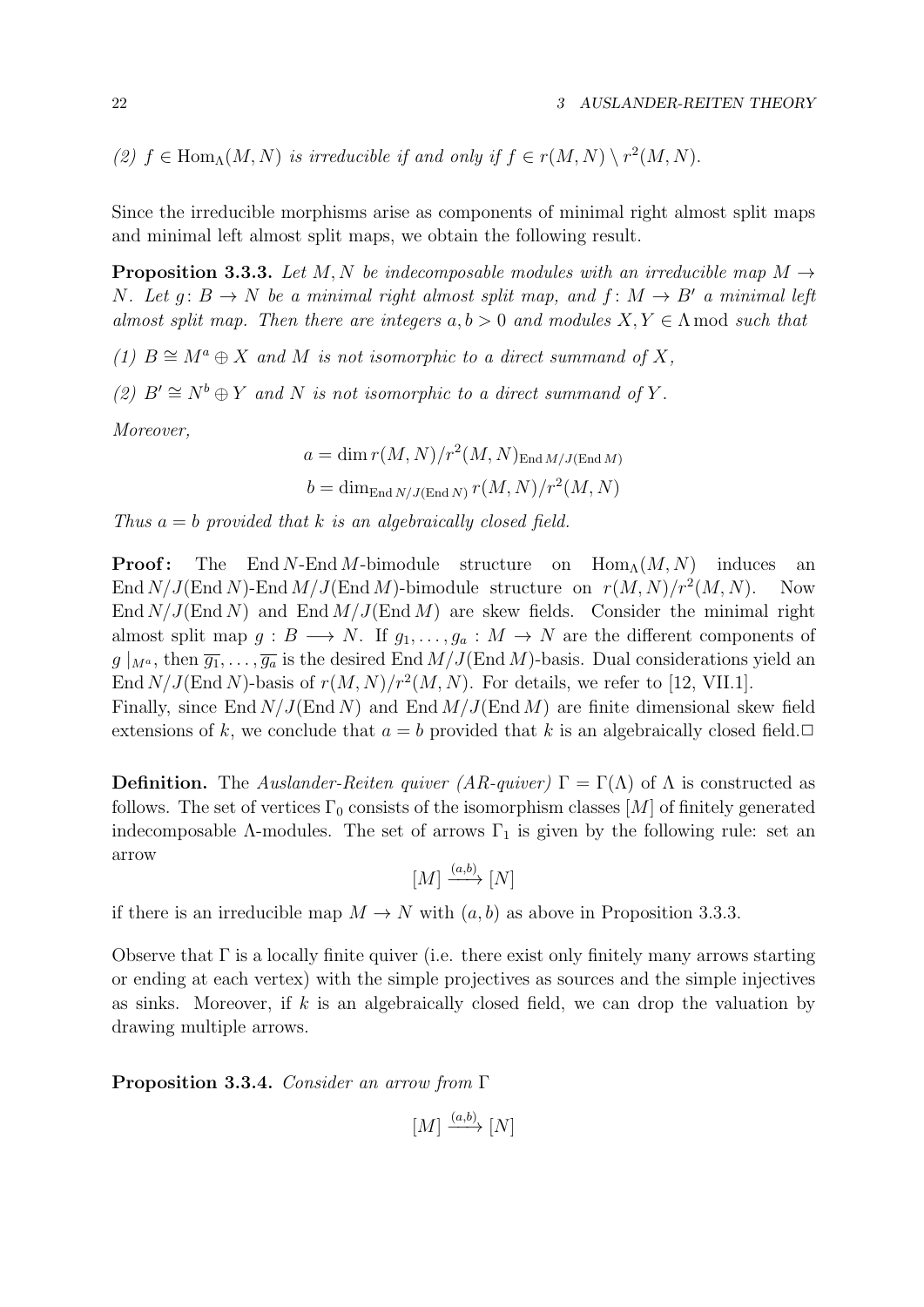*(2) $f \in \mathrm{Hom}_\Lambda(M,N)$ is irreducible if and only if $f \in r(M,N) \setminus r^2(M,N)$.*

Since the irreducible morphisms arise as components of minimal right almost split maps and minimal left almost split maps, we obtain the following result.

**Proposition 3.3.3.** *Let $M, N$ be indecomposable modules with an irreducible map $M \to N$. Let $g \colon B \to N$ be a minimal right almost split map, and $f \colon M \to B'$ a minimal left almost split map. Then there are integers $a, b > 0$ and modules $X, Y \in \Lambda\,\mathrm{mod}$ such that*

*(1) $B \cong M^a \oplus X$ and $M$ is not isomorphic to a direct summand of $X$,*

*(2) $B' \cong N^b \oplus Y$ and $N$ is not isomorphic to a direct summand of $Y$.*

*Moreover,*

$$a = \dim r(M,N)/r^2(M,N)_{\mathrm{End}\, M/J(\mathrm{End}\, M)}$$

$$b = \dim_{\mathrm{End}\, N/J(\mathrm{End}\, N)} r(M,N)/r^2(M,N)$$

*Thus $a = b$ provided that $k$ is an algebraically closed field.*

**Proof:** The $\mathrm{End}\, N$-$\mathrm{End}\, M$-bimodule structure on $\mathrm{Hom}_\Lambda(M,N)$ induces an $\mathrm{End}\, N/J(\mathrm{End}\, N)$-$\mathrm{End}\, M/J(\mathrm{End}\, M)$-bimodule structure on $r(M,N)/r^2(M,N)$. Now $\mathrm{End}\, N/J(\mathrm{End}\, N)$ and $\mathrm{End}\, M/J(\mathrm{End}\, M)$ are skew fields. Consider the minimal right almost split map $g : B \longrightarrow N$. If $g_1, \ldots, g_a : M \to N$ are the different components of $g\mid_{M^a}$, then $\overline{g_1}, \ldots, \overline{g_a}$ is the desired $\mathrm{End}\, M/J(\mathrm{End}\, M)$-basis. Dual considerations yield an $\mathrm{End}\, N/J(\mathrm{End}\, N)$-basis of $r(M,N)/r^2(M,N)$. For details, we refer to [12, VII.1].
Finally, since $\mathrm{End}\, N/J(\mathrm{End}\, N)$ and $\mathrm{End}\, M/J(\mathrm{End}\, M)$ are finite dimensional skew field extensions of $k$, we conclude that $a = b$ provided that $k$ is an algebraically closed field.□

**Definition.** The *Auslander-Reiten quiver (AR-quiver)* $\Gamma = \Gamma(\Lambda)$ of $\Lambda$ is constructed as follows. The set of vertices $\Gamma_0$ consists of the isomorphism classes $[M]$ of finitely generated indecomposable $\Lambda$-modules. The set of arrows $\Gamma_1$ is given by the following rule: set an arrow

$$[M] \xrightarrow{(a,b)} [N]$$

if there is an irreducible map $M \to N$ with $(a,b)$ as above in Proposition 3.3.3.

Observe that $\Gamma$ is a locally finite quiver (i.e. there exist only finitely many arrows starting or ending at each vertex) with the simple projectives as sources and the simple injectives as sinks. Moreover, if $k$ is an algebraically closed field, we can drop the valuation by drawing multiple arrows.

**Proposition 3.3.4.** *Consider an arrow from $\Gamma$*

$$[M] \xrightarrow{(a,b)} [N]$$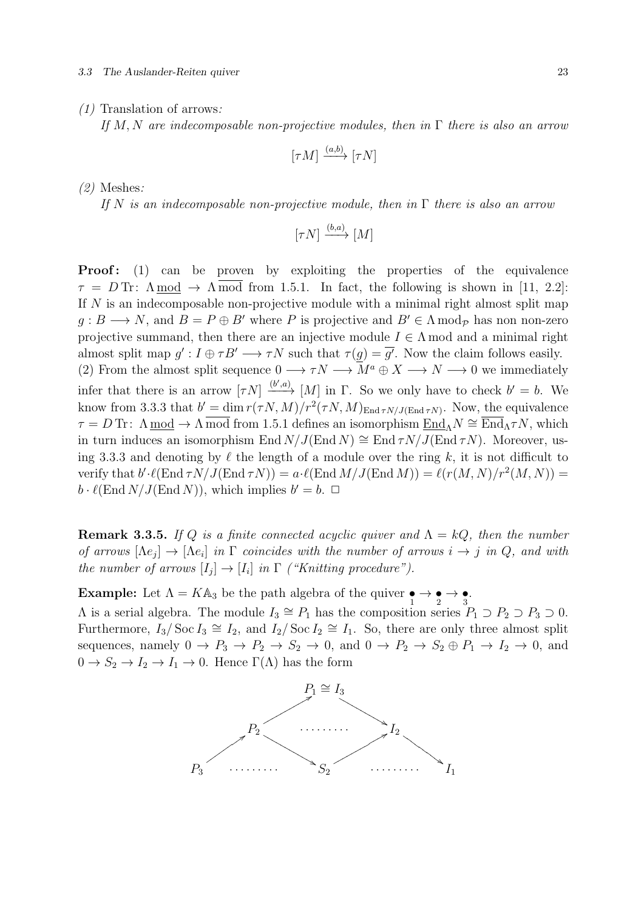*(1)* Translation of arrows*:*

*If $M, N$ are indecomposable non-projective modules, then in $\Gamma$ there is also an arrow*

$$[\tau M] \xrightarrow{(a,b)} [\tau N]$$

*(2)* Meshes*:*

*If $N$ is an indecomposable non-projective module, then in $\Gamma$ there is also an arrow*

$$[\tau N] \xrightarrow{(b,a)} [M]$$

**Proof:** (1) can be proven by exploiting the properties of the equivalence $\tau = D\,\mathrm{Tr}\colon \Lambda\,\underline{\mathrm{mod}} \to \Lambda\,\overline{\mathrm{mod}}$ from 1.5.1. In fact, the following is shown in [11, 2.2]: If $N$ is an indecomposable non-projective module with a minimal right almost split map $g : B \longrightarrow N$, and $B = P \oplus B'$ where $P$ is projective and $B' \in \Lambda\,\mathrm{mod}_{\mathcal{P}}$ has non non-zero projective summand, then there are an injective module $I \in \Lambda\,\mathrm{mod}$ and a minimal right almost split map $g' : I \oplus \tau B' \longrightarrow \tau N$ such that $\tau(\underline{g}) = \overline{g'}$. Now the claim follows easily.
(2) From the almost split sequence $0 \longrightarrow \tau N \longrightarrow M^a \oplus X \longrightarrow N \longrightarrow 0$ we immediately infer that there is an arrow $[\tau N] \xrightarrow{(b',a)} [M]$ in $\Gamma$. So we only have to check $b' = b$. We know from 3.3.3 that $b' = \dim r(\tau N, M)/r^2(\tau N, M)_{\mathrm{End}\,\tau N/J(\mathrm{End}\,\tau N)}$. Now, the equivalence $\tau = D\,\mathrm{Tr}\colon \Lambda\,\underline{\mathrm{mod}} \to \Lambda\,\overline{\mathrm{mod}}$ from 1.5.1 defines an isomorphism $\underline{\mathrm{End}}_\Lambda N \cong \overline{\mathrm{End}}_\Lambda \tau N$, which in turn induces an isomorphism $\mathrm{End}\,N/J(\mathrm{End}\,N) \cong \mathrm{End}\,\tau N/J(\mathrm{End}\,\tau N)$. Moreover, using 3.3.3 and denoting by $\ell$ the length of a module over the ring $k$, it is not difficult to verify that $b' \cdot \ell(\mathrm{End}\,\tau N/J(\mathrm{End}\,\tau N)) = a \cdot \ell(\mathrm{End}\,M/J(\mathrm{End}\,M)) = \ell(r(M,N)/r^2(M,N)) = b \cdot \ell(\mathrm{End}\,N/J(\mathrm{End}\,N))$, which implies $b' = b$. $\Box$

**Remark 3.3.5.** *If $Q$ is a finite connected acyclic quiver and $\Lambda = kQ$, then the number of arrows $[\Lambda e_j] \to [\Lambda e_i]$ in $\Gamma$ coincides with the number of arrows $i \to j$ in $Q$, and with the number of arrows $[I_j] \to [I_i]$ in $\Gamma$ ("Knitting procedure").*

**Example:** Let $\Lambda = K\mathbb{A}_3$ be the path algebra of the quiver $\underset{1}{\bullet} \to \underset{2}{\bullet} \to \underset{3}{\bullet}$.
$\Lambda$ is a serial algebra. The module $I_3 \cong P_1$ has the composition series $P_1 \supset P_2 \supset P_3 \supset 0$. Furthermore, $I_3/\operatorname{Soc} I_3 \cong I_2$, and $I_2/\operatorname{Soc} I_2 \cong I_1$. So, there are only three almost split sequences, namely $0 \to P_3 \to P_2 \to S_2 \to 0$, and $0 \to P_2 \to S_2 \oplus P_1 \to I_2 \to 0$, and $0 \to S_2 \to I_2 \to I_1 \to 0$. Hence $\Gamma(\Lambda)$ has the form

$$\begin{array}{ccccccccc}
 & & & & P_1 \cong I_3 & & & & \\
 & & & \nearrow & & \searrow & & & \\
 & & P_2 & & \cdots\cdots\cdots & & I_2 & & \\
 & \nearrow & & \searrow & & \nearrow & & \searrow & \\
P_3 & & \cdots\cdots\cdots & & S_2 & & \cdots\cdots\cdots & & I_1
\end{array}$$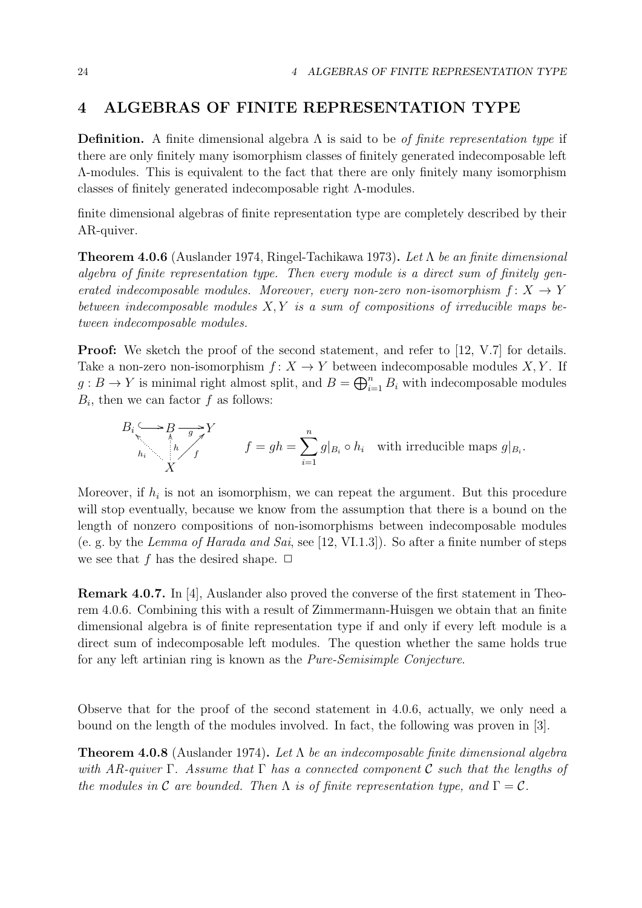# 4 ALGEBRAS OF FINITE REPRESENTATION TYPE

**Definition.** A finite dimensional algebra $\Lambda$ is said to be *of finite representation type* if there are only finitely many isomorphism classes of finitely generated indecomposable left $\Lambda$-modules. This is equivalent to the fact that there are only finitely many isomorphism classes of finitely generated indecomposable right $\Lambda$-modules.

finite dimensional algebras of finite representation type are completely described by their AR-quiver.

**Theorem 4.0.6** (Auslander 1974, Ringel-Tachikawa 1973)**.** *Let $\Lambda$ be an finite dimensional algebra of finite representation type. Then every module is a direct sum of finitely generated indecomposable modules. Moreover, every non-zero non-isomorphism $f: X \to Y$ between indecomposable modules $X, Y$ is a sum of compositions of irreducible maps between indecomposable modules.*

**Proof:** We sketch the proof of the second statement, and refer to [12, V.7] for details. Take a non-zero non-isomorphism $f: X \to Y$ between indecomposable modules $X, Y$. If $g : B \to Y$ is minimal right almost split, and $B = \bigoplus_{i=1}^{n} B_i$ with indecomposable modules $B_i$, then we can factor $f$ as follows:

$$\begin{array}{ccccc} B_i & \hookrightarrow & B & \xrightarrow{g} & Y \\ & \nwarrow^{h_i} & \uparrow^{h} & \nearrow_{f} & \\ & & X & & \end{array} \qquad f = gh = \sum_{i=1}^{n} g|_{B_i} \circ h_i \quad \text{with irreducible maps } g|_{B_i}.$$

Moreover, if $h_i$ is not an isomorphism, we can repeat the argument. But this procedure will stop eventually, because we know from the assumption that there is a bound on the length of nonzero compositions of non-isomorphisms between indecomposable modules (e. g. by the *Lemma of Harada and Sai*, see [12, VI.1.3]). So after a finite number of steps we see that $f$ has the desired shape. $\Box$

**Remark 4.0.7.** In [4], Auslander also proved the converse of the first statement in Theorem 4.0.6. Combining this with a result of Zimmermann-Huisgen we obtain that an finite dimensional algebra is of finite representation type if and only if every left module is a direct sum of indecomposable left modules. The question whether the same holds true for any left artinian ring is known as the *Pure-Semisimple Conjecture*.

Observe that for the proof of the second statement in 4.0.6, actually, we only need a bound on the length of the modules involved. In fact, the following was proven in [3].

**Theorem 4.0.8** (Auslander 1974)**.** *Let $\Lambda$ be an indecomposable finite dimensional algebra with AR-quiver $\Gamma$. Assume that $\Gamma$ has a connected component $\mathcal{C}$ such that the lengths of the modules in $\mathcal{C}$ are bounded. Then $\Lambda$ is of finite representation type, and $\Gamma = \mathcal{C}$.*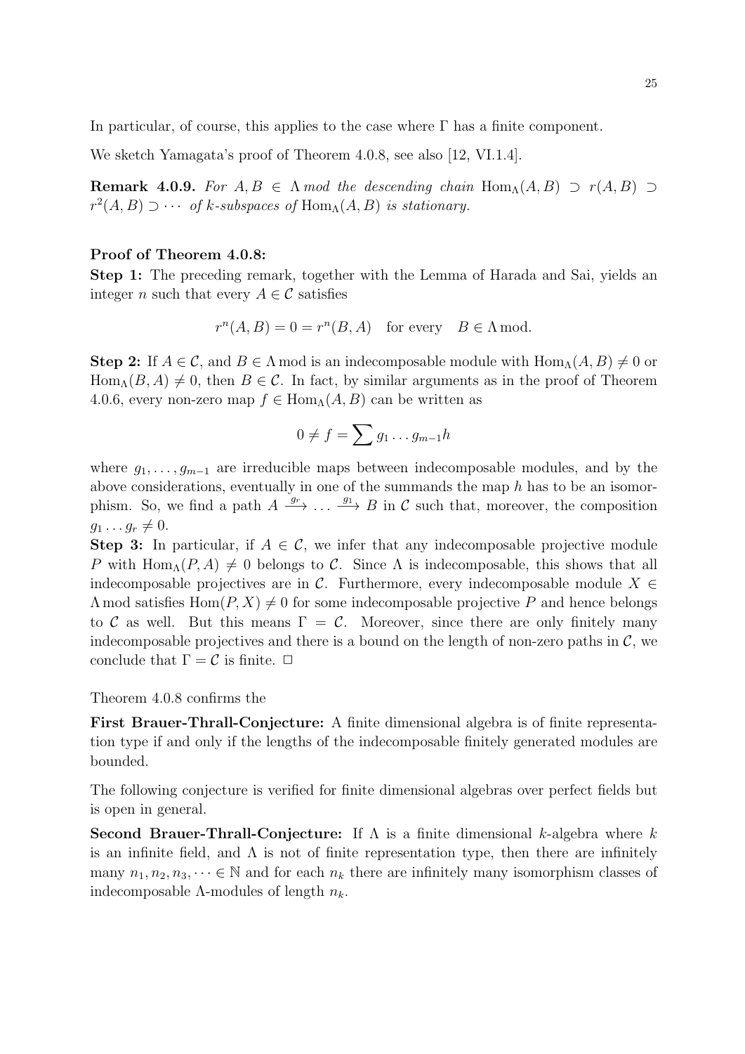In particular, of course, this applies to the case where $\Gamma$ has a finite component.

We sketch Yamagata's proof of Theorem 4.0.8, see also [12, VI.1.4].

**Remark 4.0.9.** *For $A, B \in \Lambda\,mod$ the descending chain $\mathrm{Hom}_\Lambda(A, B) \supset r(A, B) \supset r^2(A, B) \supset \cdots$ of $k$-subspaces of $\mathrm{Hom}_\Lambda(A, B)$ is stationary.*

**Proof of Theorem 4.0.8:**

**Step 1:** The preceding remark, together with the Lemma of Harada and Sai, yields an integer $n$ such that every $A \in \mathcal{C}$ satisfies

$$r^n(A, B) = 0 = r^n(B, A) \quad \text{for every} \quad B \in \Lambda\,\mathrm{mod}.$$

**Step 2:** If $A \in \mathcal{C}$, and $B \in \Lambda\,\mathrm{mod}$ is an indecomposable module with $\mathrm{Hom}_\Lambda(A, B) \neq 0$ or $\mathrm{Hom}_\Lambda(B, A) \neq 0$, then $B \in \mathcal{C}$. In fact, by similar arguments as in the proof of Theorem 4.0.6, every non-zero map $f \in \mathrm{Hom}_\Lambda(A, B)$ can be written as

$$0 \neq f = \sum g_1 \ldots g_{m-1} h$$

where $g_1, \ldots, g_{m-1}$ are irreducible maps between indecomposable modules, and by the above considerations, eventually in one of the summands the map $h$ has to be an isomorphism. So, we find a path $A \xrightarrow{g_r} \ldots \xrightarrow{g_1} B$ in $\mathcal{C}$ such that, moreover, the composition $g_1 \ldots g_r \neq 0$.

**Step 3:** In particular, if $A \in \mathcal{C}$, we infer that any indecomposable projective module $P$ with $\mathrm{Hom}_\Lambda(P, A) \neq 0$ belongs to $\mathcal{C}$. Since $\Lambda$ is indecomposable, this shows that all indecomposable projectives are in $\mathcal{C}$. Furthermore, every indecomposable module $X \in \Lambda\,\mathrm{mod}$ satisfies $\mathrm{Hom}(P, X) \neq 0$ for some indecomposable projective $P$ and hence belongs to $\mathcal{C}$ as well. But this means $\Gamma = \mathcal{C}$. Moreover, since there are only finitely many indecomposable projectives and there is a bound on the length of non-zero paths in $\mathcal{C}$, we conclude that $\Gamma = \mathcal{C}$ is finite. $\Box$

Theorem 4.0.8 confirms the

**First Brauer-Thrall-Conjecture:** A finite dimensional algebra is of finite representation type if and only if the lengths of the indecomposable finitely generated modules are bounded.

The following conjecture is verified for finite dimensional algebras over perfect fields but is open in general.

**Second Brauer-Thrall-Conjecture:** If $\Lambda$ is a finite dimensional $k$-algebra where $k$ is an infinite field, and $\Lambda$ is not of finite representation type, then there are infinitely many $n_1, n_2, n_3, \cdots \in \mathbb{N}$ and for each $n_k$ there are infinitely many isomorphism classes of indecomposable $\Lambda$-modules of length $n_k$.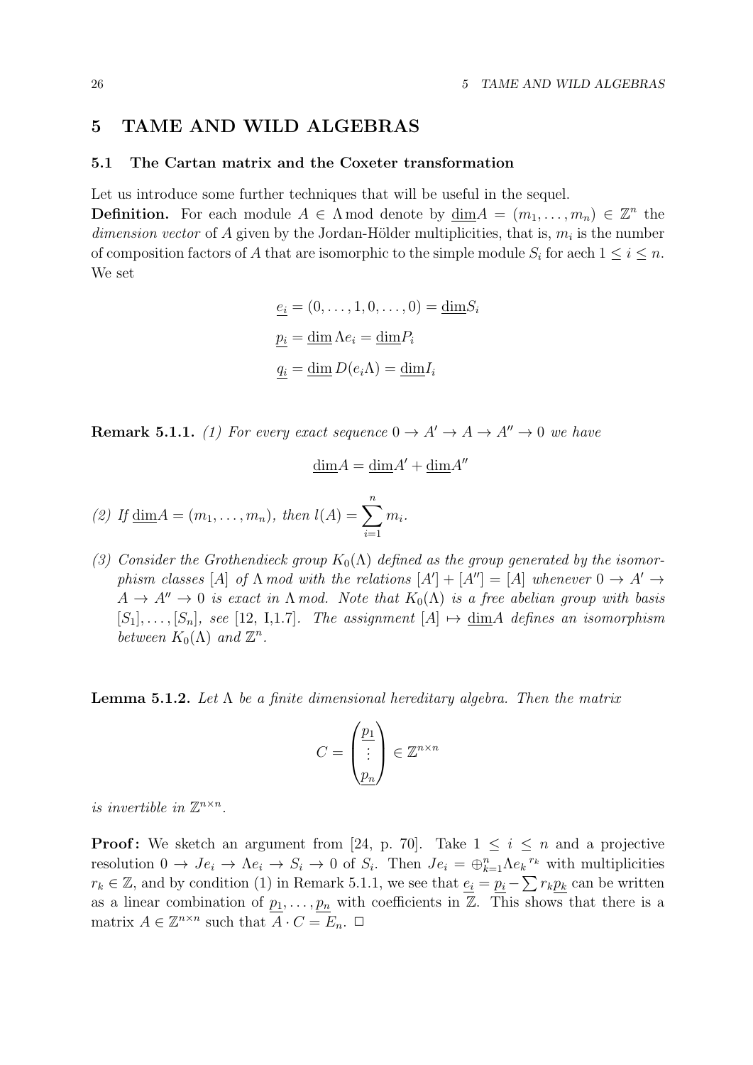# 5 TAME AND WILD ALGEBRAS

## 5.1 The Cartan matrix and the Coxeter transformation

Let us introduce some further techniques that will be useful in the sequel.

**Definition.** For each module $A \in \Lambda\,\mathrm{mod}$ denote by $\underline{\dim} A = (m_1, \ldots, m_n) \in \mathbb{Z}^n$ the *dimension vector* of $A$ given by the Jordan-Hölder multiplicities, that is, $m_i$ is the number of composition factors of $A$ that are isomorphic to the simple module $S_i$ for aech $1 \le i \le n$. We set

$$\underline{e_i} = (0, \ldots, 1, 0, \ldots, 0) = \underline{\dim} S_i$$

$$\underline{p_i} = \underline{\dim}\, \Lambda e_i = \underline{\dim} P_i$$

$$\underline{q_i} = \underline{\dim}\, D(e_i \Lambda) = \underline{\dim} I_i$$

**Remark 5.1.1.** *(1) For every exact sequence $0 \to A' \to A \to A'' \to 0$ we have*

$$\underline{\dim} A = \underline{\dim} A' + \underline{\dim} A''$$

*(2) If $\underline{\dim} A = (m_1, \ldots, m_n)$, then $l(A) = \sum_{i=1}^{n} m_i$.*

*(3) Consider the Grothendieck group $K_0(\Lambda)$ defined as the group generated by the isomorphism classes $[A]$ of $\Lambda\,mod$ with the relations $[A'] + [A''] = [A]$ whenever $0 \to A' \to A \to A'' \to 0$ is exact in $\Lambda\,mod$. Note that $K_0(\Lambda)$ is a free abelian group with basis $[S_1], \ldots, [S_n]$, see [12, I,1.7]. The assignment $[A] \mapsto \underline{\dim} A$ defines an isomorphism between $K_0(\Lambda)$ and $\mathbb{Z}^n$.*

**Lemma 5.1.2.** *Let $\Lambda$ be a finite dimensional hereditary algebra. Then the matrix*

$$C = \begin{pmatrix} \underline{p_1} \\ \vdots \\ \underline{p_n} \end{pmatrix} \in \mathbb{Z}^{n \times n}$$

*is invertible in $\mathbb{Z}^{n \times n}$.*

**Proof:** We sketch an argument from [24, p. 70]. Take $1 \le i \le n$ and a projective resolution $0 \to Je_i \to \Lambda e_i \to S_i \to 0$ of $S_i$. Then $Je_i = \oplus_{k=1}^{n} \Lambda e_k{}^{r_k}$ with multiplicities $r_k \in \mathbb{Z}$, and by condition (1) in Remark 5.1.1, we see that $\underline{e_i} = \underline{p_i} - \sum r_k \underline{p_k}$ can be written as a linear combination of $\underline{p_1}, \ldots, \underline{p_n}$ with coefficients in $\mathbb{Z}$. This shows that there is a matrix $A \in \mathbb{Z}^{n \times n}$ such that $A \cdot C = E_n$. $\square$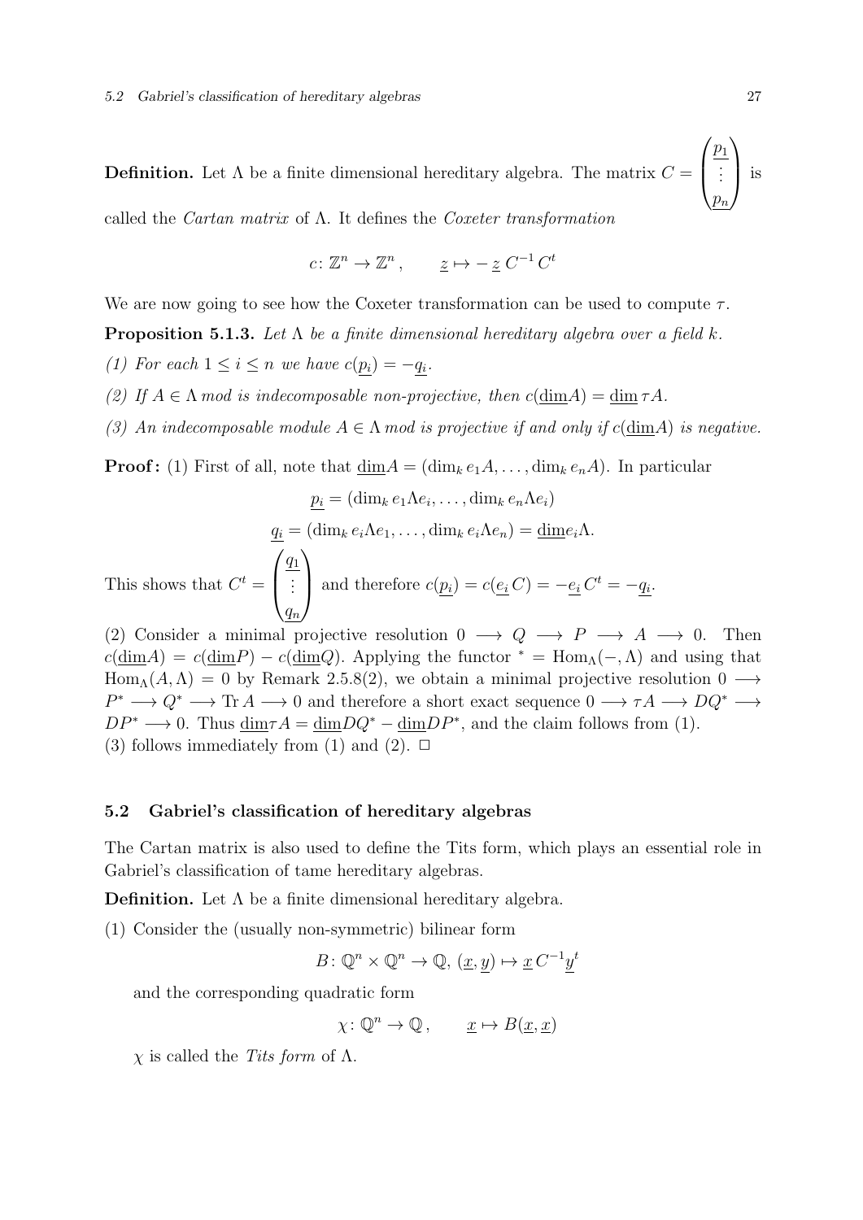**Definition.** Let $\Lambda$ be a finite dimensional hereditary algebra. The matrix $C = \begin{pmatrix} \underline{p_1} \\ \vdots \\ \underline{p_n} \end{pmatrix}$ is called the *Cartan matrix* of $\Lambda$. It defines the *Coxeter transformation*

$$c\colon \mathbb{Z}^n \to \mathbb{Z}^n\,, \qquad \underline{z} \mapsto -\,\underline{z}\, C^{-1}\, C^t$$

We are now going to see how the Coxeter transformation can be used to compute $\tau$.

**Proposition 5.1.3.** *Let $\Lambda$ be a finite dimensional hereditary algebra over a field $k$.*

*(1) For each $1 \leq i \leq n$ we have $c(\underline{p_i}) = -\underline{q_i}$.*

*(2) If $A \in \Lambda\, mod$ is indecomposable non-projective, then $c(\underline{\dim}A) = \underline{\dim}\, \tau A$.*

*(3) An indecomposable module $A \in \Lambda\, mod$ is projective if and only if $c(\underline{\dim}A)$ is negative.*

**Proof:** (1) First of all, note that $\underline{\dim}A = (\dim_k e_1 A, \ldots, \dim_k e_n A)$. In particular

$$\underline{p_i} = (\dim_k e_1 \Lambda e_i, \ldots, \dim_k e_n \Lambda e_i)$$

$$\underline{q_i} = (\dim_k e_i \Lambda e_1, \ldots, \dim_k e_i \Lambda e_n) = \underline{\dim} e_i \Lambda.$$

This shows that $C^t = \begin{pmatrix} \underline{q_1} \\ \vdots \\ \underline{q_n} \end{pmatrix}$ and therefore $c(\underline{p_i}) = c(\underline{e_i}\, C) = -\underline{e_i}\, C^t = -\underline{q_i}$.

(2) Consider a minimal projective resolution $0 \longrightarrow Q \longrightarrow P \longrightarrow A \longrightarrow 0$. Then $c(\underline{\dim}A) = c(\underline{\dim}P) - c(\underline{\dim}Q)$. Applying the functor $^* = \mathrm{Hom}_\Lambda(-, \Lambda)$ and using that $\mathrm{Hom}_\Lambda(A, \Lambda) = 0$ by Remark 2.5.8(2), we obtain a minimal projective resolution $0 \longrightarrow P^* \longrightarrow Q^* \longrightarrow \mathrm{Tr}\, A \longrightarrow 0$ and therefore a short exact sequence $0 \longrightarrow \tau A \longrightarrow DQ^* \longrightarrow DP^* \longrightarrow 0$. Thus $\underline{\dim}\tau A = \underline{\dim} DQ^* - \underline{\dim} DP^*$, and the claim follows from (1).

(3) follows immediately from (1) and (2). $\square$

## 5.2 Gabriel's classification of hereditary algebras

The Cartan matrix is also used to define the Tits form, which plays an essential role in Gabriel's classification of tame hereditary algebras.

**Definition.** Let $\Lambda$ be a finite dimensional hereditary algebra.

(1) Consider the (usually non-symmetric) bilinear form

$$B\colon \mathbb{Q}^n \times \mathbb{Q}^n \to \mathbb{Q},\ (\underline{x}, \underline{y}) \mapsto \underline{x}\, C^{-1} \underline{y}^t$$

and the corresponding quadratic form

$$\chi\colon \mathbb{Q}^n \to \mathbb{Q}\,, \qquad \underline{x} \mapsto B(\underline{x}, \underline{x})$$

$\chi$ is called the *Tits form* of $\Lambda$.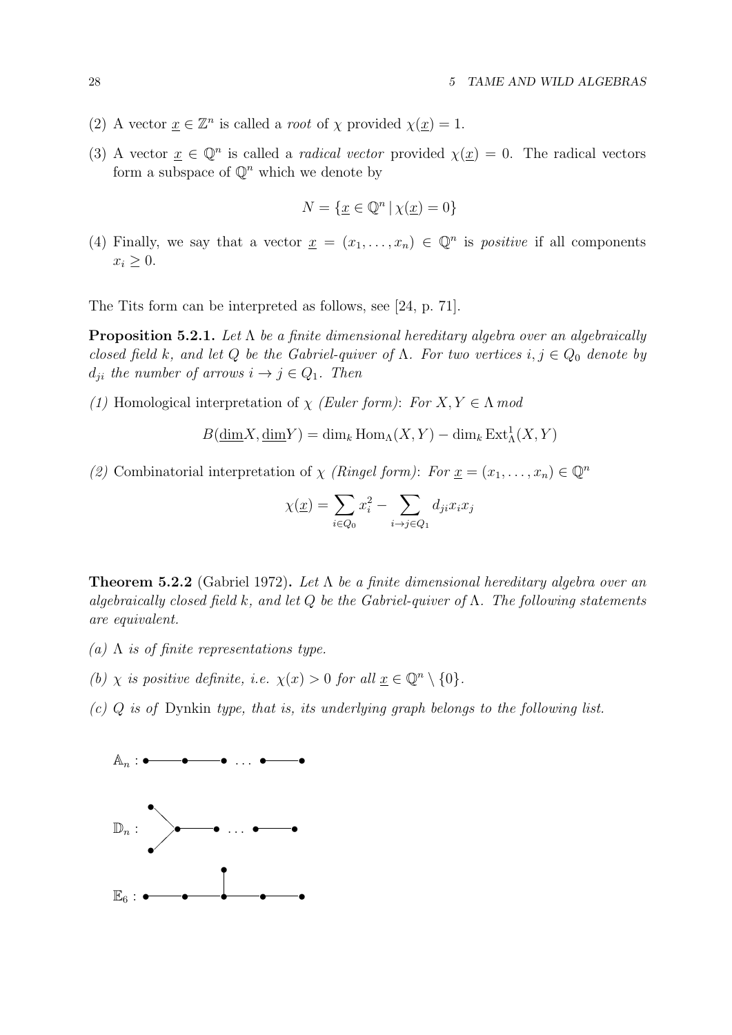(2) A vector $\underline{x} \in \mathbb{Z}^n$ is called a *root* of $\chi$ provided $\chi(\underline{x}) = 1$.

(3) A vector $\underline{x} \in \mathbb{Q}^n$ is called a *radical vector* provided $\chi(\underline{x}) = 0$. The radical vectors form a subspace of $\mathbb{Q}^n$ which we denote by

$$N = \{\underline{x} \in \mathbb{Q}^n \mid \chi(\underline{x}) = 0\}$$

(4) Finally, we say that a vector $\underline{x} = (x_1, \ldots, x_n) \in \mathbb{Q}^n$ is *positive* if all components $x_i \geq 0$.

The Tits form can be interpreted as follows, see [24, p. 71].

**Proposition 5.2.1.** *Let $\Lambda$ be a finite dimensional hereditary algebra over an algebraically closed field $k$, and let $Q$ be the Gabriel-quiver of $\Lambda$. For two vertices $i, j \in Q_0$ denote by $d_{ji}$ the number of arrows $i \to j \in Q_1$. Then*

*(1)* Homological interpretation of $\chi$ *(Euler form)*: *For $X, Y \in \Lambda\, mod$*

$$B(\underline{\dim} X, \underline{\dim} Y) = \dim_k \operatorname{Hom}_\Lambda(X, Y) - \dim_k \operatorname{Ext}^1_\Lambda(X, Y)$$

*(2)* Combinatorial interpretation of $\chi$ *(Ringel form)*: *For $\underline{x} = (x_1, \ldots, x_n) \in \mathbb{Q}^n$*

$$\chi(\underline{x}) = \sum_{i \in Q_0} x_i^2 - \sum_{i \to j \in Q_1} d_{ji} x_i x_j$$

**Theorem 5.2.2** (Gabriel 1972)**.** *Let $\Lambda$ be a finite dimensional hereditary algebra over an algebraically closed field $k$, and let $Q$ be the Gabriel-quiver of $\Lambda$. The following statements are equivalent.*

*(a) $\Lambda$ is of finite representations type.*

*(b) $\chi$ is positive definite, i.e. $\chi(x) > 0$ for all $\underline{x} \in \mathbb{Q}^n \setminus \{0\}$.*

*(c) $Q$ is of* Dynkin *type, that is, its underlying graph belongs to the following list.*

$\mathbb{A}_n$ : • — • — • ... • — •

$\mathbb{D}_n$ : two vertices joined to a branch vertex, followed by • — • ... • — •

$\mathbb{E}_6$ : • — • — • — • — •, with one additional vertex attached to the middle vertex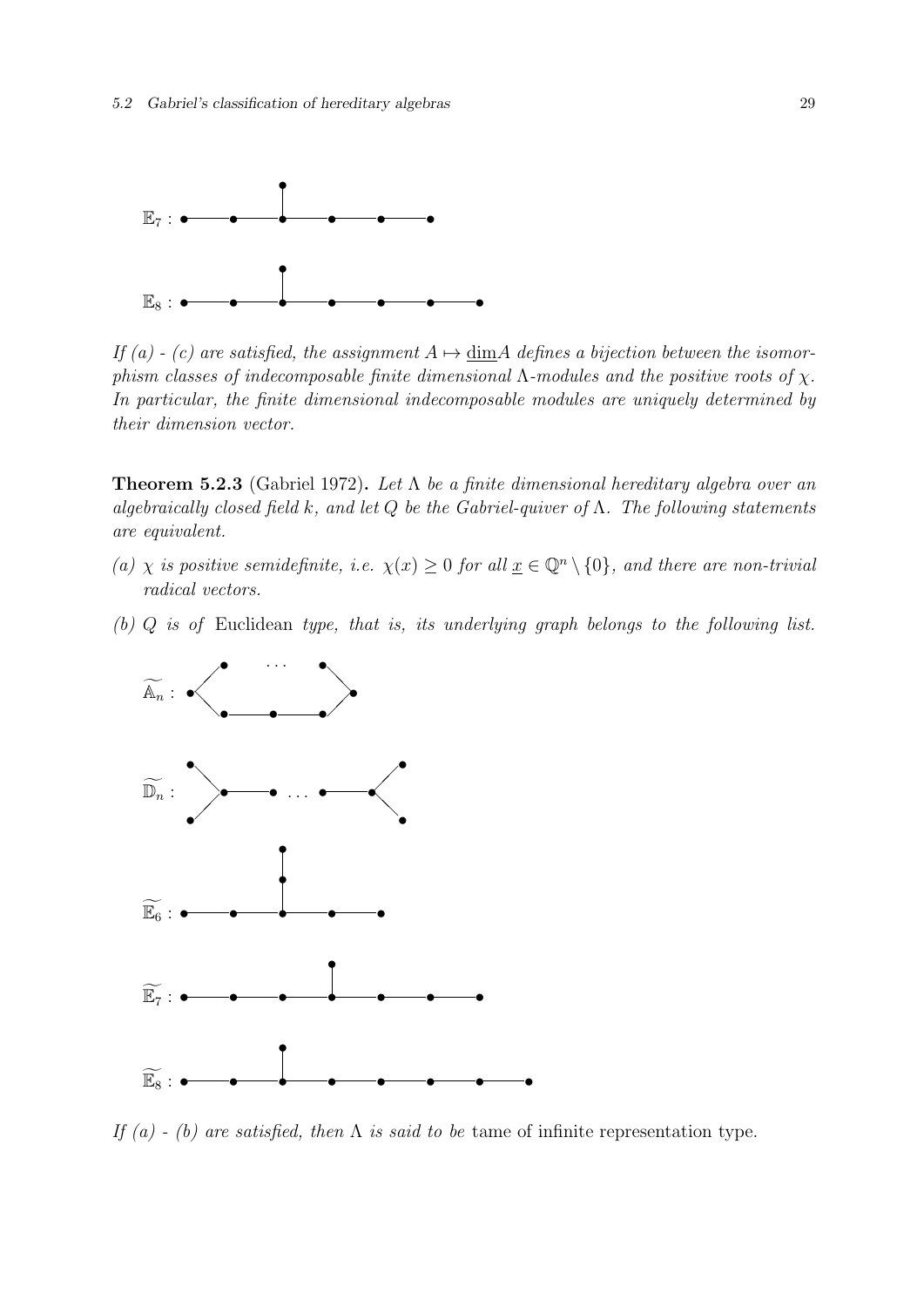$\mathbb{E}_7$ :

$\mathbb{E}_8$ :

*If (a) - (c) are satisfied, the assignment $A \mapsto \underline{\dim} A$ defines a bijection between the isomorphism classes of indecomposable finite dimensional $\Lambda$-modules and the positive roots of $\chi$. In particular, the finite dimensional indecomposable modules are uniquely determined by their dimension vector.*

**Theorem 5.2.3** (Gabriel 1972)**.** *Let $\Lambda$ be a finite dimensional hereditary algebra over an algebraically closed field $k$, and let $Q$ be the Gabriel-quiver of $\Lambda$. The following statements are equivalent.*

*(a) $\chi$ is positive semidefinite, i.e. $\chi(x) \geq 0$ for all $\underline{x} \in \mathbb{Q}^n \setminus \{0\}$, and there are non-trivial radical vectors.*

*(b) $Q$ is of* Euclidean *type, that is, its underlying graph belongs to the following list.*

$\widetilde{\mathbb{A}}_n$ :

$\widetilde{\mathbb{D}}_n$ :

$\widetilde{\mathbb{E}}_6$ :

$\widetilde{\mathbb{E}}_7$ :

$\widetilde{\mathbb{E}}_8$ :

*If (a) - (b) are satisfied, then $\Lambda$ is said to be* tame of infinite representation type.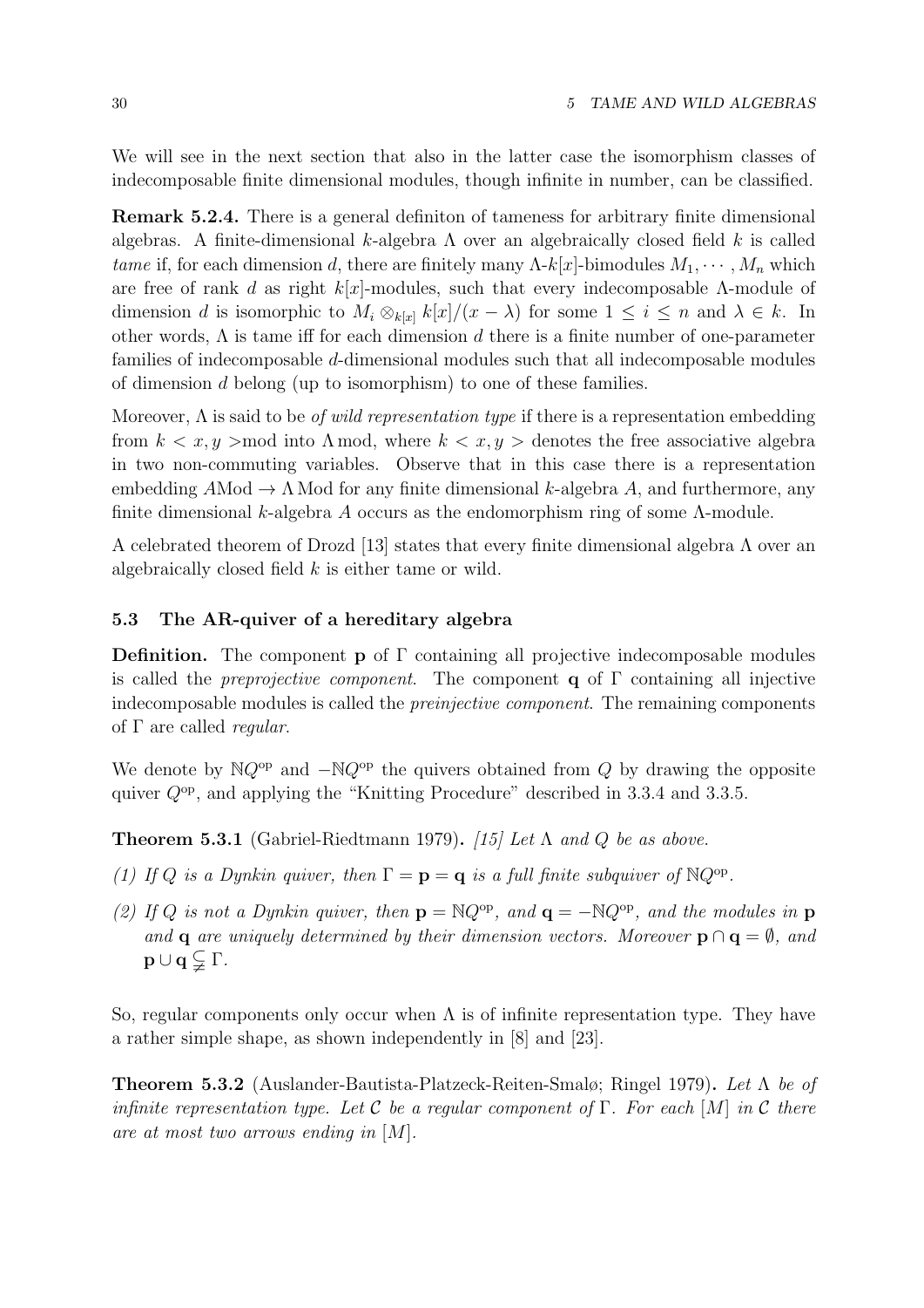We will see in the next section that also in the latter case the isomorphism classes of indecomposable finite dimensional modules, though infinite in number, can be classified.

**Remark 5.2.4.** There is a general definiton of tameness for arbitrary finite dimensional algebras. A finite-dimensional $k$-algebra $\Lambda$ over an algebraically closed field $k$ is called *tame* if, for each dimension $d$, there are finitely many $\Lambda$-$k[x]$-bimodules $M_1, \cdots, M_n$ which are free of rank $d$ as right $k[x]$-modules, such that every indecomposable $\Lambda$-module of dimension $d$ is isomorphic to $M_i \otimes_{k[x]} k[x]/(x-\lambda)$ for some $1 \le i \le n$ and $\lambda \in k$. In other words, $\Lambda$ is tame iff for each dimension $d$ there is a finite number of one-parameter families of indecomposable $d$-dimensional modules such that all indecomposable modules of dimension $d$ belong (up to isomorphism) to one of these families.

Moreover, $\Lambda$ is said to be *of wild representation type* if there is a representation embedding from $k < x, y >$mod into $\Lambda$ mod, where $k < x, y >$ denotes the free associative algebra in two non-commuting variables. Observe that in this case there is a representation embedding $A$Mod $\to \Lambda$ Mod for any finite dimensional $k$-algebra $A$, and furthermore, any finite dimensional $k$-algebra $A$ occurs as the endomorphism ring of some $\Lambda$-module.

A celebrated theorem of Drozd [13] states that every finite dimensional algebra $\Lambda$ over an algebraically closed field $k$ is either tame or wild.

### 5.3 The AR-quiver of a hereditary algebra

**Definition.** The component $\mathbf{p}$ of $\Gamma$ containing all projective indecomposable modules is called the *preprojective component*. The component $\mathbf{q}$ of $\Gamma$ containing all injective indecomposable modules is called the *preinjective component*. The remaining components of $\Gamma$ are called *regular*.

We denote by $\mathbb{N}Q^{\text{op}}$ and $-\mathbb{N}Q^{\text{op}}$ the quivers obtained from $Q$ by drawing the opposite quiver $Q^{\text{op}}$, and applying the "Knitting Procedure" described in 3.3.4 and 3.3.5.

**Theorem 5.3.1** (Gabriel-Riedtmann 1979)**.** *[15] Let $\Lambda$ and $Q$ be as above.*

*(1) If $Q$ is a Dynkin quiver, then $\Gamma = \mathbf{p} = \mathbf{q}$ is a full finite subquiver of $\mathbb{N}Q^{\text{op}}$.*

*(2) If $Q$ is not a Dynkin quiver, then $\mathbf{p} = \mathbb{N}Q^{\text{op}}$, and $\mathbf{q} = -\mathbb{N}Q^{\text{op}}$, and the modules in $\mathbf{p}$ and $\mathbf{q}$ are uniquely determined by their dimension vectors. Moreover $\mathbf{p} \cap \mathbf{q} = \emptyset$, and $\mathbf{p} \cup \mathbf{q} \subsetneq \Gamma$.*

So, regular components only occur when $\Lambda$ is of infinite representation type. They have a rather simple shape, as shown independently in [8] and [23].

**Theorem 5.3.2** (Auslander-Bautista-Platzeck-Reiten-Smalø; Ringel 1979)**.** *Let $\Lambda$ be of infinite representation type. Let $\mathcal{C}$ be a regular component of $\Gamma$. For each $[M]$ in $\mathcal{C}$ there are at most two arrows ending in $[M]$.*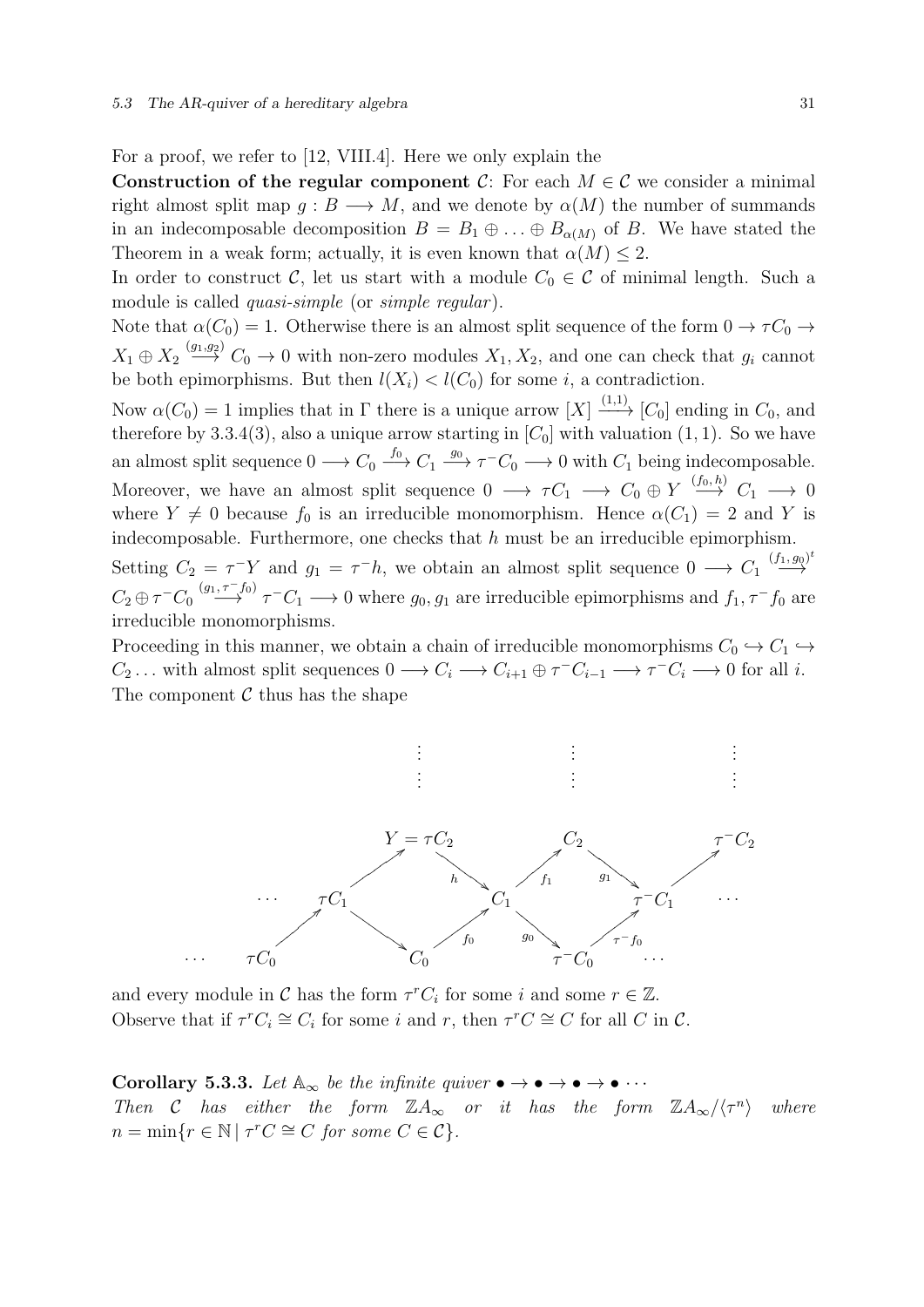For a proof, we refer to [12, VIII.4]. Here we only explain the

**Construction of the regular component** $\mathcal{C}$: For each $M \in \mathcal{C}$ we consider a minimal right almost split map $g : B \longrightarrow M$, and we denote by $\alpha(M)$ the number of summands in an indecomposable decomposition $B = B_1 \oplus \ldots \oplus B_{\alpha(M)}$ of $B$. We have stated the Theorem in a weak form; actually, it is even known that $\alpha(M) \leq 2$.

In order to construct $\mathcal{C}$, let us start with a module $C_0 \in \mathcal{C}$ of minimal length. Such a module is called *quasi-simple* (or *simple regular*).

Note that $\alpha(C_0) = 1$. Otherwise there is an almost split sequence of the form $0 \to \tau C_0 \to X_1 \oplus X_2 \xrightarrow{(g_1,g_2)} C_0 \to 0$ with non-zero modules $X_1, X_2$, and one can check that $g_i$ cannot be both epimorphisms. But then $l(X_i) < l(C_0)$ for some $i$, a contradiction.

Now $\alpha(C_0) = 1$ implies that in $\Gamma$ there is a unique arrow $[X] \xrightarrow{(1,1)} [C_0]$ ending in $C_0$, and therefore by 3.3.4(3), also a unique arrow starting in $[C_0]$ with valuation $(1,1)$. So we have an almost split sequence $0 \longrightarrow C_0 \xrightarrow{f_0} C_1 \xrightarrow{g_0} \tau^- C_0 \longrightarrow 0$ with $C_1$ being indecomposable. Moreover, we have an almost split sequence $0 \longrightarrow \tau C_1 \longrightarrow C_0 \oplus Y \xrightarrow{(f_0,h)} C_1 \longrightarrow 0$ where $Y \neq 0$ because $f_0$ is an irreducible monomorphism. Hence $\alpha(C_1) = 2$ and $Y$ is indecomposable. Furthermore, one checks that $h$ must be an irreducible epimorphism.

Setting $C_2 = \tau^- Y$ and $g_1 = \tau^- h$, we obtain an almost split sequence $0 \longrightarrow C_1 \xrightarrow{(f_1,g_0)^t} C_2 \oplus \tau^- C_0 \xrightarrow{(g_1,\tau^- f_0)} \tau^- C_1 \longrightarrow 0$ where $g_0, g_1$ are irreducible epimorphisms and $f_1, \tau^- f_0$ are irreducible monomorphisms.

Proceeding in this manner, we obtain a chain of irreducible monomorphisms $C_0 \hookrightarrow C_1 \hookrightarrow C_2 \ldots$ with almost split sequences $0 \longrightarrow C_i \longrightarrow C_{i+1} \oplus \tau^- C_{i-1} \longrightarrow \tau^- C_i \longrightarrow 0$ for all $i$. The component $\mathcal{C}$ thus has the shape

$$
\begin{array}{ccccccccc}
 & & & \vdots & & \vdots & & \vdots & \\
 & & & Y = \tau C_2 & & C_2 & & \tau^- C_2 & \\
 & & \nearrow & & \searrow^{h} & & \nearrow_{f_1} \ \searrow^{g_1} & & \nearrow \\
\cdots & \tau C_1 & & & & C_1 & & \tau^- C_1 & \cdots \\
\nearrow & & \searrow & & \nearrow^{f_0} & & \searrow^{g_0} & & \nearrow^{\tau^- f_0} \\
\cdots \ \tau C_0 & & & C_0 & & & & \tau^- C_0 & \cdots
\end{array}
$$

and every module in $\mathcal{C}$ has the form $\tau^r C_i$ for some $i$ and some $r \in \mathbb{Z}$.

Observe that if $\tau^r C_i \cong C_i$ for some $i$ and $r$, then $\tau^r C \cong C$ for all $C$ in $\mathcal{C}$.

**Corollary 5.3.3.** *Let $\mathbb{A}_\infty$ be the infinite quiver $\bullet \to \bullet \to \bullet \to \bullet \cdots$*
*Then $\mathcal{C}$ has either the form $\mathbb{Z}A_\infty$ or it has the form $\mathbb{Z}A_\infty/\langle \tau^n \rangle$ where $n = \min\{r \in \mathbb{N} \mid \tau^r C \cong C \text{ for some } C \in \mathcal{C}\}$.*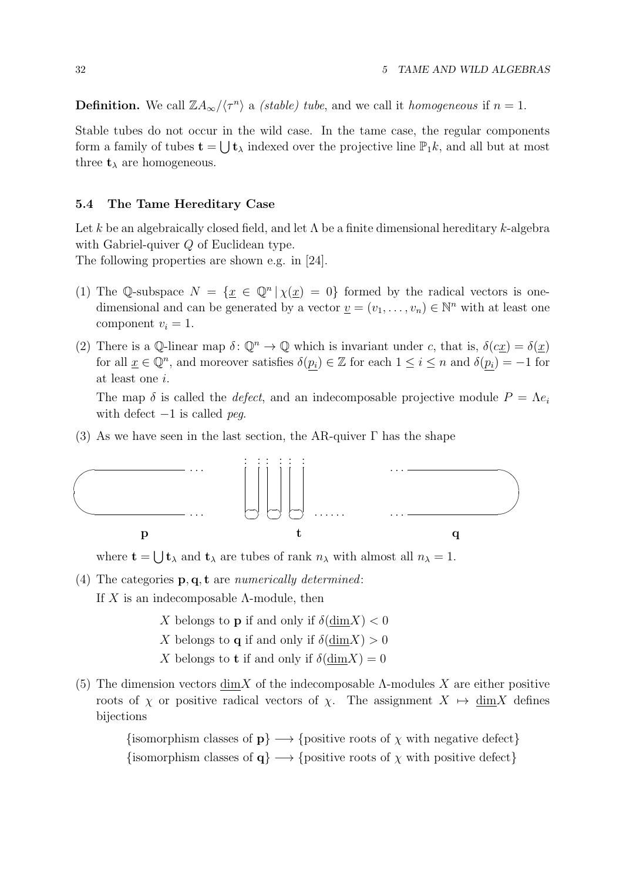**Definition.** We call $\mathbb{Z}A_\infty/\langle\tau^n\rangle$ a *(stable) tube*, and we call it *homogeneous* if $n = 1$.

Stable tubes do not occur in the wild case. In the tame case, the regular components form a family of tubes $\mathbf{t} = \bigcup \mathbf{t}_\lambda$ indexed over the projective line $\mathbb{P}_1 k$, and all but at most three $\mathbf{t}_\lambda$ are homogeneous.

### 5.4 The Tame Hereditary Case

Let $k$ be an algebraically closed field, and let $\Lambda$ be a finite dimensional hereditary $k$-algebra with Gabriel-quiver $Q$ of Euclidean type.
The following properties are shown e.g. in [24].

(1) The $\mathbb{Q}$-subspace $N = \{\underline{x} \in \mathbb{Q}^n \,|\, \chi(\underline{x}) = 0\}$ formed by the radical vectors is one-dimensional and can be generated by a vector $\underline{v} = (v_1, \ldots, v_n) \in \mathbb{N}^n$ with at least one component $v_i = 1$.

(2) There is a $\mathbb{Q}$-linear map $\delta\colon \mathbb{Q}^n \to \mathbb{Q}$ which is invariant under $c$, that is, $\delta(c\underline{x}) = \delta(\underline{x})$ for all $\underline{x} \in \mathbb{Q}^n$, and moreover satisfies $\delta(\underline{p_i}) \in \mathbb{Z}$ for each $1 \leq i \leq n$ and $\delta(\underline{p_i}) = -1$ for at least one $i$.

    The map $\delta$ is called the *defect*, and an indecomposable projective module $P = \Lambda e_i$ with defect $-1$ is called *peg*.

(3) As we have seen in the last section, the AR-quiver $\Gamma$ has the shape

    $\mathbf{p}$ $\qquad\qquad$ $\mathbf{t}$ $\qquad\qquad$ $\mathbf{q}$

    where $\mathbf{t} = \bigcup \mathbf{t}_\lambda$ and $\mathbf{t}_\lambda$ are tubes of rank $n_\lambda$ with almost all $n_\lambda = 1$.

(4) The categories $\mathbf{p}, \mathbf{q}, \mathbf{t}$ are *numerically determined*:
    If $X$ is an indecomposable $\Lambda$-module, then

    $X$ belongs to $\mathbf{p}$ if and only if $\delta(\underline{\dim} X) < 0$
    $X$ belongs to $\mathbf{q}$ if and only if $\delta(\underline{\dim} X) > 0$
    $X$ belongs to $\mathbf{t}$ if and only if $\delta(\underline{\dim} X) = 0$

(5) The dimension vectors $\underline{\dim} X$ of the indecomposable $\Lambda$-modules $X$ are either positive roots of $\chi$ or positive radical vectors of $\chi$. The assignment $X \mapsto \underline{\dim} X$ defines bijections

    $\{$isomorphism classes of $\mathbf{p}\} \longrightarrow \{$positive roots of $\chi$ with negative defect$\}$
    $\{$isomorphism classes of $\mathbf{q}\} \longrightarrow \{$positive roots of $\chi$ with positive defect$\}$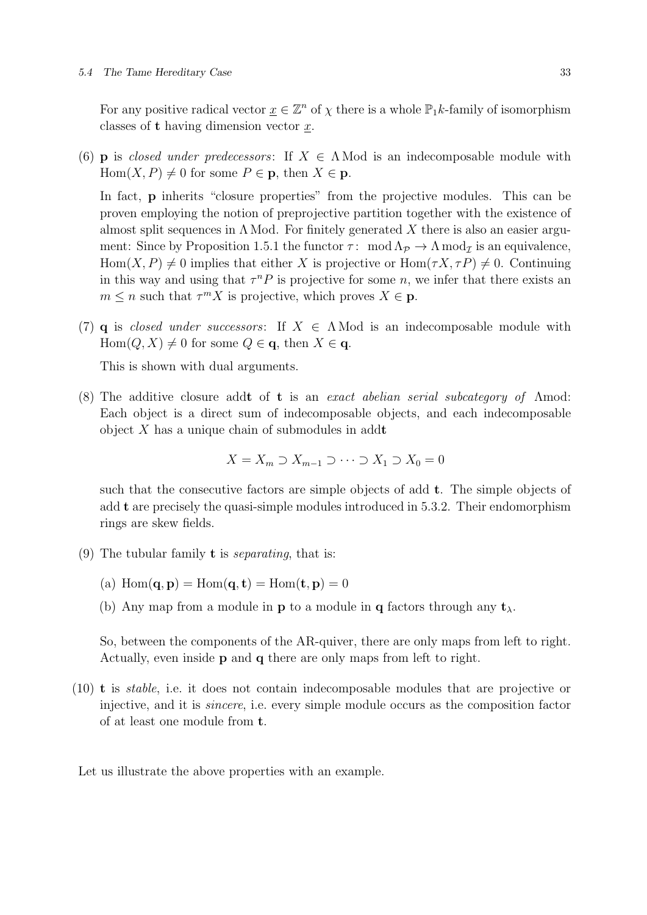For any positive radical vector $\underline{x} \in \mathbb{Z}^n$ of $\chi$ there is a whole $\mathbb{P}_1k$-family of isomorphism classes of $\mathbf{t}$ having dimension vector $\underline{x}$.

(6) $\mathbf{p}$ is *closed under predecessors*: If $X \in \Lambda\,\mathrm{Mod}$ is an indecomposable module with $\mathrm{Hom}(X, P) \neq 0$ for some $P \in \mathbf{p}$, then $X \in \mathbf{p}$.

In fact, $\mathbf{p}$ inherits "closure properties" from the projective modules. This can be proven employing the notion of preprojective partition together with the existence of almost split sequences in $\Lambda\,\mathrm{Mod}$. For finitely generated $X$ there is also an easier argument: Since by Proposition 1.5.1 the functor $\tau\colon\ \mathrm{mod}\,\Lambda_{\mathcal{P}} \to \Lambda\,\mathrm{mod}_{\mathcal{I}}$ is an equivalence, $\mathrm{Hom}(X, P) \neq 0$ implies that either $X$ is projective or $\mathrm{Hom}(\tau X, \tau P) \neq 0$. Continuing in this way and using that $\tau^n P$ is projective for some $n$, we infer that there exists an $m \leq n$ such that $\tau^m X$ is projective, which proves $X \in \mathbf{p}$.

(7) $\mathbf{q}$ is *closed under successors*: If $X \in \Lambda\,\mathrm{Mod}$ is an indecomposable module with $\mathrm{Hom}(Q, X) \neq 0$ for some $Q \in \mathbf{q}$, then $X \in \mathbf{q}$.

This is shown with dual arguments.

(8) The additive closure $\mathrm{add}\mathbf{t}$ of $\mathbf{t}$ is an *exact abelian serial subcategory of* $\Lambda\mathrm{mod}$: Each object is a direct sum of indecomposable objects, and each indecomposable object $X$ has a unique chain of submodules in $\mathrm{add}\mathbf{t}$

$$X = X_m \supset X_{m-1} \supset \cdots \supset X_1 \supset X_0 = 0$$

such that the consecutive factors are simple objects of $\mathrm{add}\,\mathbf{t}$. The simple objects of $\mathrm{add}\,\mathbf{t}$ are precisely the quasi-simple modules introduced in 5.3.2. Their endomorphism rings are skew fields.

(9) The tubular family $\mathbf{t}$ is *separating*, that is:

   (a) $\mathrm{Hom}(\mathbf{q}, \mathbf{p}) = \mathrm{Hom}(\mathbf{q}, \mathbf{t}) = \mathrm{Hom}(\mathbf{t}, \mathbf{p}) = 0$

   (b) Any map from a module in $\mathbf{p}$ to a module in $\mathbf{q}$ factors through any $\mathbf{t}_\lambda$.

So, between the components of the AR-quiver, there are only maps from left to right. Actually, even inside $\mathbf{p}$ and $\mathbf{q}$ there are only maps from left to right.

(10) $\mathbf{t}$ is *stable*, i.e. it does not contain indecomposable modules that are projective or injective, and it is *sincere*, i.e. every simple module occurs as the composition factor of at least one module from $\mathbf{t}$.

Let us illustrate the above properties with an example.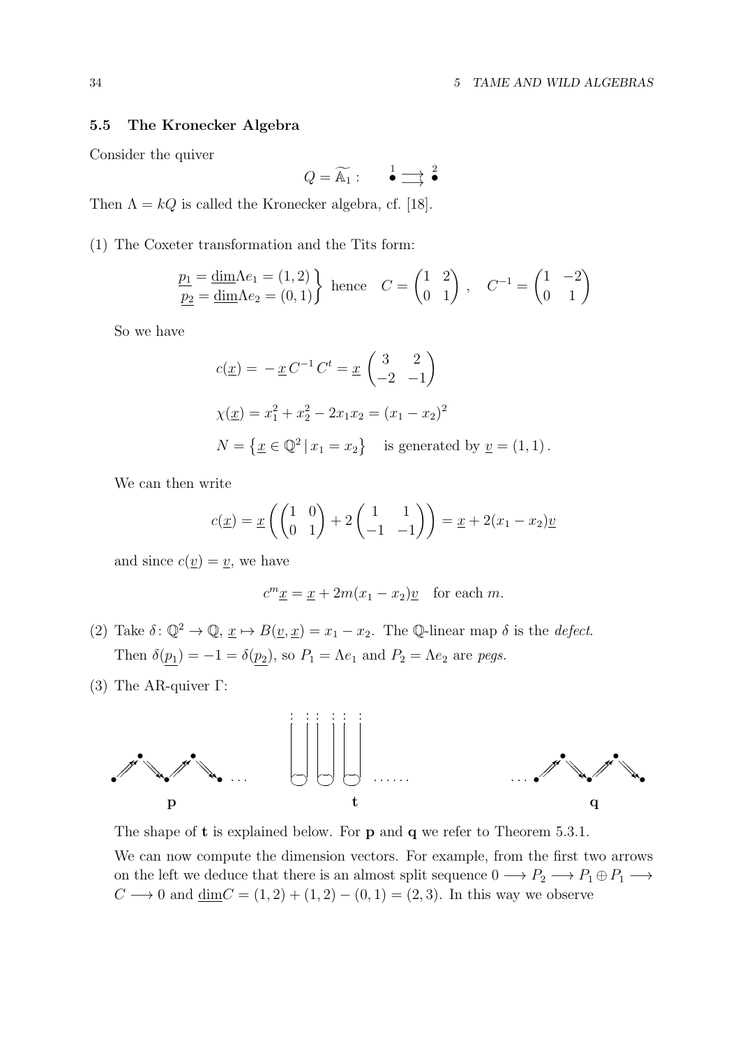### 5.5 The Kronecker Algebra

Consider the quiver

$$Q = \widetilde{\mathbb{A}_1}: \qquad \overset{1}{\bullet} \rightrightarrows \overset{2}{\bullet}$$

Then $\Lambda = kQ$ is called the Kronecker algebra, cf. [18].

(1) The Coxeter transformation and the Tits form:

$$\left.\begin{aligned} \underline{p_1} = \underline{\dim}\Lambda e_1 = (1,2) \\ \underline{p_2} = \underline{\dim}\Lambda e_2 = (0,1) \end{aligned}\right\} \text{ hence } \quad C = \begin{pmatrix} 1 & 2 \\ 0 & 1 \end{pmatrix}, \quad C^{-1} = \begin{pmatrix} 1 & -2 \\ 0 & 1 \end{pmatrix}$$

So we have

$$c(\underline{x}) = -\underline{x}\, C^{-1}\, C^t = \underline{x} \begin{pmatrix} 3 & 2 \\ -2 & -1 \end{pmatrix}$$

$$\chi(\underline{x}) = x_1^2 + x_2^2 - 2x_1x_2 = (x_1 - x_2)^2$$

$$N = \left\{ \underline{x} \in \mathbb{Q}^2 \,|\, x_1 = x_2 \right\} \quad \text{is generated by } \underline{v} = (1,1)\,.$$

We can then write

$$c(\underline{x}) = \underline{x}\left( \begin{pmatrix} 1 & 0 \\ 0 & 1 \end{pmatrix} + 2\begin{pmatrix} 1 & 1 \\ -1 & -1 \end{pmatrix} \right) = \underline{x} + 2(x_1 - x_2)\underline{v}$$

and since $c(\underline{v}) = \underline{v}$, we have

$$c^m\underline{x} = \underline{x} + 2m(x_1 - x_2)\underline{v} \quad \text{for each } m.$$

(2) Take $\delta\colon \mathbb{Q}^2 \to \mathbb{Q}$, $\underline{x} \mapsto B(\underline{v}, \underline{x}) = x_1 - x_2$. The $\mathbb{Q}$-linear map $\delta$ is the *defect*. Then $\delta(\underline{p_1}) = -1 = \delta(\underline{p_2})$, so $P_1 = \Lambda e_1$ and $P_2 = \Lambda e_2$ are *pegs.*

(3) The AR-quiver $\Gamma$:

**p** $\qquad\qquad$ **t** $\qquad\qquad$ **q**

The shape of **t** is explained below. For **p** and **q** we refer to Theorem 5.3.1.

We can now compute the dimension vectors. For example, from the first two arrows on the left we deduce that there is an almost split sequence $0 \longrightarrow P_2 \longrightarrow P_1 \oplus P_1 \longrightarrow C \longrightarrow 0$ and $\underline{\dim}C = (1,2) + (1,2) - (0,1) = (2,3)$. In this way we observe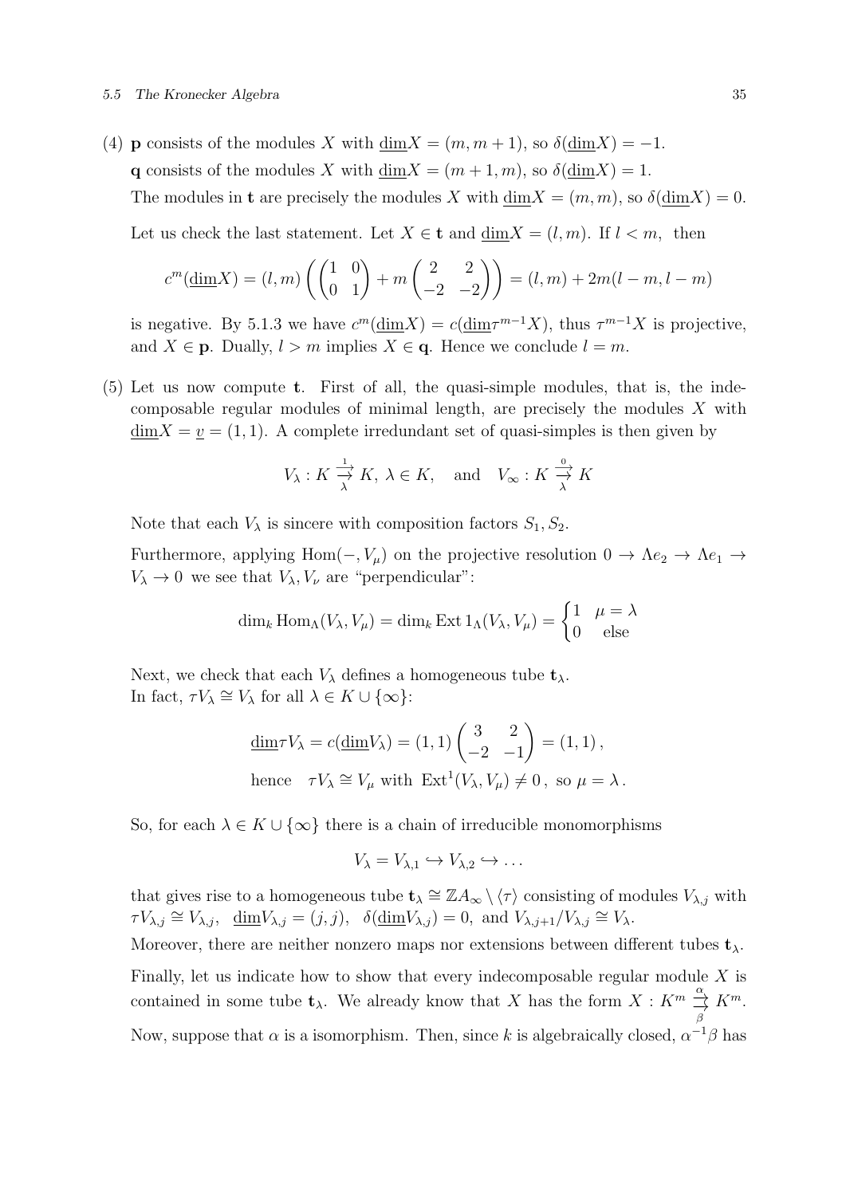(4) **p** consists of the modules $X$ with $\underline{\dim}X = (m, m+1)$, so $\delta(\underline{\dim}X) = -1$.

**q** consists of the modules $X$ with $\underline{\dim}X = (m+1, m)$, so $\delta(\underline{\dim}X) = 1$.

The modules in **t** are precisely the modules $X$ with $\underline{\dim}X = (m, m)$, so $\delta(\underline{\dim}X) = 0$.

Let us check the last statement. Let $X \in \mathbf{t}$ and $\underline{\dim}X = (l, m)$. If $l < m$, then

$$c^m(\underline{\dim}X) = (l, m)\left(\begin{pmatrix}1 & 0\\ 0 & 1\end{pmatrix} + m\begin{pmatrix}2 & 2\\ -2 & -2\end{pmatrix}\right) = (l, m) + 2m(l-m, l-m)$$

is negative. By 5.1.3 we have $c^m(\underline{\dim}X) = c(\underline{\dim}\tau^{m-1}X)$, thus $\tau^{m-1}X$ is projective, and $X \in \mathbf{p}$. Dually, $l > m$ implies $X \in \mathbf{q}$. Hence we conclude $l = m$.

(5) Let us now compute **t**. First of all, the quasi-simple modules, that is, the indecomposable regular modules of minimal length, are precisely the modules $X$ with $\underline{\dim}X = \underline{v} = (1, 1)$. A complete irredundant set of quasi-simples is then given by

$$V_\lambda : K \overset{1}{\underset{\lambda}{\rightrightarrows}} K,\ \lambda \in K, \quad \text{and} \quad V_\infty : K \overset{0}{\underset{\lambda}{\rightrightarrows}} K$$

Note that each $V_\lambda$ is sincere with composition factors $S_1, S_2$.

Furthermore, applying $\operatorname{Hom}(-, V_\mu)$ on the projective resolution $0 \to \Lambda e_2 \to \Lambda e_1 \to V_\lambda \to 0$ we see that $V_\lambda, V_\nu$ are "perpendicular":

$$\dim_k \operatorname{Hom}_\Lambda(V_\lambda, V_\mu) = \dim_k \operatorname{Ext} 1_\Lambda(V_\lambda, V_\mu) = \begin{cases} 1 & \mu = \lambda \\ 0 & \text{else}\end{cases}$$

Next, we check that each $V_\lambda$ defines a homogeneous tube $\mathbf{t}_\lambda$.
In fact, $\tau V_\lambda \cong V_\lambda$ for all $\lambda \in K \cup \{\infty\}$:

$$\underline{\dim}\tau V_\lambda = c(\underline{\dim}V_\lambda) = (1, 1)\begin{pmatrix}3 & 2\\ -2 & -1\end{pmatrix} = (1, 1)\,,$$
$$\text{hence} \quad \tau V_\lambda \cong V_\mu \text{ with } \operatorname{Ext}^1(V_\lambda, V_\mu) \neq 0\,, \text{ so } \mu = \lambda\,.$$

So, for each $\lambda \in K \cup \{\infty\}$ there is a chain of irreducible monomorphisms

$$V_\lambda = V_{\lambda,1} \hookrightarrow V_{\lambda,2} \hookrightarrow \ldots$$

that gives rise to a homogeneous tube $\mathbf{t}_\lambda \cong \mathbb{Z}A_\infty \setminus \langle\tau\rangle$ consisting of modules $V_{\lambda,j}$ with $\tau V_{\lambda,j} \cong V_{\lambda,j}$, $\underline{\dim}V_{\lambda,j} = (j, j)$, $\delta(\underline{\dim}V_{\lambda,j}) = 0$, and $V_{\lambda,j+1}/V_{\lambda,j} \cong V_\lambda$.

Moreover, there are neither nonzero maps nor extensions between different tubes $\mathbf{t}_\lambda$.

Finally, let us indicate how to show that every indecomposable regular module $X$ is contained in some tube $\mathbf{t}_\lambda$. We already know that $X$ has the form $X : K^m \overset{\alpha}{\underset{\beta}{\rightrightarrows}} K^m$.

Now, suppose that $\alpha$ is a isomorphism. Then, since $k$ is algebraically closed, $\alpha^{-1}\beta$ has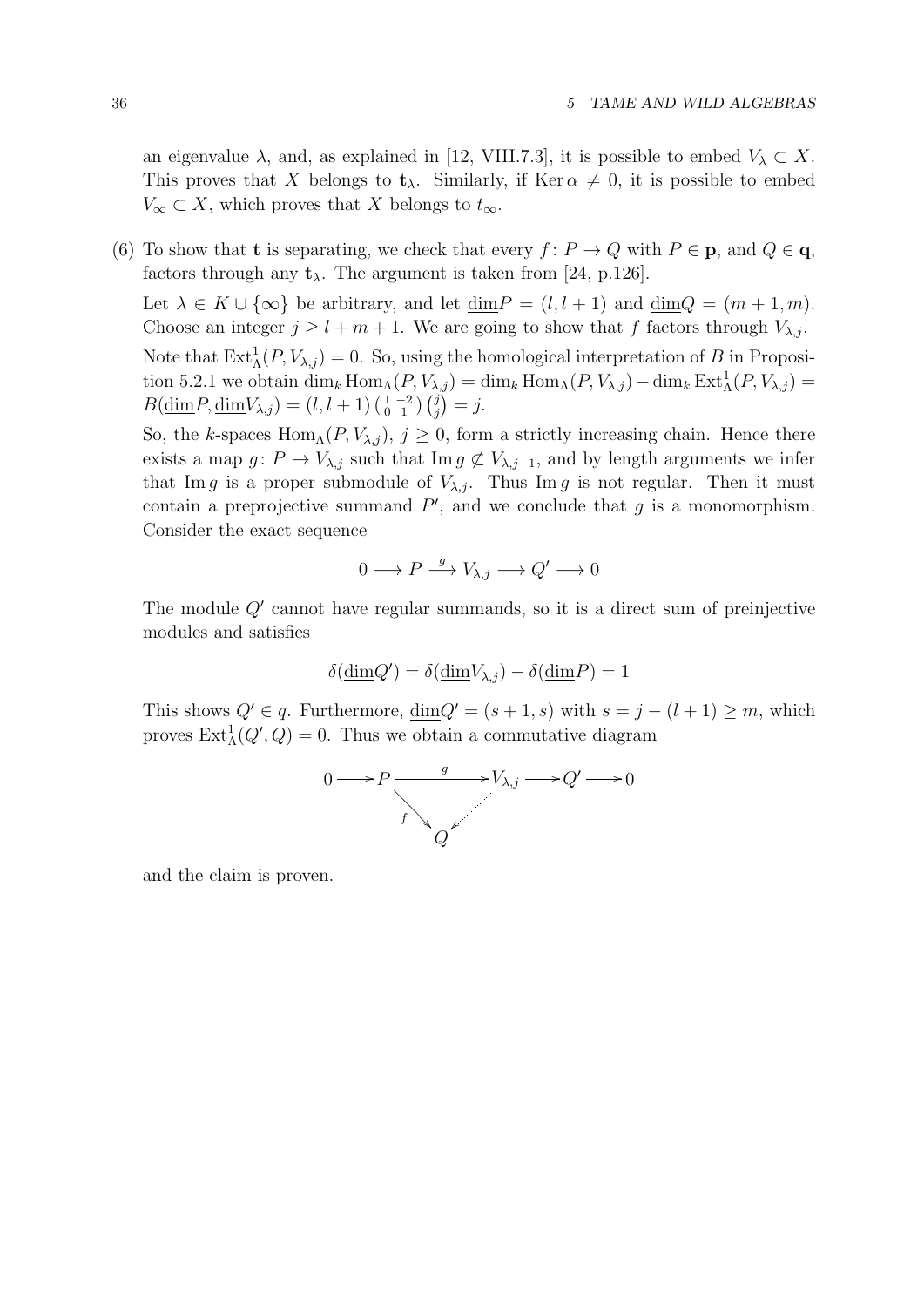an eigenvalue $\lambda$, and, as explained in [12, VIII.7.3], it is possible to embed $V_\lambda \subset X$. This proves that $X$ belongs to $\mathbf{t}_\lambda$. Similarly, if $\operatorname{Ker} \alpha \neq 0$, it is possible to embed $V_\infty \subset X$, which proves that $X$ belongs to $t_\infty$.

(6) To show that $\mathbf{t}$ is separating, we check that every $f\colon P \to Q$ with $P \in \mathbf{p}$, and $Q \in \mathbf{q}$, factors through any $\mathbf{t}_\lambda$. The argument is taken from [24, p.126].

Let $\lambda \in K \cup \{\infty\}$ be arbitrary, and let $\underline{\dim} P = (l, l+1)$ and $\underline{\dim} Q = (m+1, m)$. Choose an integer $j \geq l+m+1$. We are going to show that $f$ factors through $V_{\lambda,j}$.

Note that $\operatorname{Ext}^1_\Lambda(P, V_{\lambda,j}) = 0$. So, using the homological interpretation of $B$ in Proposition 5.2.1 we obtain $\dim_k \operatorname{Hom}_\Lambda(P, V_{\lambda,j}) = \dim_k \operatorname{Hom}_\Lambda(P, V_{\lambda,j}) - \dim_k \operatorname{Ext}^1_\Lambda(P, V_{\lambda,j}) = B(\underline{\dim} P, \underline{\dim} V_{\lambda,j}) = (l, l+1) \left(\begin{smallmatrix} 1 & -2 \\ 0 & 1 \end{smallmatrix}\right) \binom{j}{j} = j$.

So, the $k$-spaces $\operatorname{Hom}_\Lambda(P, V_{\lambda,j})$, $j \geq 0$, form a strictly increasing chain. Hence there exists a map $g\colon P \to V_{\lambda,j}$ such that $\operatorname{Im} g \not\subset V_{\lambda,j-1}$, and by length arguments we infer that $\operatorname{Im} g$ is a proper submodule of $V_{\lambda,j}$. Thus $\operatorname{Im} g$ is not regular. Then it must contain a preprojective summand $P'$, and we conclude that $g$ is a monomorphism. Consider the exact sequence

$$0 \longrightarrow P \xrightarrow{g} V_{\lambda,j} \longrightarrow Q' \longrightarrow 0$$

The module $Q'$ cannot have regular summands, so it is a direct sum of preinjective modules and satisfies

$$\delta(\underline{\dim} Q') = \delta(\underline{\dim} V_{\lambda,j}) - \delta(\underline{\dim} P) = 1$$

This shows $Q' \in q$. Furthermore, $\underline{\dim} Q' = (s+1, s)$ with $s = j - (l+1) \geq m$, which proves $\operatorname{Ext}^1_\Lambda(Q', Q) = 0$. Thus we obtain a commutative diagram

$$\begin{array}{ccccccc} 0 \longrightarrow & P & \xrightarrow{\quad g \quad} & V_{\lambda,j} & \longrightarrow Q' \longrightarrow 0 \\ & & {\scriptstyle f}\searrow & \swarrow & \\ & & Q & & \end{array}$$

and the claim is proven.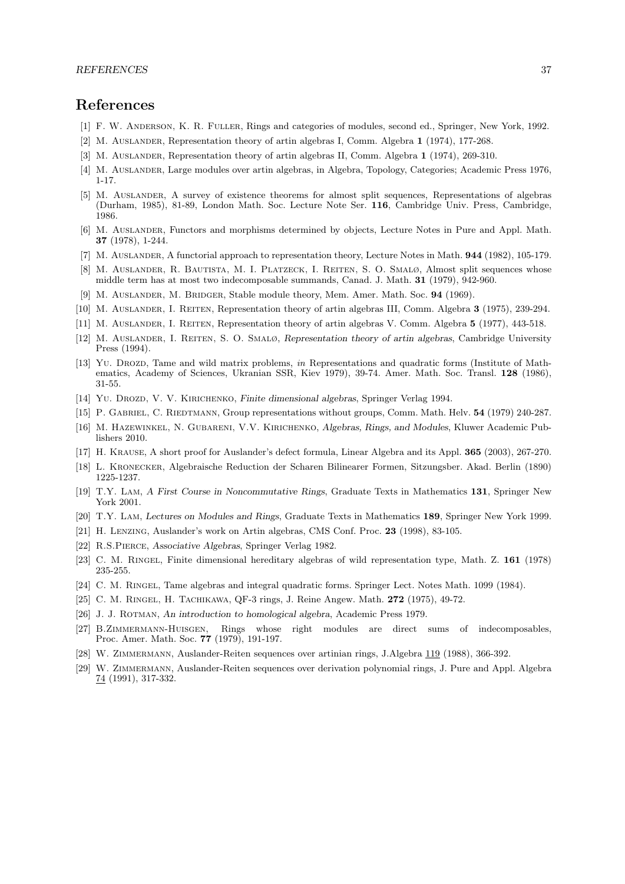# References

[1] F. W. Anderson, K. R. Fuller, Rings and categories of modules, second ed., Springer, New York, 1992.

[2] M. Auslander, Representation theory of artin algebras I, Comm. Algebra **1** (1974), 177-268.

[3] M. Auslander, Representation theory of artin algebras II, Comm. Algebra **1** (1974), 269-310.

[4] M. Auslander, Large modules over artin algebras, in Algebra, Topology, Categories; Academic Press 1976, 1-17.

[5] M. Auslander, A survey of existence theorems for almost split sequences, Representations of algebras (Durham, 1985), 81-89, London Math. Soc. Lecture Note Ser. **116**, Cambridge Univ. Press, Cambridge, 1986.

[6] M. Auslander, Functors and morphisms determined by objects, Lecture Notes in Pure and Appl. Math. **37** (1978), 1-244.

[7] M. Auslander, A functorial approach to representation theory, Lecture Notes in Math. **944** (1982), 105-179.

[8] M. Auslander, R. Bautista, M. I. Platzeck, I. Reiten, S. O. Smalø, Almost split sequences whose middle term has at most two indecomposable summands, Canad. J. Math. **31** (1979), 942-960.

[9] M. Auslander, M. Bridger, Stable module theory, Mem. Amer. Math. Soc. **94** (1969).

[10] M. Auslander, I. Reiten, Representation theory of artin algebras III, Comm. Algebra **3** (1975), 239-294.

[11] M. Auslander, I. Reiten, Representation theory of artin algebras V. Comm. Algebra **5** (1977), 443-518.

[12] M. Auslander, I. Reiten, S. O. Smalø, *Representation theory of artin algebras*, Cambridge University Press (1994).

[13] Yu. Drozd, Tame and wild matrix problems, *in* Representations and quadratic forms (Institute of Mathematics, Academy of Sciences, Ukranian SSR, Kiev 1979), 39-74. Amer. Math. Soc. Transl. **128** (1986), 31-55.

[14] Yu. Drozd, V. V. Kirichenko, *Finite dimensional algebras*, Springer Verlag 1994.

[15] P. Gabriel, C. Riedtmann, Group representations without groups, Comm. Math. Helv. **54** (1979) 240-287.

[16] M. Hazewinkel, N. Gubareni, V.V. Kirichenko, *Algebras, Rings, and Modules*, Kluwer Academic Publishers 2010.

[17] H. Krause, A short proof for Auslander's defect formula, Linear Algebra and its Appl. **365** (2003), 267-270.

[18] L. Kronecker, Algebraische Reduction der Scharen Bilinearer Formen, Sitzungsber. Akad. Berlin (1890) 1225-1237.

[19] T.Y. Lam, *A First Course in Noncommutative Rings*, Graduate Texts in Mathematics **131**, Springer New York 2001.

[20] T.Y. Lam, *Lectures on Modules and Rings*, Graduate Texts in Mathematics **189**, Springer New York 1999.

[21] H. Lenzing, Auslander's work on Artin algebras, CMS Conf. Proc. **23** (1998), 83-105.

[22] R.S.Pierce, *Associative Algebras*, Springer Verlag 1982.

[23] C. M. Ringel, Finite dimensional hereditary algebras of wild representation type, Math. Z. **161** (1978) 235-255.

[24] C. M. Ringel, Tame algebras and integral quadratic forms. Springer Lect. Notes Math. 1099 (1984).

[25] C. M. Ringel, H. Tachikawa, QF-3 rings, J. Reine Angew. Math. **272** (1975), 49-72.

[26] J. J. Rotman, *An introduction to homological algebra*, Academic Press 1979.

[27] B.Zimmermann-Huisgen, Rings whose right modules are direct sums of indecomposables, Proc. Amer. Math. Soc. **77** (1979), 191-197.

[28] W. Zimmermann, Auslander-Reiten sequences over artinian rings, J.Algebra 119 (1988), 366-392.

[29] W. Zimmermann, Auslander-Reiten sequences over derivation polynomial rings, J. Pure and Appl. Algebra 74 (1991), 317-332.